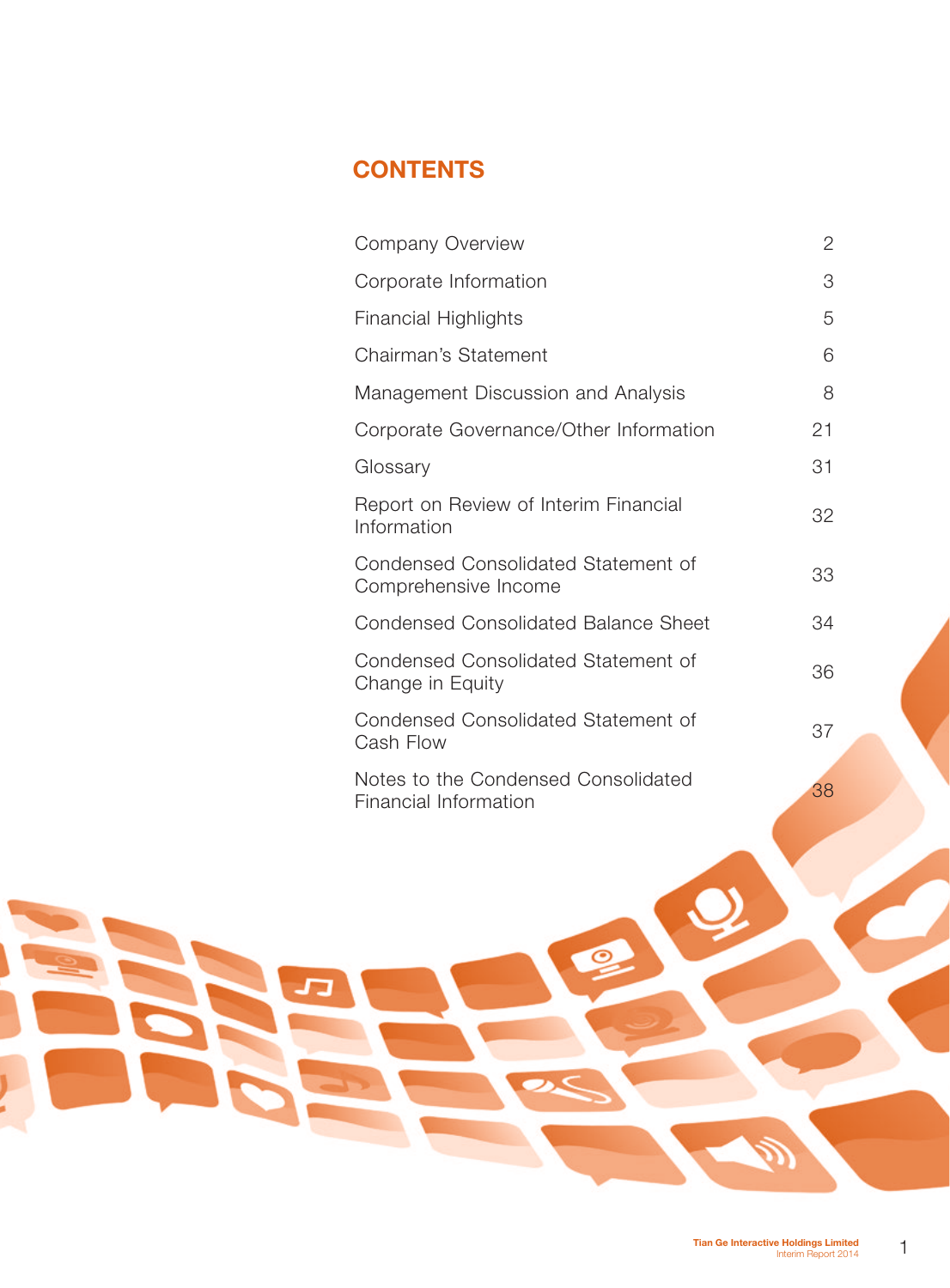# CONTENTS

| | |
|---|---|
| Company Overview | 2 |
| Corporate Information | 3 |
| Financial Highlights | 5 |
| Chairman's Statement | 6 |
| Management Discussion and Analysis | 8 |
| Corporate Governance/Other Information | 21 |
| Glossary | 31 |
| Report on Review of Interim Financial Information | 32 |
| Condensed Consolidated Statement of Comprehensive Income | 33 |
| Condensed Consolidated Balance Sheet | 34 |
| Condensed Consolidated Statement of Change in Equity | 36 |
| Condensed Consolidated Statement of Cash Flow | 37 |
| Notes to the Condensed Consolidated Financial Information | 38 |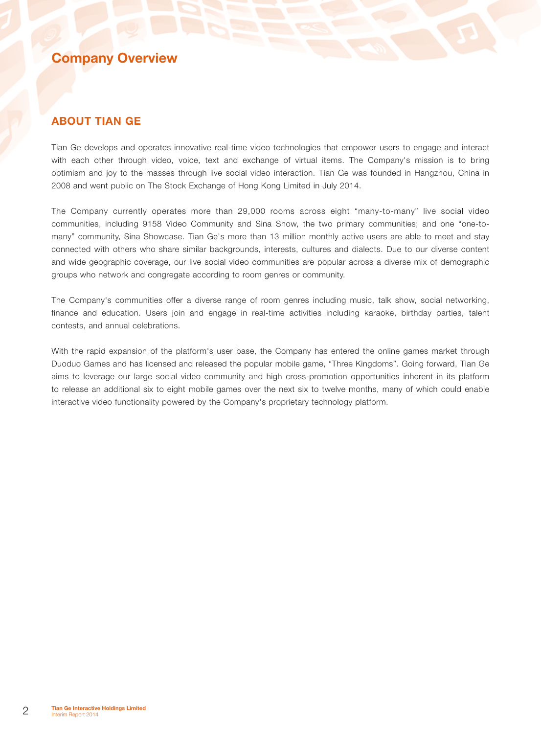# Company Overview

## ABOUT TIAN GE

Tian Ge develops and operates innovative real-time video technologies that empower users to engage and interact with each other through video, voice, text and exchange of virtual items. The Company's mission is to bring optimism and joy to the masses through live social video interaction. Tian Ge was founded in Hangzhou, China in 2008 and went public on The Stock Exchange of Hong Kong Limited in July 2014.

The Company currently operates more than 29,000 rooms across eight "many-to-many" live social video communities, including 9158 Video Community and Sina Show, the two primary communities; and one "one-to-many" community, Sina Showcase. Tian Ge's more than 13 million monthly active users are able to meet and stay connected with others who share similar backgrounds, interests, cultures and dialects. Due to our diverse content and wide geographic coverage, our live social video communities are popular across a diverse mix of demographic groups who network and congregate according to room genres or community.

The Company's communities offer a diverse range of room genres including music, talk show, social networking, finance and education. Users join and engage in real-time activities including karaoke, birthday parties, talent contests, and annual celebrations.

With the rapid expansion of the platform's user base, the Company has entered the online games market through Duoduo Games and has licensed and released the popular mobile game, "Three Kingdoms". Going forward, Tian Ge aims to leverage our large social video community and high cross-promotion opportunities inherent in its platform to release an additional six to eight mobile games over the next six to twelve months, many of which could enable interactive video functionality powered by the Company's proprietary technology platform.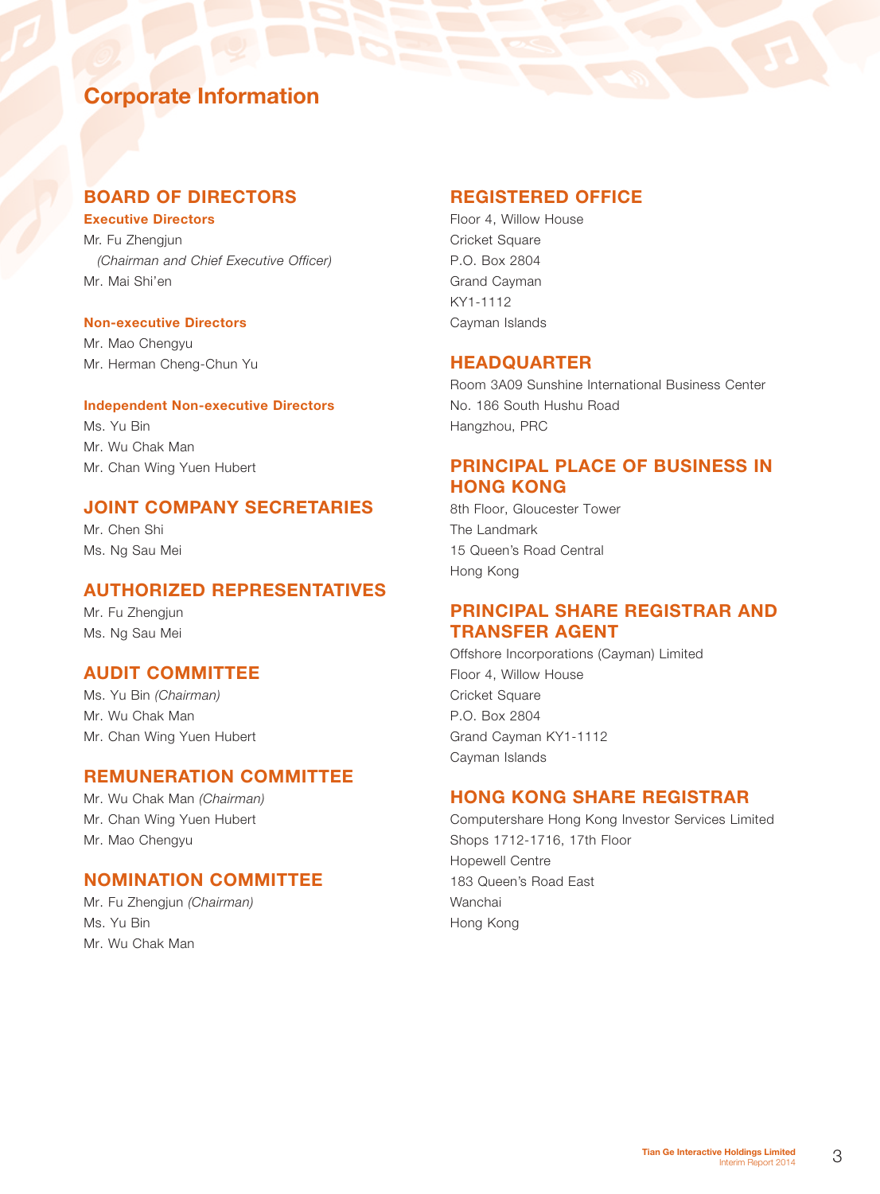# Corporate Information

## BOARD OF DIRECTORS

### Executive Directors

Mr. Fu Zhengjun
*(Chairman and Chief Executive Officer)*
Mr. Mai Shi'en

### Non-executive Directors

Mr. Mao Chengyu
Mr. Herman Cheng-Chun Yu

### Independent Non-executive Directors

Ms. Yu Bin
Mr. Wu Chak Man
Mr. Chan Wing Yuen Hubert

## JOINT COMPANY SECRETARIES

Mr. Chen Shi
Ms. Ng Sau Mei

## AUTHORIZED REPRESENTATIVES

Mr. Fu Zhengjun
Ms. Ng Sau Mei

## AUDIT COMMITTEE

Ms. Yu Bin *(Chairman)*
Mr. Wu Chak Man
Mr. Chan Wing Yuen Hubert

## REMUNERATION COMMITTEE

Mr. Wu Chak Man *(Chairman)*
Mr. Chan Wing Yuen Hubert
Mr. Mao Chengyu

## NOMINATION COMMITTEE

Mr. Fu Zhengjun *(Chairman)*
Ms. Yu Bin
Mr. Wu Chak Man

## REGISTERED OFFICE

Floor 4, Willow House
Cricket Square
P.O. Box 2804
Grand Cayman
KY1-1112
Cayman Islands

## HEADQUARTER

Room 3A09 Sunshine International Business Center
No. 186 South Hushu Road
Hangzhou, PRC

## PRINCIPAL PLACE OF BUSINESS IN HONG KONG

8th Floor, Gloucester Tower
The Landmark
15 Queen's Road Central
Hong Kong

## PRINCIPAL SHARE REGISTRAR AND TRANSFER AGENT

Offshore Incorporations (Cayman) Limited
Floor 4, Willow House
Cricket Square
P.O. Box 2804
Grand Cayman KY1-1112
Cayman Islands

## HONG KONG SHARE REGISTRAR

Computershare Hong Kong Investor Services Limited
Shops 1712-1716, 17th Floor
Hopewell Centre
183 Queen's Road East
Wanchai
Hong Kong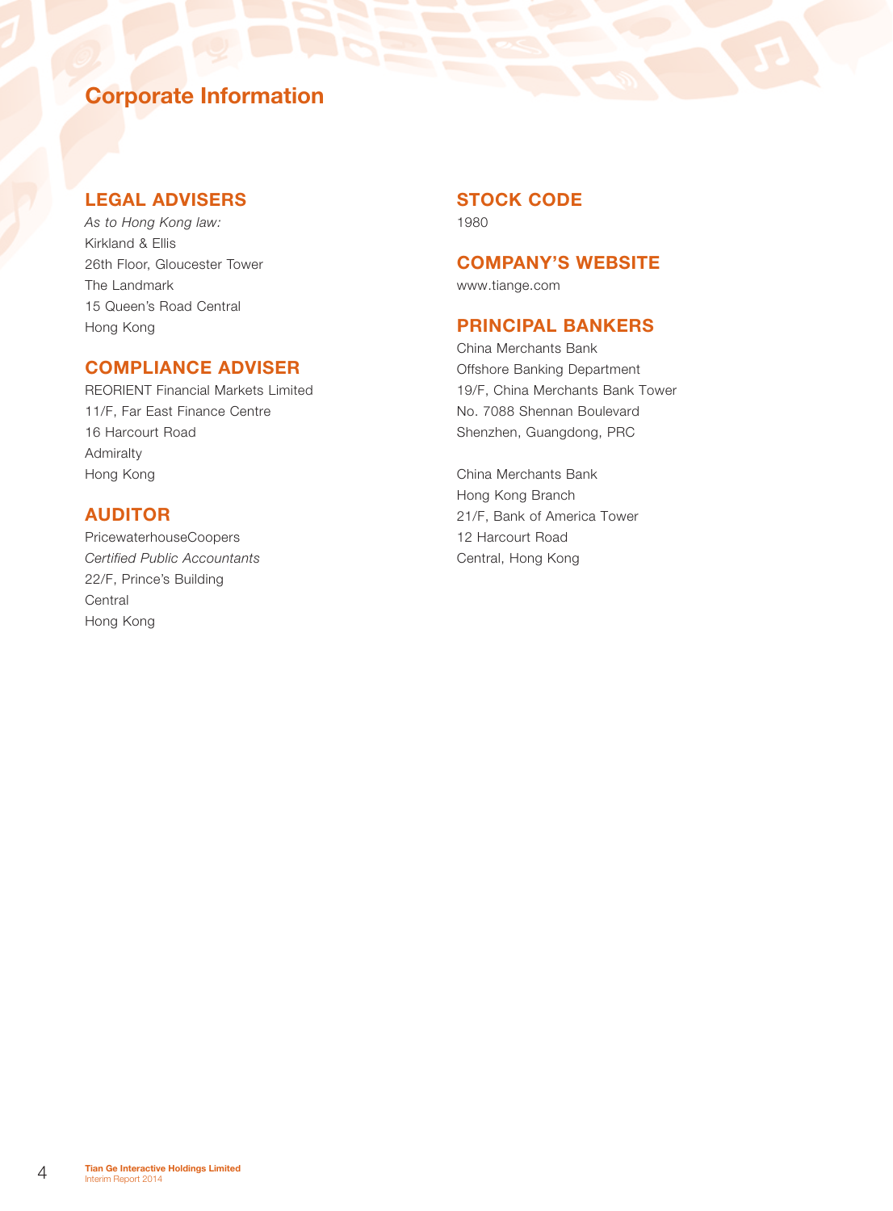# Corporate Information

## LEGAL ADVISERS

*As to Hong Kong law:*
Kirkland & Ellis
26th Floor, Gloucester Tower
The Landmark
15 Queen's Road Central
Hong Kong

## COMPLIANCE ADVISER

REORIENT Financial Markets Limited
11/F, Far East Finance Centre
16 Harcourt Road
Admiralty
Hong Kong

## AUDITOR

PricewaterhouseCoopers
*Certified Public Accountants*
22/F, Prince's Building
Central
Hong Kong

## STOCK CODE

1980

## COMPANY'S WEBSITE

www.tiange.com

## PRINCIPAL BANKERS

China Merchants Bank
Offshore Banking Department
19/F, China Merchants Bank Tower
No. 7088 Shennan Boulevard
Shenzhen, Guangdong, PRC

China Merchants Bank
Hong Kong Branch
21/F, Bank of America Tower
12 Harcourt Road
Central, Hong Kong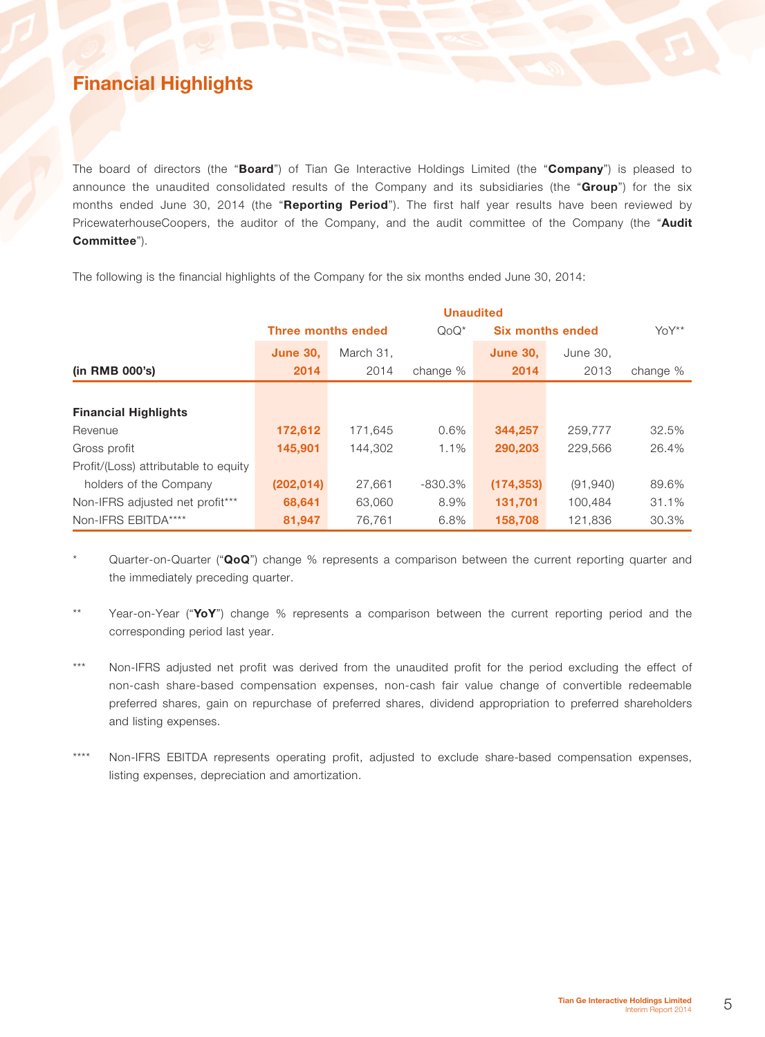# Financial Highlights

The board of directors (the "**Board**") of Tian Ge Interactive Holdings Limited (the "**Company**") is pleased to announce the unaudited consolidated results of the Company and its subsidiaries (the "**Group**") for the six months ended June 30, 2014 (the "**Reporting Period**"). The first half year results have been reviewed by PricewaterhouseCoopers, the auditor of the Company, and the audit committee of the Company (the "**Audit Committee**").

The following is the financial highlights of the Company for the six months ended June 30, 2014:

| | Unaudited | | | | | |
|---|---|---|---|---|---|---|
| | **Three months ended** | | QoQ* | **Six months ended** | | YoY** |
| **(in RMB 000's)** | **June 30, 2014** | March 31, 2014 | change % | **June 30, 2014** | June 30, 2013 | change % |
| **Financial Highlights** | | | | | | |
| Revenue | **172,612** | 171,645 | 0.6% | **344,257** | 259,777 | 32.5% |
| Gross profit | **145,901** | 144,302 | 1.1% | **290,203** | 229,566 | 26.4% |
| Profit/(Loss) attributable to equity holders of the Company | **(202,014)** | 27,661 | -830.3% | **(174,353)** | (91,940) | 89.6% |
| Non-IFRS adjusted net profit*** | **68,641** | 63,060 | 8.9% | **131,701** | 100,484 | 31.1% |
| Non-IFRS EBITDA**** | **81,947** | 76,761 | 6.8% | **158,708** | 121,836 | 30.3% |

\* Quarter-on-Quarter ("**QoQ**") change % represents a comparison between the current reporting quarter and the immediately preceding quarter.

** Year-on-Year ("**YoY**") change % represents a comparison between the current reporting period and the corresponding period last year.

*** Non-IFRS adjusted net profit was derived from the unaudited profit for the period excluding the effect of non-cash share-based compensation expenses, non-cash fair value change of convertible redeemable preferred shares, gain on repurchase of preferred shares, dividend appropriation to preferred shareholders and listing expenses.

**** Non-IFRS EBITDA represents operating profit, adjusted to exclude share-based compensation expenses, listing expenses, depreciation and amortization.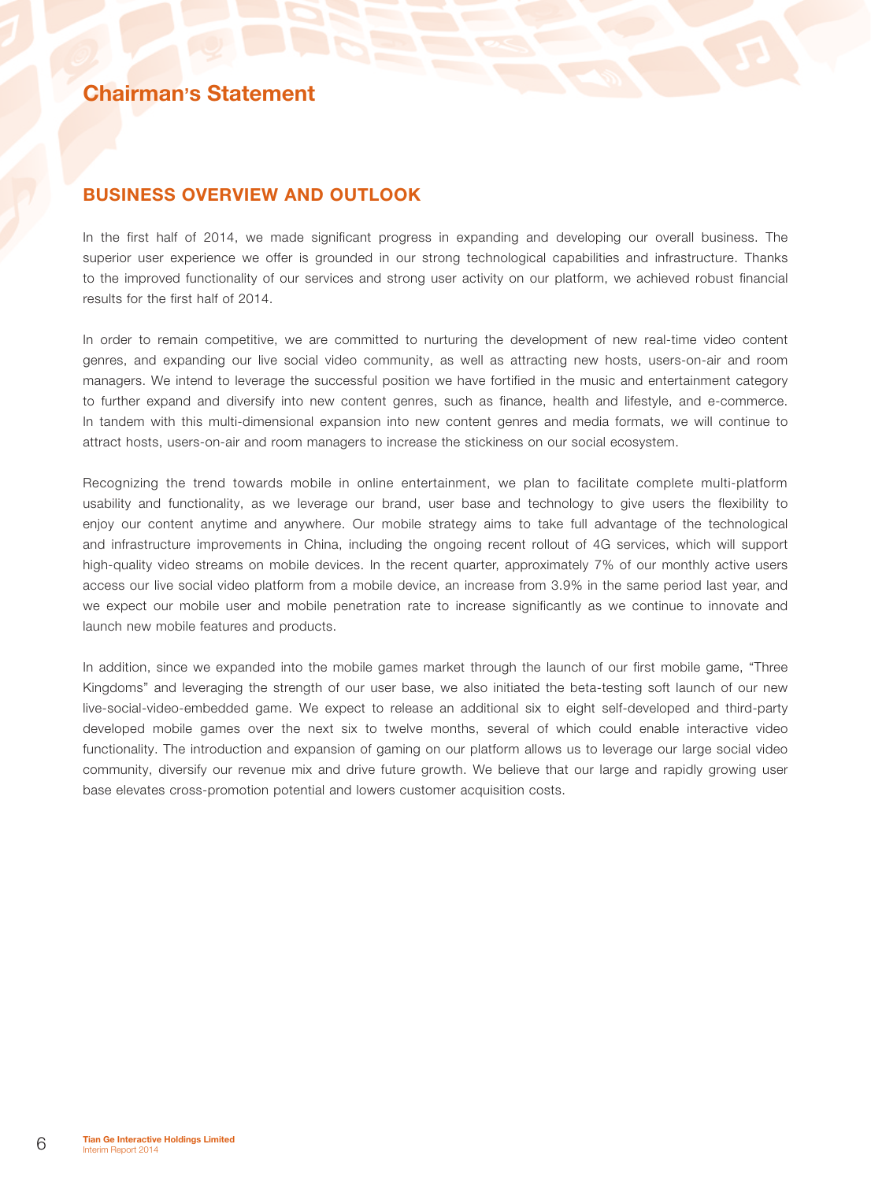# Chairman's Statement

## BUSINESS OVERVIEW AND OUTLOOK

In the first half of 2014, we made significant progress in expanding and developing our overall business. The superior user experience we offer is grounded in our strong technological capabilities and infrastructure. Thanks to the improved functionality of our services and strong user activity on our platform, we achieved robust financial results for the first half of 2014.

In order to remain competitive, we are committed to nurturing the development of new real-time video content genres, and expanding our live social video community, as well as attracting new hosts, users-on-air and room managers. We intend to leverage the successful position we have fortified in the music and entertainment category to further expand and diversify into new content genres, such as finance, health and lifestyle, and e-commerce. In tandem with this multi-dimensional expansion into new content genres and media formats, we will continue to attract hosts, users-on-air and room managers to increase the stickiness on our social ecosystem.

Recognizing the trend towards mobile in online entertainment, we plan to facilitate complete multi-platform usability and functionality, as we leverage our brand, user base and technology to give users the flexibility to enjoy our content anytime and anywhere. Our mobile strategy aims to take full advantage of the technological and infrastructure improvements in China, including the ongoing recent rollout of 4G services, which will support high-quality video streams on mobile devices. In the recent quarter, approximately 7% of our monthly active users access our live social video platform from a mobile device, an increase from 3.9% in the same period last year, and we expect our mobile user and mobile penetration rate to increase significantly as we continue to innovate and launch new mobile features and products.

In addition, since we expanded into the mobile games market through the launch of our first mobile game, "Three Kingdoms" and leveraging the strength of our user base, we also initiated the beta-testing soft launch of our new live-social-video-embedded game. We expect to release an additional six to eight self-developed and third-party developed mobile games over the next six to twelve months, several of which could enable interactive video functionality. The introduction and expansion of gaming on our platform allows us to leverage our large social video community, diversify our revenue mix and drive future growth. We believe that our large and rapidly growing user base elevates cross-promotion potential and lowers customer acquisition costs.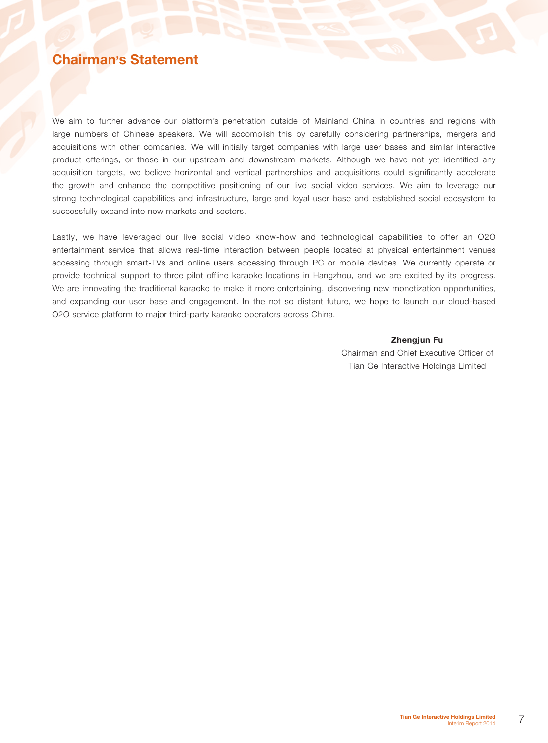# Chairman's Statement

We aim to further advance our platform's penetration outside of Mainland China in countries and regions with large numbers of Chinese speakers. We will accomplish this by carefully considering partnerships, mergers and acquisitions with other companies. We will initially target companies with large user bases and similar interactive product offerings, or those in our upstream and downstream markets. Although we have not yet identified any acquisition targets, we believe horizontal and vertical partnerships and acquisitions could significantly accelerate the growth and enhance the competitive positioning of our live social video services. We aim to leverage our strong technological capabilities and infrastructure, large and loyal user base and established social ecosystem to successfully expand into new markets and sectors.

Lastly, we have leveraged our live social video know-how and technological capabilities to offer an O2O entertainment service that allows real-time interaction between people located at physical entertainment venues accessing through smart-TVs and online users accessing through PC or mobile devices. We currently operate or provide technical support to three pilot offline karaoke locations in Hangzhou, and we are excited by its progress. We are innovating the traditional karaoke to make it more entertaining, discovering new monetization opportunities, and expanding our user base and engagement. In the not so distant future, we hope to launch our cloud-based O2O service platform to major third-party karaoke operators across China.

**Zhengjun Fu**
Chairman and Chief Executive Officer of
Tian Ge Interactive Holdings Limited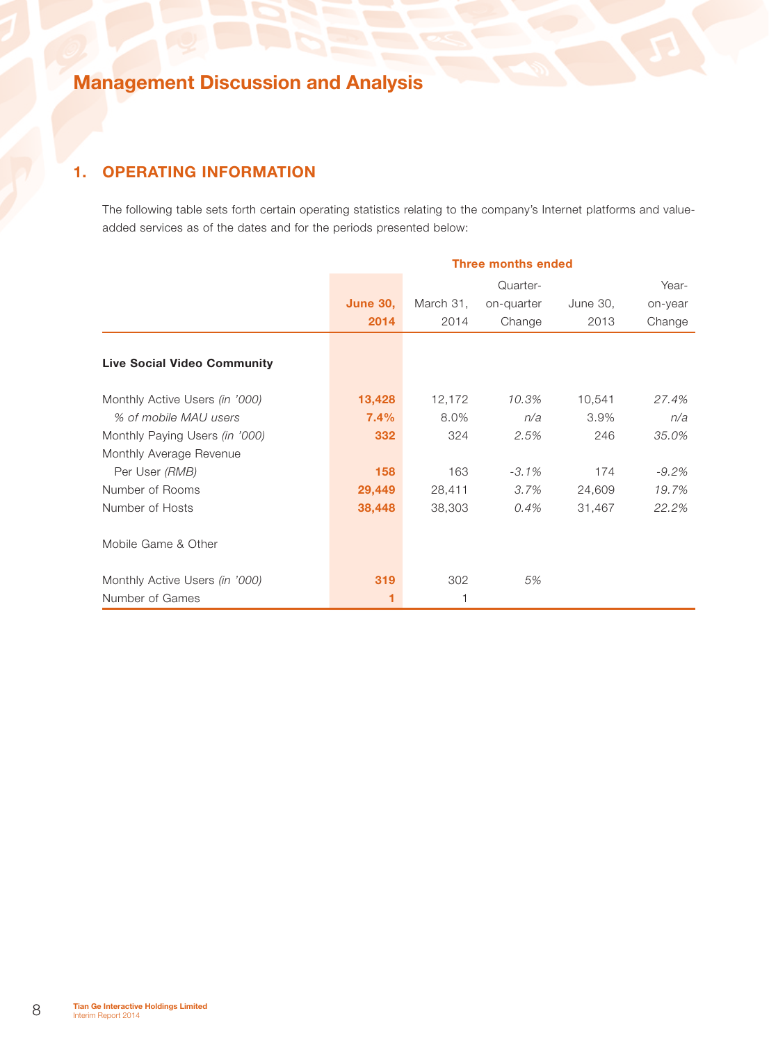# Management Discussion and Analysis

## 1. OPERATING INFORMATION

The following table sets forth certain operating statistics relating to the company's Internet platforms and value-added services as of the dates and for the periods presented below:

| | Three months ended | | | | |
|---|---|---|---|---|---|
| | **June 30, 2014** | March 31, 2014 | Quarter-on-quarter Change | June 30, 2013 | Year-on-year Change |
| **Live Social Video Community** | | | | | |
| Monthly Active Users *(in '000)* | **13,428** | 12,172 | *10.3%* | 10,541 | *27.4%* |
| *% of mobile MAU users* | **7.4%** | 8.0% | *n/a* | 3.9% | *n/a* |
| Monthly Paying Users *(in '000)* | **332** | 324 | *2.5%* | 246 | *35.0%* |
| Monthly Average Revenue Per User *(RMB)* | **158** | 163 | *-3.1%* | 174 | *-9.2%* |
| Number of Rooms | **29,449** | 28,411 | *3.7%* | 24,609 | *19.7%* |
| Number of Hosts | **38,448** | 38,303 | *0.4%* | 31,467 | *22.2%* |
| Mobile Game & Other | | | | | |
| Monthly Active Users *(in '000)* | **319** | 302 | *5%* | | |
| Number of Games | **1** | 1 | | | |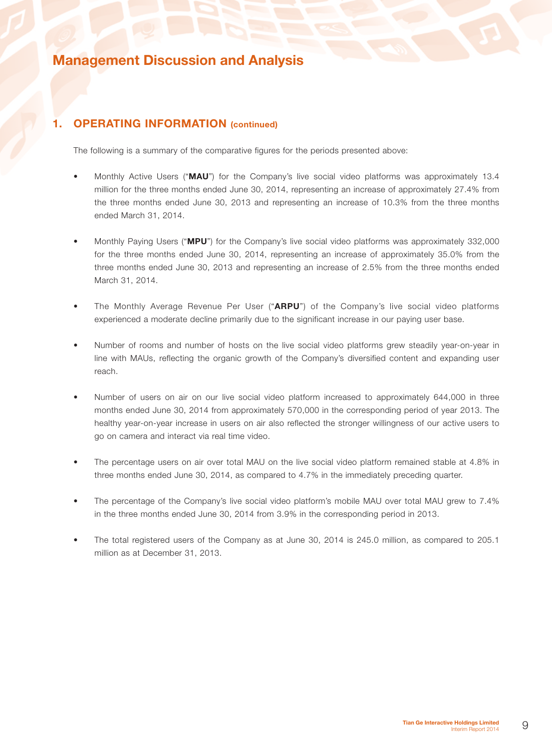# Management Discussion and Analysis

## 1. OPERATING INFORMATION (continued)

The following is a summary of the comparative figures for the periods presented above:

- Monthly Active Users ("**MAU**") for the Company's live social video platforms was approximately 13.4 million for the three months ended June 30, 2014, representing an increase of approximately 27.4% from the three months ended June 30, 2013 and representing an increase of 10.3% from the three months ended March 31, 2014.

- Monthly Paying Users ("**MPU**") for the Company's live social video platforms was approximately 332,000 for the three months ended June 30, 2014, representing an increase of approximately 35.0% from the three months ended June 30, 2013 and representing an increase of 2.5% from the three months ended March 31, 2014.

- The Monthly Average Revenue Per User ("**ARPU**") of the Company's live social video platforms experienced a moderate decline primarily due to the significant increase in our paying user base.

- Number of rooms and number of hosts on the live social video platforms grew steadily year-on-year in line with MAUs, reflecting the organic growth of the Company's diversified content and expanding user reach.

- Number of users on air on our live social video platform increased to approximately 644,000 in three months ended June 30, 2014 from approximately 570,000 in the corresponding period of year 2013. The healthy year-on-year increase in users on air also reflected the stronger willingness of our active users to go on camera and interact via real time video.

- The percentage users on air over total MAU on the live social video platform remained stable at 4.8% in three months ended June 30, 2014, as compared to 4.7% in the immediately preceding quarter.

- The percentage of the Company's live social video platform's mobile MAU over total MAU grew to 7.4% in the three months ended June 30, 2014 from 3.9% in the corresponding period in 2013.

- The total registered users of the Company as at June 30, 2014 is 245.0 million, as compared to 205.1 million as at December 31, 2013.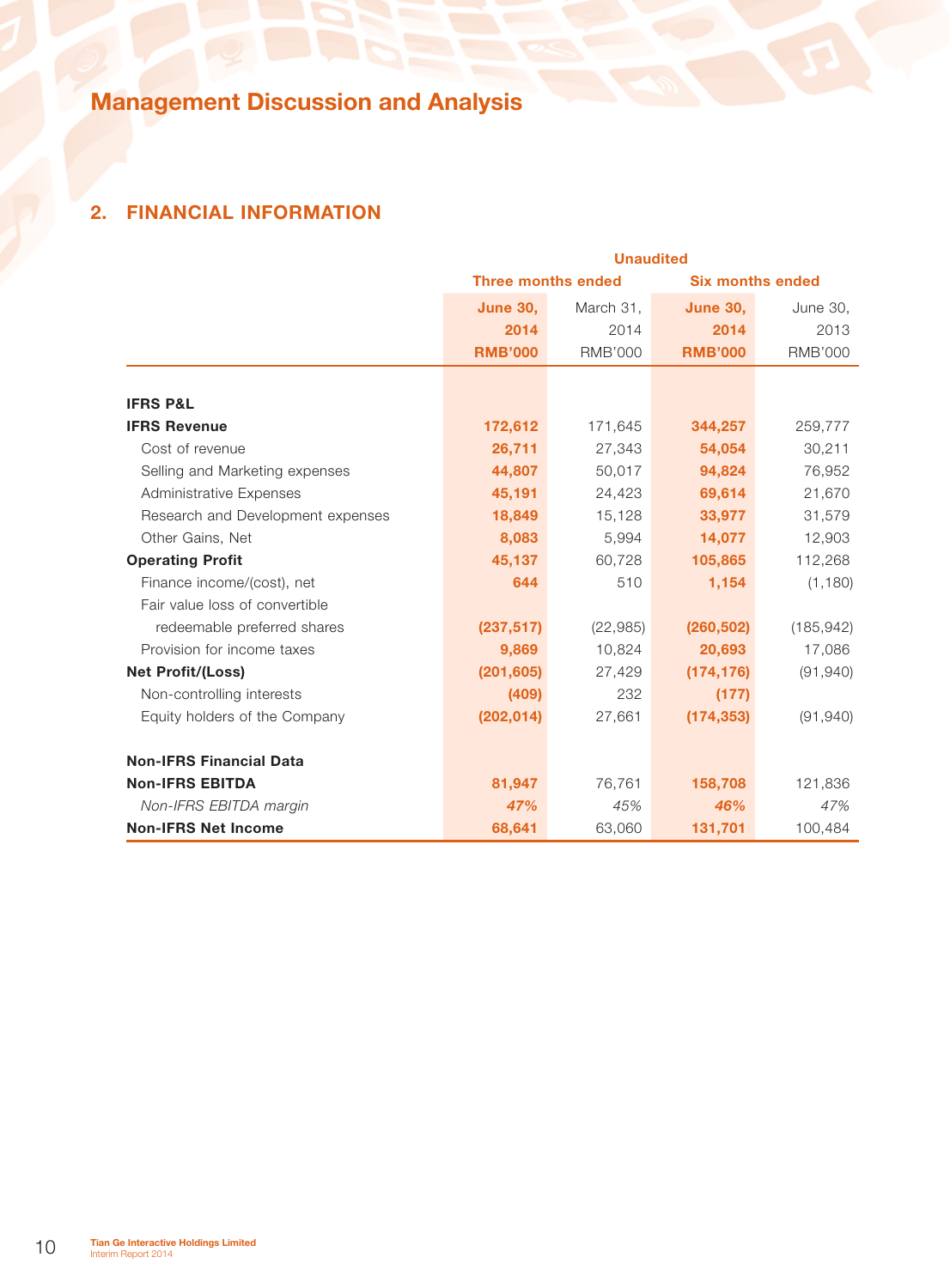# Management Discussion and Analysis

## 2. FINANCIAL INFORMATION

| | Unaudited | | | |
|---|---|---|---|---|
| | Three months ended | | Six months ended | |
| | **June 30, 2014 RMB'000** | March 31, 2014 RMB'000 | **June 30, 2014 RMB'000** | June 30, 2013 RMB'000 |
| **IFRS P&L** | | | | |
| **IFRS Revenue** | **172,612** | 171,645 | **344,257** | 259,777 |
| Cost of revenue | **26,711** | 27,343 | **54,054** | 30,211 |
| Selling and Marketing expenses | **44,807** | 50,017 | **94,824** | 76,952 |
| Administrative Expenses | **45,191** | 24,423 | **69,614** | 21,670 |
| Research and Development expenses | **18,849** | 15,128 | **33,977** | 31,579 |
| Other Gains, Net | **8,083** | 5,994 | **14,077** | 12,903 |
| **Operating Profit** | **45,137** | 60,728 | **105,865** | 112,268 |
| Finance income/(cost), net | **644** | 510 | **1,154** | (1,180) |
| Fair value loss of convertible redeemable preferred shares | **(237,517)** | (22,985) | **(260,502)** | (185,942) |
| Provision for income taxes | **9,869** | 10,824 | **20,693** | 17,086 |
| **Net Profit/(Loss)** | **(201,605)** | 27,429 | **(174,176)** | (91,940) |
| Non-controlling interests | **(409)** | 232 | **(177)** | |
| Equity holders of the Company | **(202,014)** | 27,661 | **(174,353)** | (91,940) |
| **Non-IFRS Financial Data** | | | | |
| **Non-IFRS EBITDA** | **81,947** | 76,761 | **158,708** | 121,836 |
| *Non-IFRS EBITDA margin* | ***47%*** | *45%* | ***46%*** | *47%* |
| **Non-IFRS Net Income** | **68,641** | 63,060 | **131,701** | 100,484 |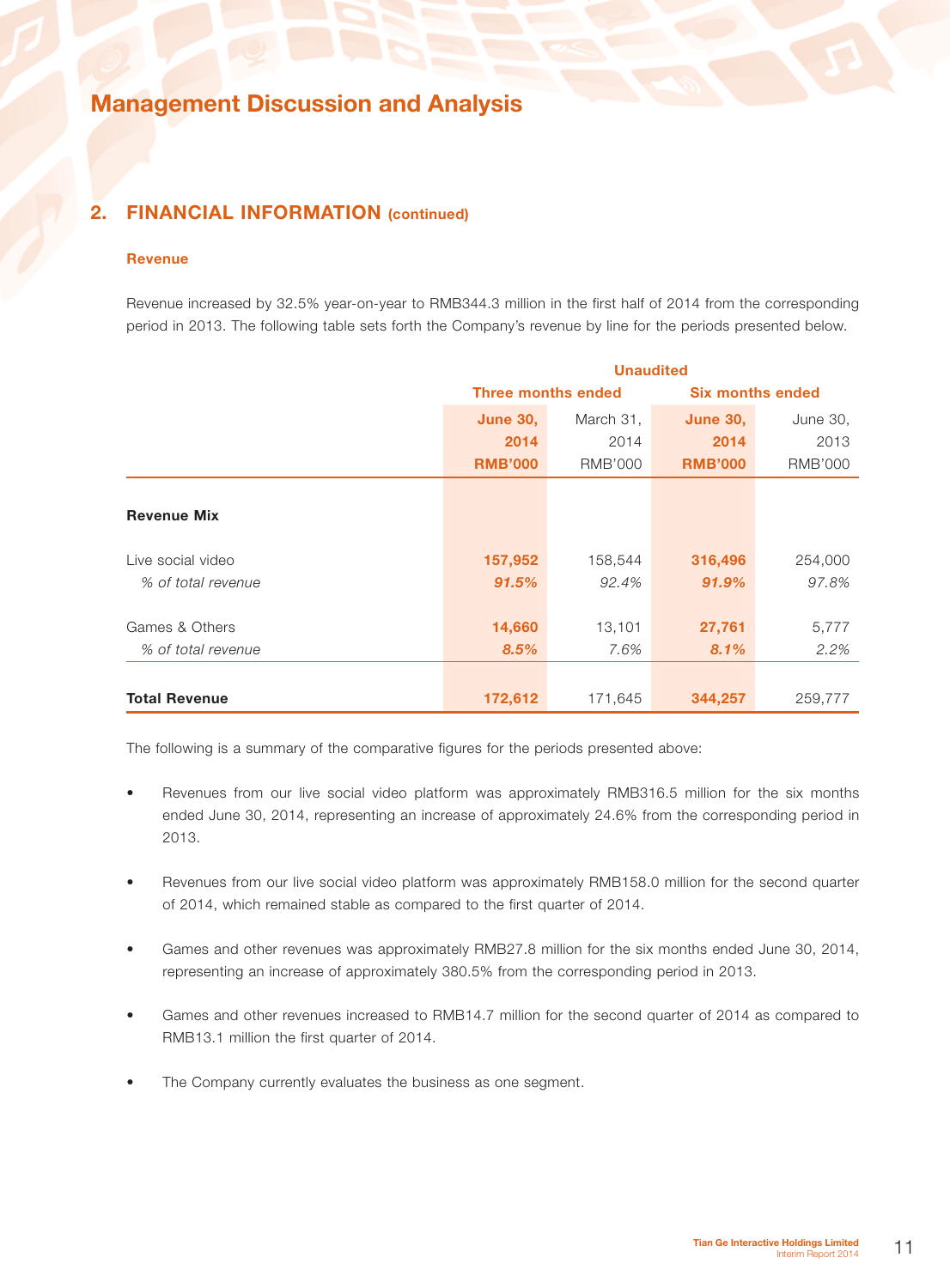# Management Discussion and Analysis

## 2. FINANCIAL INFORMATION (continued)

### Revenue

Revenue increased by 32.5% year-on-year to RMB344.3 million in the first half of 2014 from the corresponding period in 2013. The following table sets forth the Company's revenue by line for the periods presented below.

| | Unaudited | | | |
|---|---|---|---|---|
| | Three months ended | | Six months ended | |
| | **June 30, 2014 RMB'000** | March 31, 2014 RMB'000 | **June 30, 2014 RMB'000** | June 30, 2013 RMB'000 |
| **Revenue Mix** | | | | |
| Live social video | **157,952** | 158,544 | **316,496** | 254,000 |
| *% of total revenue* | ***91.5%*** | *92.4%* | ***91.9%*** | *97.8%* |
| Games & Others | **14,660** | 13,101 | **27,761** | 5,777 |
| *% of total revenue* | ***8.5%*** | *7.6%* | ***8.1%*** | *2.2%* |
| **Total Revenue** | **172,612** | 171,645 | **344,257** | 259,777 |

The following is a summary of the comparative figures for the periods presented above:

- Revenues from our live social video platform was approximately RMB316.5 million for the six months ended June 30, 2014, representing an increase of approximately 24.6% from the corresponding period in 2013.
- Revenues from our live social video platform was approximately RMB158.0 million for the second quarter of 2014, which remained stable as compared to the first quarter of 2014.
- Games and other revenues was approximately RMB27.8 million for the six months ended June 30, 2014, representing an increase of approximately 380.5% from the corresponding period in 2013.
- Games and other revenues increased to RMB14.7 million for the second quarter of 2014 as compared to RMB13.1 million the first quarter of 2014.
- The Company currently evaluates the business as one segment.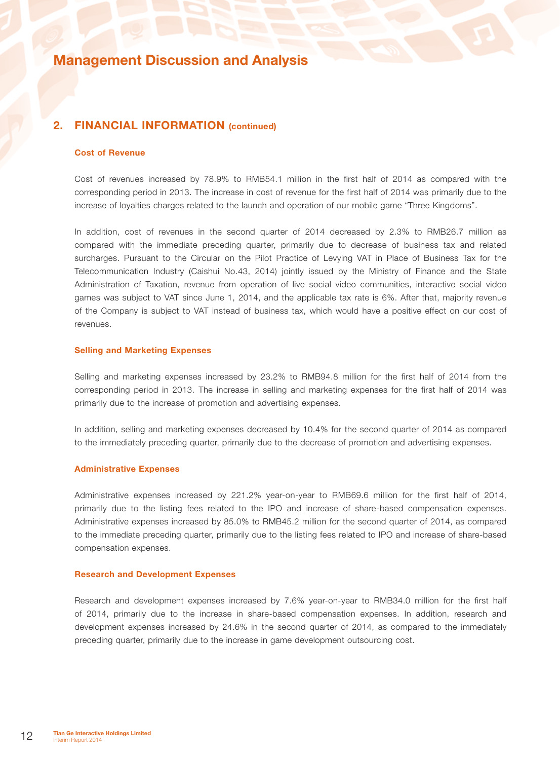# Management Discussion and Analysis

## 2. FINANCIAL INFORMATION (continued)

### Cost of Revenue

Cost of revenues increased by 78.9% to RMB54.1 million in the first half of 2014 as compared with the corresponding period in 2013. The increase in cost of revenue for the first half of 2014 was primarily due to the increase of loyalties charges related to the launch and operation of our mobile game "Three Kingdoms".

In addition, cost of revenues in the second quarter of 2014 decreased by 2.3% to RMB26.7 million as compared with the immediate preceding quarter, primarily due to decrease of business tax and related surcharges. Pursuant to the Circular on the Pilot Practice of Levying VAT in Place of Business Tax for the Telecommunication Industry (Caishui No.43, 2014) jointly issued by the Ministry of Finance and the State Administration of Taxation, revenue from operation of live social video communities, interactive social video games was subject to VAT since June 1, 2014, and the applicable tax rate is 6%. After that, majority revenue of the Company is subject to VAT instead of business tax, which would have a positive effect on our cost of revenues.

### Selling and Marketing Expenses

Selling and marketing expenses increased by 23.2% to RMB94.8 million for the first half of 2014 from the corresponding period in 2013. The increase in selling and marketing expenses for the first half of 2014 was primarily due to the increase of promotion and advertising expenses.

In addition, selling and marketing expenses decreased by 10.4% for the second quarter of 2014 as compared to the immediately preceding quarter, primarily due to the decrease of promotion and advertising expenses.

### Administrative Expenses

Administrative expenses increased by 221.2% year-on-year to RMB69.6 million for the first half of 2014, primarily due to the listing fees related to the IPO and increase of share-based compensation expenses. Administrative expenses increased by 85.0% to RMB45.2 million for the second quarter of 2014, as compared to the immediate preceding quarter, primarily due to the listing fees related to IPO and increase of share-based compensation expenses.

### Research and Development Expenses

Research and development expenses increased by 7.6% year-on-year to RMB34.0 million for the first half of 2014, primarily due to the increase in share-based compensation expenses. In addition, research and development expenses increased by 24.6% in the second quarter of 2014, as compared to the immediately preceding quarter, primarily due to the increase in game development outsourcing cost.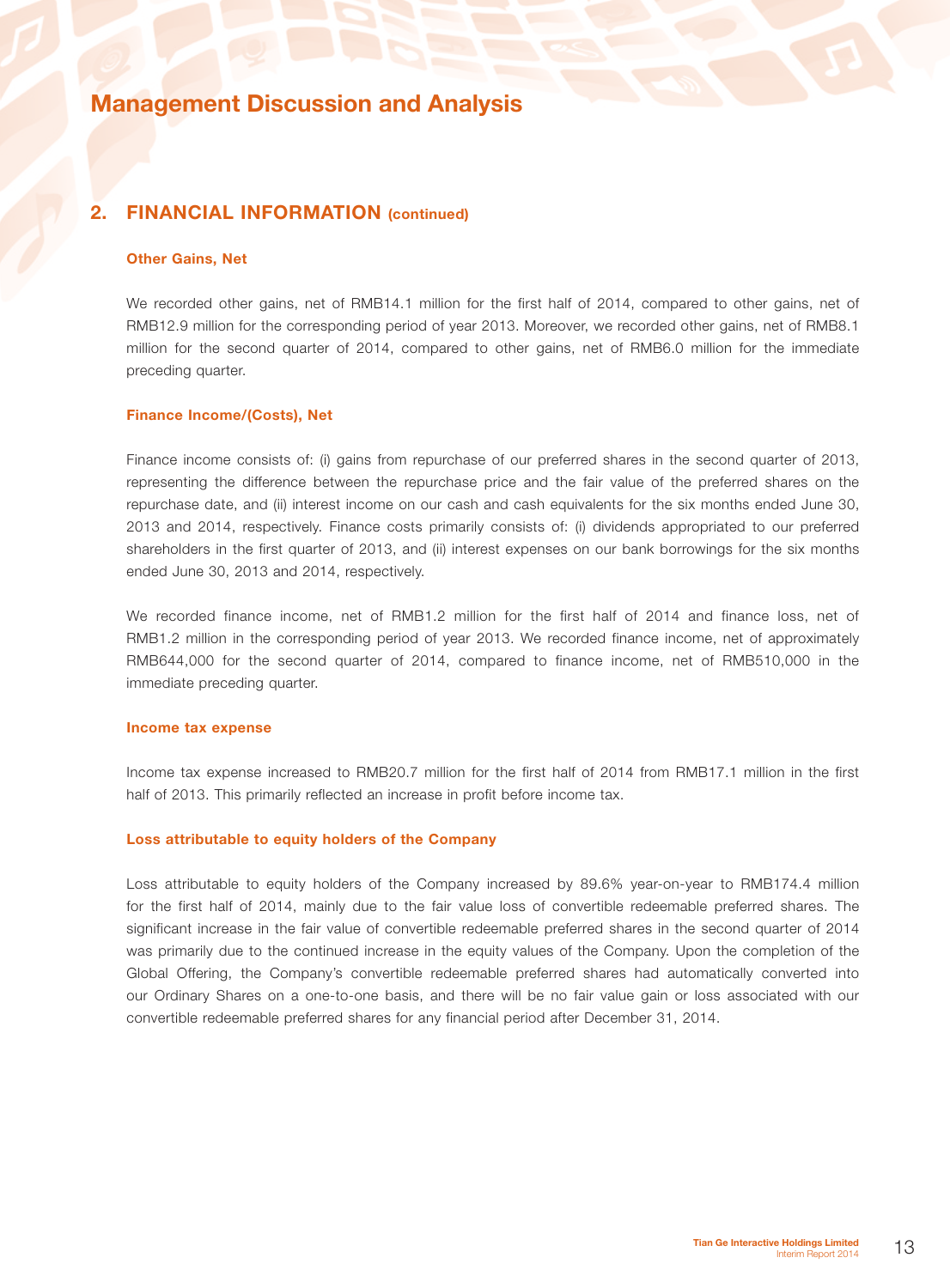# Management Discussion and Analysis

## 2. FINANCIAL INFORMATION (continued)

### Other Gains, Net

We recorded other gains, net of RMB14.1 million for the first half of 2014, compared to other gains, net of RMB12.9 million for the corresponding period of year 2013. Moreover, we recorded other gains, net of RMB8.1 million for the second quarter of 2014, compared to other gains, net of RMB6.0 million for the immediate preceding quarter.

### Finance Income/(Costs), Net

Finance income consists of: (i) gains from repurchase of our preferred shares in the second quarter of 2013, representing the difference between the repurchase price and the fair value of the preferred shares on the repurchase date, and (ii) interest income on our cash and cash equivalents for the six months ended June 30, 2013 and 2014, respectively. Finance costs primarily consists of: (i) dividends appropriated to our preferred shareholders in the first quarter of 2013, and (ii) interest expenses on our bank borrowings for the six months ended June 30, 2013 and 2014, respectively.

We recorded finance income, net of RMB1.2 million for the first half of 2014 and finance loss, net of RMB1.2 million in the corresponding period of year 2013. We recorded finance income, net of approximately RMB644,000 for the second quarter of 2014, compared to finance income, net of RMB510,000 in the immediate preceding quarter.

### Income tax expense

Income tax expense increased to RMB20.7 million for the first half of 2014 from RMB17.1 million in the first half of 2013. This primarily reflected an increase in profit before income tax.

### Loss attributable to equity holders of the Company

Loss attributable to equity holders of the Company increased by 89.6% year-on-year to RMB174.4 million for the first half of 2014, mainly due to the fair value loss of convertible redeemable preferred shares. The significant increase in the fair value of convertible redeemable preferred shares in the second quarter of 2014 was primarily due to the continued increase in the equity values of the Company. Upon the completion of the Global Offering, the Company's convertible redeemable preferred shares had automatically converted into our Ordinary Shares on a one-to-one basis, and there will be no fair value gain or loss associated with our convertible redeemable preferred shares for any financial period after December 31, 2014.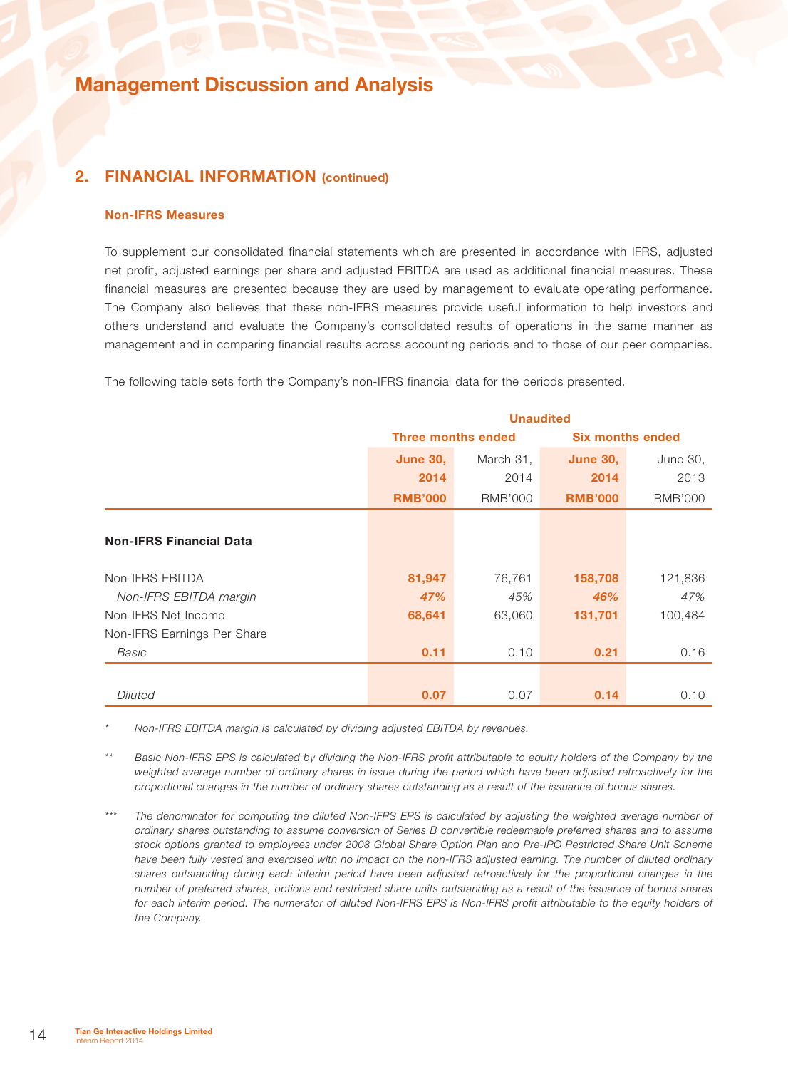# Management Discussion and Analysis

## 2. FINANCIAL INFORMATION (continued)

### Non-IFRS Measures

To supplement our consolidated financial statements which are presented in accordance with IFRS, adjusted net profit, adjusted earnings per share and adjusted EBITDA are used as additional financial measures. These financial measures are presented because they are used by management to evaluate operating performance. The Company also believes that these non-IFRS measures provide useful information to help investors and others understand and evaluate the Company's consolidated results of operations in the same manner as management and in comparing financial results across accounting periods and to those of our peer companies.

The following table sets forth the Company's non-IFRS financial data for the periods presented.

| | Unaudited | | | |
|---|---|---|---|---|
| | Three months ended | | Six months ended | |
| | **June 30, 2014** | March 31, 2014 | **June 30, 2014** | June 30, 2013 |
| | **RMB'000** | RMB'000 | **RMB'000** | RMB'000 |
| **Non-IFRS Financial Data** | | | | |
| Non-IFRS EBITDA | **81,947** | 76,761 | **158,708** | 121,836 |
| *Non-IFRS EBITDA margin* | ***47%*** | *45%* | ***46%*** | *47%* |
| Non-IFRS Net Income | **68,641** | 63,060 | **131,701** | 100,484 |
| Non-IFRS Earnings Per Share | | | | |
| *Basic* | **0.11** | 0.10 | **0.21** | 0.16 |
| *Diluted* | **0.07** | 0.07 | **0.14** | 0.10 |

\* *Non-IFRS EBITDA margin is calculated by dividing adjusted EBITDA by revenues.*

\*\* *Basic Non-IFRS EPS is calculated by dividing the Non-IFRS profit attributable to equity holders of the Company by the weighted average number of ordinary shares in issue during the period which have been adjusted retroactively for the proportional changes in the number of ordinary shares outstanding as a result of the issuance of bonus shares.*

\*\*\* *The denominator for computing the diluted Non-IFRS EPS is calculated by adjusting the weighted average number of ordinary shares outstanding to assume conversion of Series B convertible redeemable preferred shares and to assume stock options granted to employees under 2008 Global Share Option Plan and Pre-IPO Restricted Share Unit Scheme have been fully vested and exercised with no impact on the non-IFRS adjusted earning. The number of diluted ordinary shares outstanding during each interim period have been adjusted retroactively for the proportional changes in the number of preferred shares, options and restricted share units outstanding as a result of the issuance of bonus shares for each interim period. The numerator of diluted Non-IFRS EPS is Non-IFRS profit attributable to the equity holders of the Company.*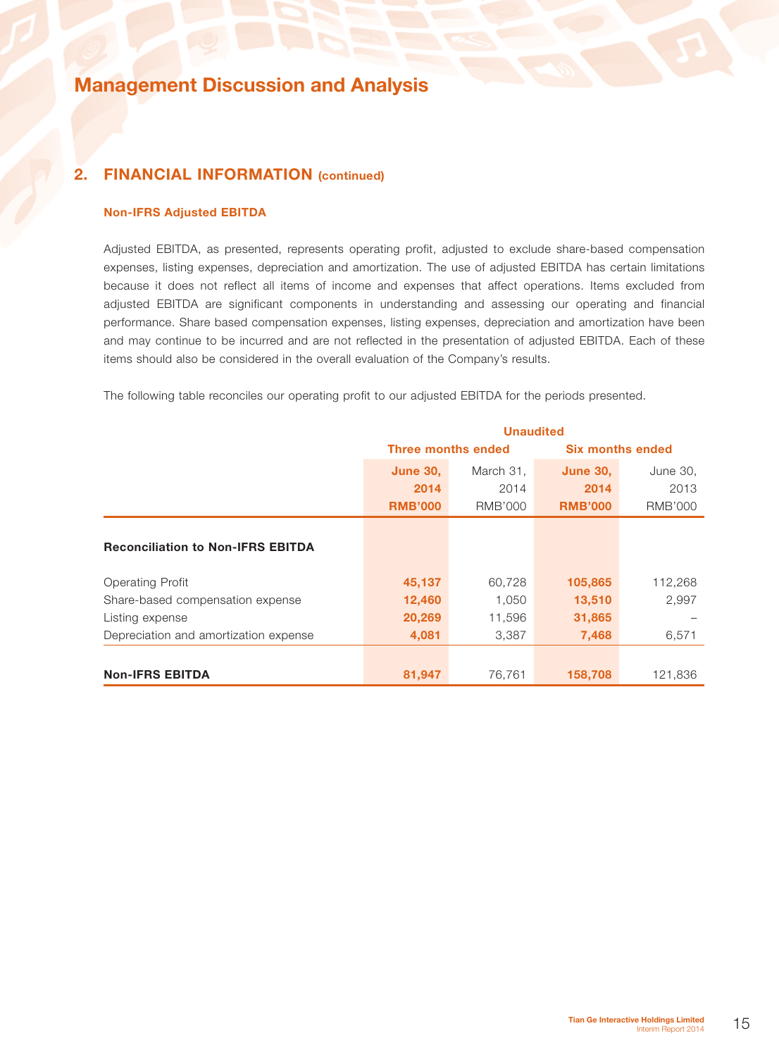# Management Discussion and Analysis

## 2. FINANCIAL INFORMATION (continued)

### Non-IFRS Adjusted EBITDA

Adjusted EBITDA, as presented, represents operating profit, adjusted to exclude share-based compensation expenses, listing expenses, depreciation and amortization. The use of adjusted EBITDA has certain limitations because it does not reflect all items of income and expenses that affect operations. Items excluded from adjusted EBITDA are significant components in understanding and assessing our operating and financial performance. Share based compensation expenses, listing expenses, depreciation and amortization have been and may continue to be incurred and are not reflected in the presentation of adjusted EBITDA. Each of these items should also be considered in the overall evaluation of the Company's results.

The following table reconciles our operating profit to our adjusted EBITDA for the periods presented.

| | Unaudited | | | |
|---|---|---|---|---|
| | Three months ended | | Six months ended | |
| | June 30, 2014 RMB'000 | March 31, 2014 RMB'000 | June 30, 2014 RMB'000 | June 30, 2013 RMB'000 |
| **Reconciliation to Non-IFRS EBITDA** | | | | |
| Operating Profit | 45,137 | 60,728 | 105,865 | 112,268 |
| Share-based compensation expense | 12,460 | 1,050 | 13,510 | 2,997 |
| Listing expense | 20,269 | 11,596 | 31,865 | – |
| Depreciation and amortization expense | 4,081 | 3,387 | 7,468 | 6,571 |
| **Non-IFRS EBITDA** | 81,947 | 76,761 | 158,708 | 121,836 |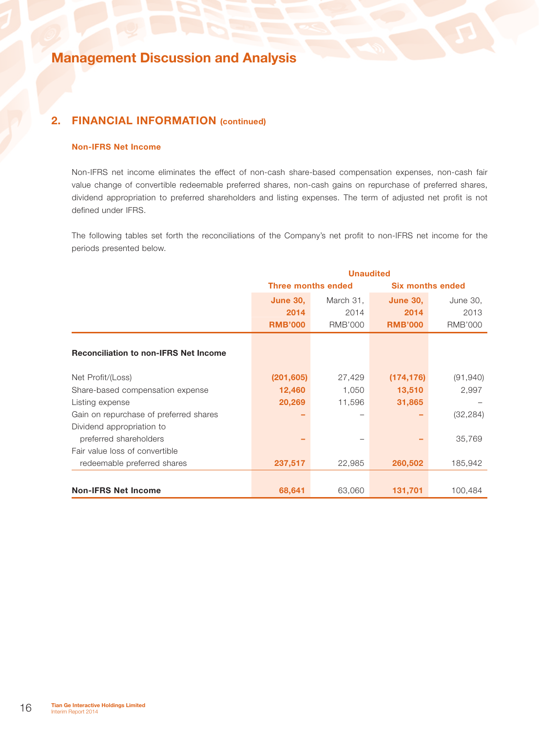# Management Discussion and Analysis

## 2. FINANCIAL INFORMATION (continued)

### Non-IFRS Net Income

Non-IFRS net income eliminates the effect of non-cash share-based compensation expenses, non-cash fair value change of convertible redeemable preferred shares, non-cash gains on repurchase of preferred shares, dividend appropriation to preferred shareholders and listing expenses. The term of adjusted net profit is not defined under IFRS.

The following tables set forth the reconciliations of the Company's net profit to non-IFRS net income for the periods presented below.

| | Unaudited | | | |
|---|---|---|---|---|
| | Three months ended | | Six months ended | |
| | **June 30, 2014 RMB'000** | March 31, 2014 RMB'000 | **June 30, 2014 RMB'000** | June 30, 2013 RMB'000 |
| **Reconciliation to non-IFRS Net Income** | | | | |
| Net Profit/(Loss) | **(201,605)** | 27,429 | **(174,176)** | (91,940) |
| Share-based compensation expense | **12,460** | 1,050 | **13,510** | 2,997 |
| Listing expense | **20,269** | 11,596 | **31,865** | – |
| Gain on repurchase of preferred shares | **–** | – | **–** | (32,284) |
| Dividend appropriation to preferred shareholders | **–** | – | **–** | 35,769 |
| Fair value loss of convertible redeemable preferred shares | **237,517** | 22,985 | **260,502** | 185,942 |
| **Non-IFRS Net Income** | **68,641** | 63,060 | **131,701** | 100,484 |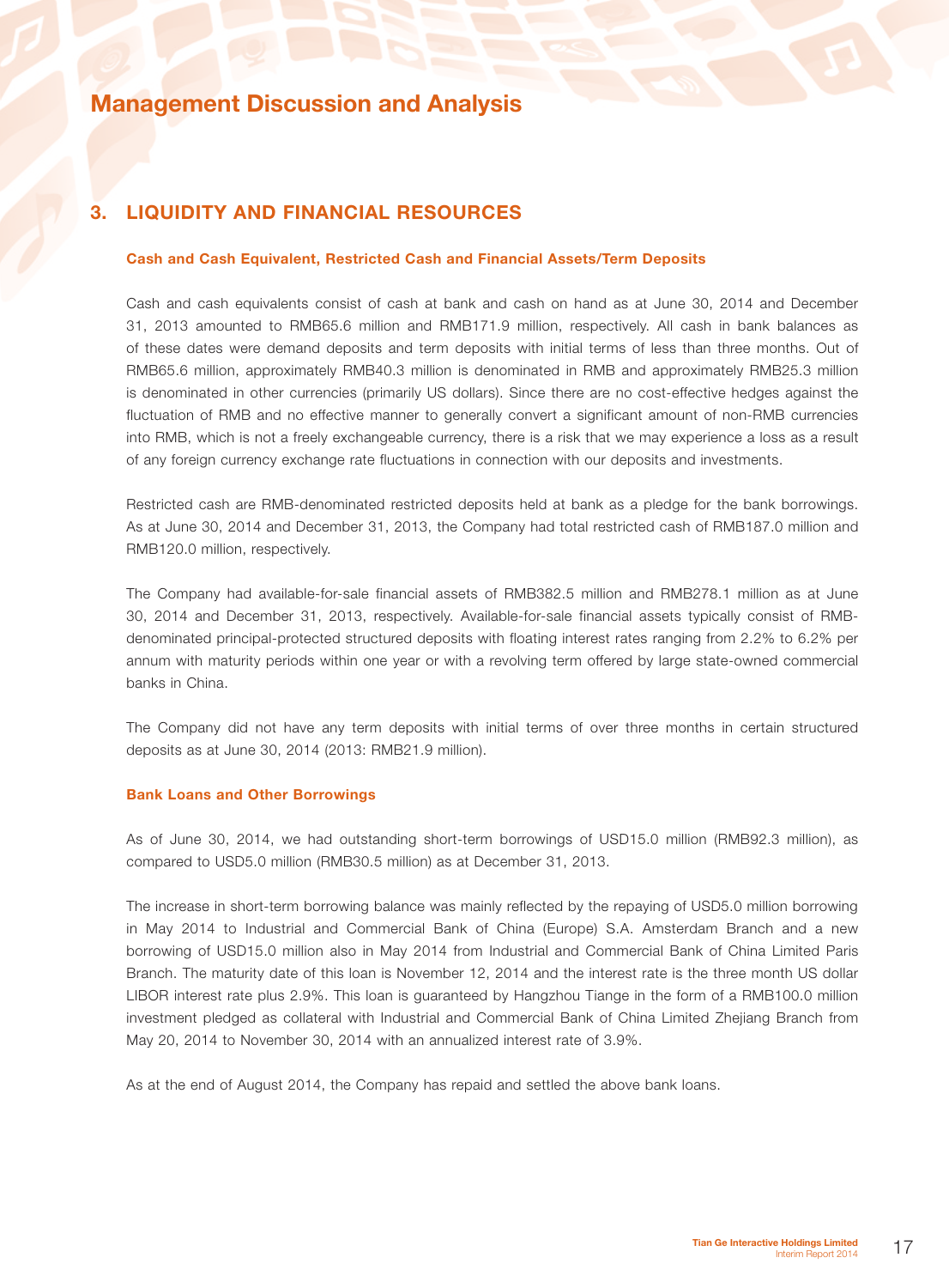# Management Discussion and Analysis

## 3. LIQUIDITY AND FINANCIAL RESOURCES

### Cash and Cash Equivalent, Restricted Cash and Financial Assets/Term Deposits

Cash and cash equivalents consist of cash at bank and cash on hand as at June 30, 2014 and December 31, 2013 amounted to RMB65.6 million and RMB171.9 million, respectively. All cash in bank balances as of these dates were demand deposits and term deposits with initial terms of less than three months. Out of RMB65.6 million, approximately RMB40.3 million is denominated in RMB and approximately RMB25.3 million is denominated in other currencies (primarily US dollars). Since there are no cost-effective hedges against the fluctuation of RMB and no effective manner to generally convert a significant amount of non-RMB currencies into RMB, which is not a freely exchangeable currency, there is a risk that we may experience a loss as a result of any foreign currency exchange rate fluctuations in connection with our deposits and investments.

Restricted cash are RMB-denominated restricted deposits held at bank as a pledge for the bank borrowings. As at June 30, 2014 and December 31, 2013, the Company had total restricted cash of RMB187.0 million and RMB120.0 million, respectively.

The Company had available-for-sale financial assets of RMB382.5 million and RMB278.1 million as at June 30, 2014 and December 31, 2013, respectively. Available-for-sale financial assets typically consist of RMB-denominated principal-protected structured deposits with floating interest rates ranging from 2.2% to 6.2% per annum with maturity periods within one year or with a revolving term offered by large state-owned commercial banks in China.

The Company did not have any term deposits with initial terms of over three months in certain structured deposits as at June 30, 2014 (2013: RMB21.9 million).

### Bank Loans and Other Borrowings

As of June 30, 2014, we had outstanding short-term borrowings of USD15.0 million (RMB92.3 million), as compared to USD5.0 million (RMB30.5 million) as at December 31, 2013.

The increase in short-term borrowing balance was mainly reflected by the repaying of USD5.0 million borrowing in May 2014 to Industrial and Commercial Bank of China (Europe) S.A. Amsterdam Branch and a new borrowing of USD15.0 million also in May 2014 from Industrial and Commercial Bank of China Limited Paris Branch. The maturity date of this loan is November 12, 2014 and the interest rate is the three month US dollar LIBOR interest rate plus 2.9%. This loan is guaranteed by Hangzhou Tiange in the form of a RMB100.0 million investment pledged as collateral with Industrial and Commercial Bank of China Limited Zhejiang Branch from May 20, 2014 to November 30, 2014 with an annualized interest rate of 3.9%.

As at the end of August 2014, the Company has repaid and settled the above bank loans.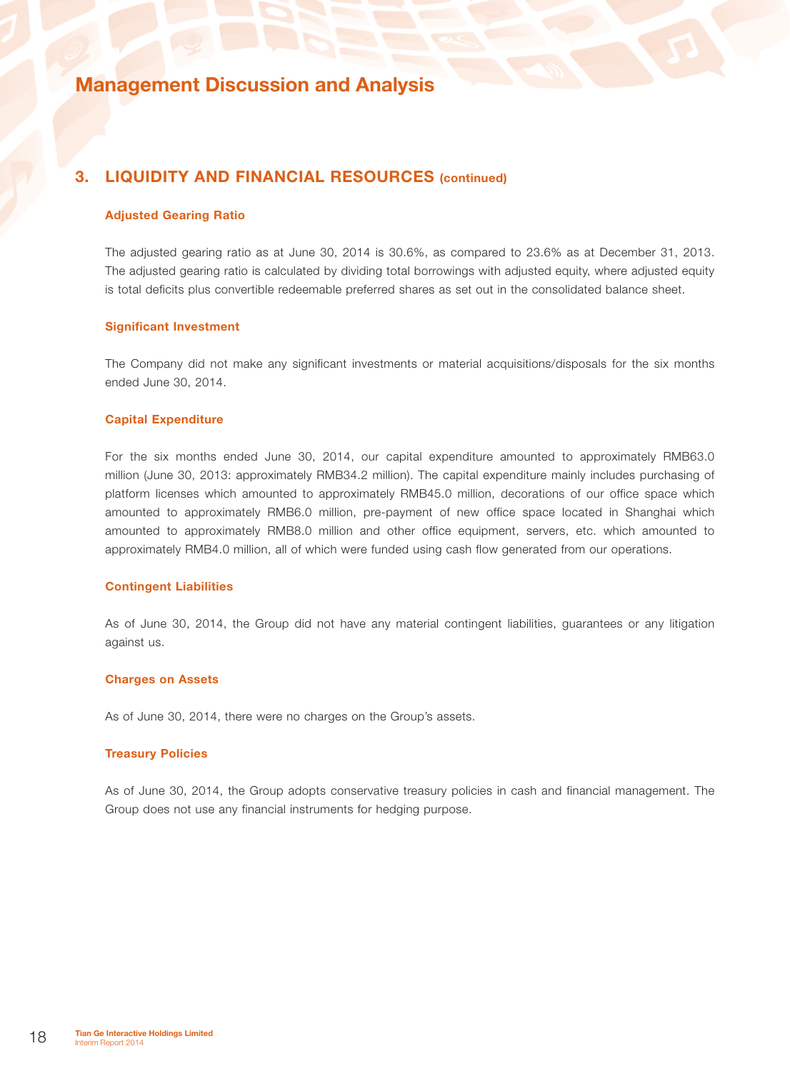# Management Discussion and Analysis

## 3. LIQUIDITY AND FINANCIAL RESOURCES (continued)

### Adjusted Gearing Ratio

The adjusted gearing ratio as at June 30, 2014 is 30.6%, as compared to 23.6% as at December 31, 2013. The adjusted gearing ratio is calculated by dividing total borrowings with adjusted equity, where adjusted equity is total deficits plus convertible redeemable preferred shares as set out in the consolidated balance sheet.

### Significant Investment

The Company did not make any significant investments or material acquisitions/disposals for the six months ended June 30, 2014.

### Capital Expenditure

For the six months ended June 30, 2014, our capital expenditure amounted to approximately RMB63.0 million (June 30, 2013: approximately RMB34.2 million). The capital expenditure mainly includes purchasing of platform licenses which amounted to approximately RMB45.0 million, decorations of our office space which amounted to approximately RMB6.0 million, pre-payment of new office space located in Shanghai which amounted to approximately RMB8.0 million and other office equipment, servers, etc. which amounted to approximately RMB4.0 million, all of which were funded using cash flow generated from our operations.

### Contingent Liabilities

As of June 30, 2014, the Group did not have any material contingent liabilities, guarantees or any litigation against us.

### Charges on Assets

As of June 30, 2014, there were no charges on the Group's assets.

### Treasury Policies

As of June 30, 2014, the Group adopts conservative treasury policies in cash and financial management. The Group does not use any financial instruments for hedging purpose.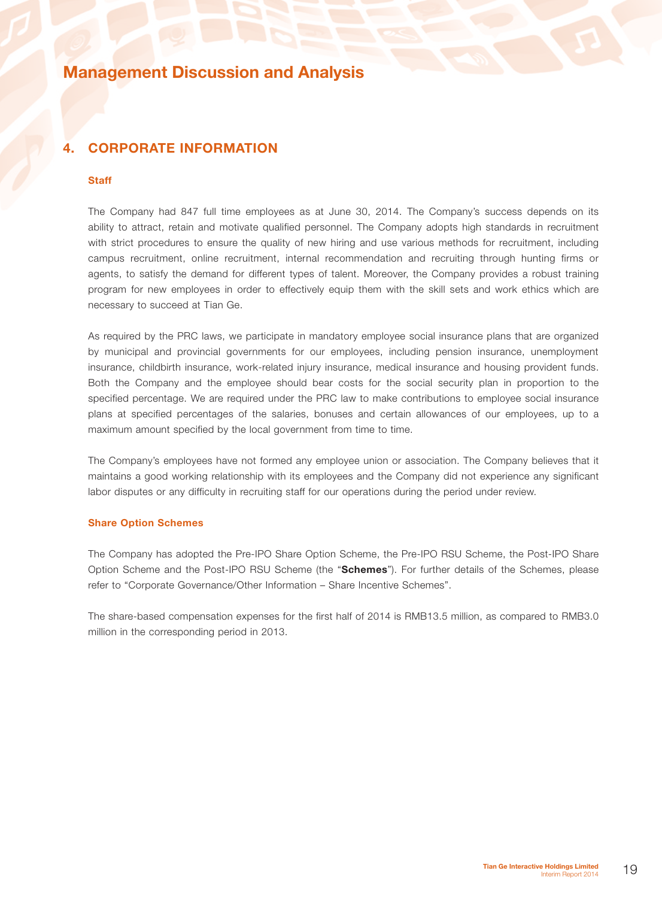# Management Discussion and Analysis

## 4. CORPORATE INFORMATION

### Staff

The Company had 847 full time employees as at June 30, 2014. The Company's success depends on its ability to attract, retain and motivate qualified personnel. The Company adopts high standards in recruitment with strict procedures to ensure the quality of new hiring and use various methods for recruitment, including campus recruitment, online recruitment, internal recommendation and recruiting through hunting firms or agents, to satisfy the demand for different types of talent. Moreover, the Company provides a robust training program for new employees in order to effectively equip them with the skill sets and work ethics which are necessary to succeed at Tian Ge.

As required by the PRC laws, we participate in mandatory employee social insurance plans that are organized by municipal and provincial governments for our employees, including pension insurance, unemployment insurance, childbirth insurance, work-related injury insurance, medical insurance and housing provident funds. Both the Company and the employee should bear costs for the social security plan in proportion to the specified percentage. We are required under the PRC law to make contributions to employee social insurance plans at specified percentages of the salaries, bonuses and certain allowances of our employees, up to a maximum amount specified by the local government from time to time.

The Company's employees have not formed any employee union or association. The Company believes that it maintains a good working relationship with its employees and the Company did not experience any significant labor disputes or any difficulty in recruiting staff for our operations during the period under review.

### Share Option Schemes

The Company has adopted the Pre-IPO Share Option Scheme, the Pre-IPO RSU Scheme, the Post-IPO Share Option Scheme and the Post-IPO RSU Scheme (the "**Schemes**"). For further details of the Schemes, please refer to "Corporate Governance/Other Information – Share Incentive Schemes".

The share-based compensation expenses for the first half of 2014 is RMB13.5 million, as compared to RMB3.0 million in the corresponding period in 2013.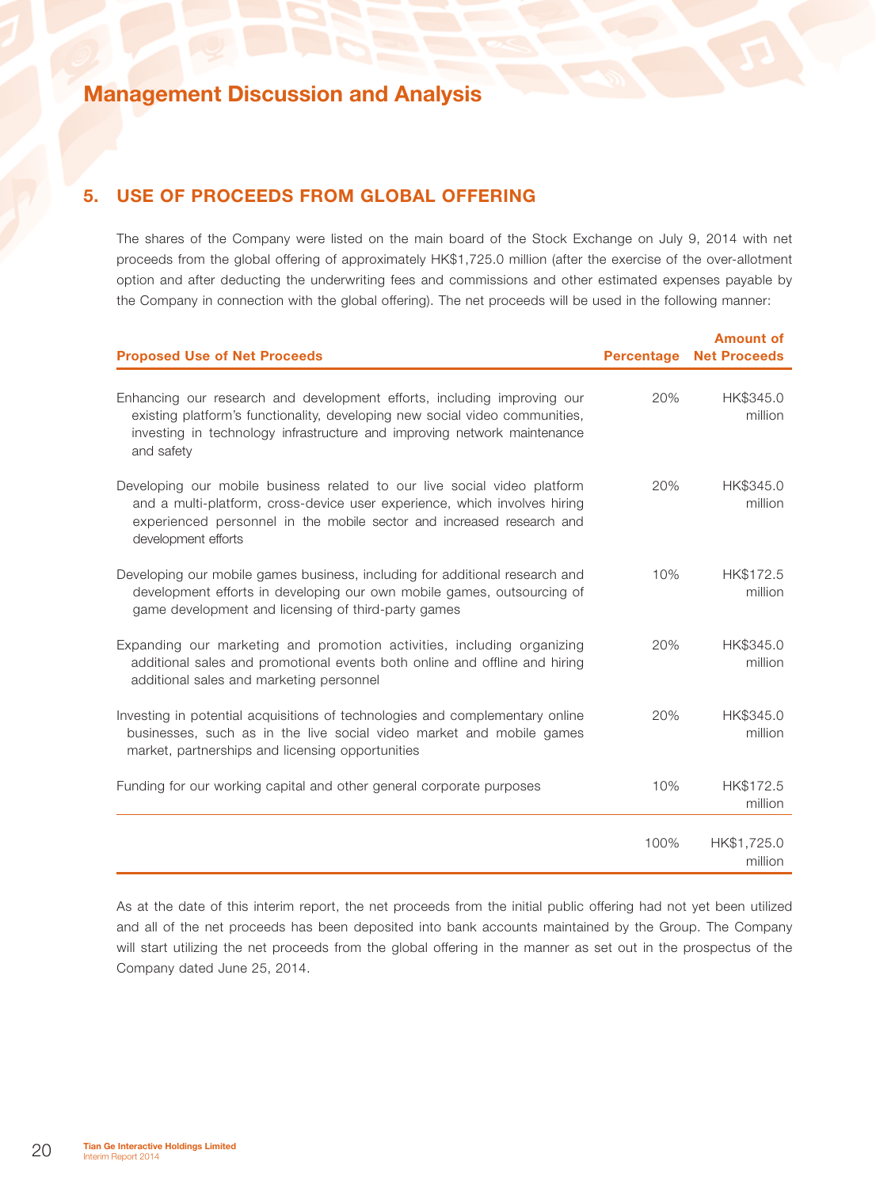# Management Discussion and Analysis

## 5. USE OF PROCEEDS FROM GLOBAL OFFERING

The shares of the Company were listed on the main board of the Stock Exchange on July 9, 2014 with net proceeds from the global offering of approximately HK$1,725.0 million (after the exercise of the over-allotment option and after deducting the underwriting fees and commissions and other estimated expenses payable by the Company in connection with the global offering). The net proceeds will be used in the following manner:

| Proposed Use of Net Proceeds | Percentage | Amount of Net Proceeds |
|---|---|---|
| Enhancing our research and development efforts, including improving our existing platform's functionality, developing new social video communities, investing in technology infrastructure and improving network maintenance and safety | 20% | HK$345.0 million |
| Developing our mobile business related to our live social video platform and a multi-platform, cross-device user experience, which involves hiring experienced personnel in the mobile sector and increased research and development efforts | 20% | HK$345.0 million |
| Developing our mobile games business, including for additional research and development efforts in developing our own mobile games, outsourcing of game development and licensing of third-party games | 10% | HK$172.5 million |
| Expanding our marketing and promotion activities, including organizing additional sales and promotional events both online and offline and hiring additional sales and marketing personnel | 20% | HK$345.0 million |
| Investing in potential acquisitions of technologies and complementary online businesses, such as in the live social video market and mobile games market, partnerships and licensing opportunities | 20% | HK$345.0 million |
| Funding for our working capital and other general corporate purposes | 10% | HK$172.5 million |
| | 100% | HK$1,725.0 million |

As at the date of this interim report, the net proceeds from the initial public offering had not yet been utilized and all of the net proceeds has been deposited into bank accounts maintained by the Group. The Company will start utilizing the net proceeds from the global offering in the manner as set out in the prospectus of the Company dated June 25, 2014.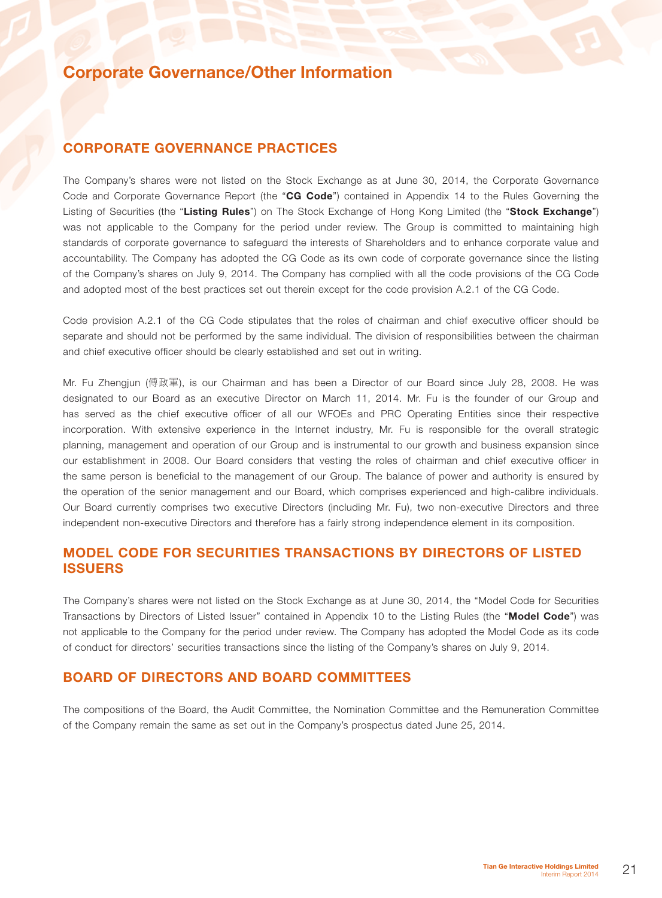# Corporate Governance/Other Information

## CORPORATE GOVERNANCE PRACTICES

The Company's shares were not listed on the Stock Exchange as at June 30, 2014, the Corporate Governance Code and Corporate Governance Report (the "**CG Code**") contained in Appendix 14 to the Rules Governing the Listing of Securities (the "**Listing Rules**") on The Stock Exchange of Hong Kong Limited (the "**Stock Exchange**") was not applicable to the Company for the period under review. The Group is committed to maintaining high standards of corporate governance to safeguard the interests of Shareholders and to enhance corporate value and accountability. The Company has adopted the CG Code as its own code of corporate governance since the listing of the Company's shares on July 9, 2014. The Company has complied with all the code provisions of the CG Code and adopted most of the best practices set out therein except for the code provision A.2.1 of the CG Code.

Code provision A.2.1 of the CG Code stipulates that the roles of chairman and chief executive officer should be separate and should not be performed by the same individual. The division of responsibilities between the chairman and chief executive officer should be clearly established and set out in writing.

Mr. Fu Zhengjun (傅政軍), is our Chairman and has been a Director of our Board since July 28, 2008. He was designated to our Board as an executive Director on March 11, 2014. Mr. Fu is the founder of our Group and has served as the chief executive officer of all our WFOEs and PRC Operating Entities since their respective incorporation. With extensive experience in the Internet industry, Mr. Fu is responsible for the overall strategic planning, management and operation of our Group and is instrumental to our growth and business expansion since our establishment in 2008. Our Board considers that vesting the roles of chairman and chief executive officer in the same person is beneficial to the management of our Group. The balance of power and authority is ensured by the operation of the senior management and our Board, which comprises experienced and high-calibre individuals. Our Board currently comprises two executive Directors (including Mr. Fu), two non-executive Directors and three independent non-executive Directors and therefore has a fairly strong independence element in its composition.

## MODEL CODE FOR SECURITIES TRANSACTIONS BY DIRECTORS OF LISTED ISSUERS

The Company's shares were not listed on the Stock Exchange as at June 30, 2014, the "Model Code for Securities Transactions by Directors of Listed Issuer" contained in Appendix 10 to the Listing Rules (the "**Model Code**") was not applicable to the Company for the period under review. The Company has adopted the Model Code as its code of conduct for directors' securities transactions since the listing of the Company's shares on July 9, 2014.

## BOARD OF DIRECTORS AND BOARD COMMITTEES

The compositions of the Board, the Audit Committee, the Nomination Committee and the Remuneration Committee of the Company remain the same as set out in the Company's prospectus dated June 25, 2014.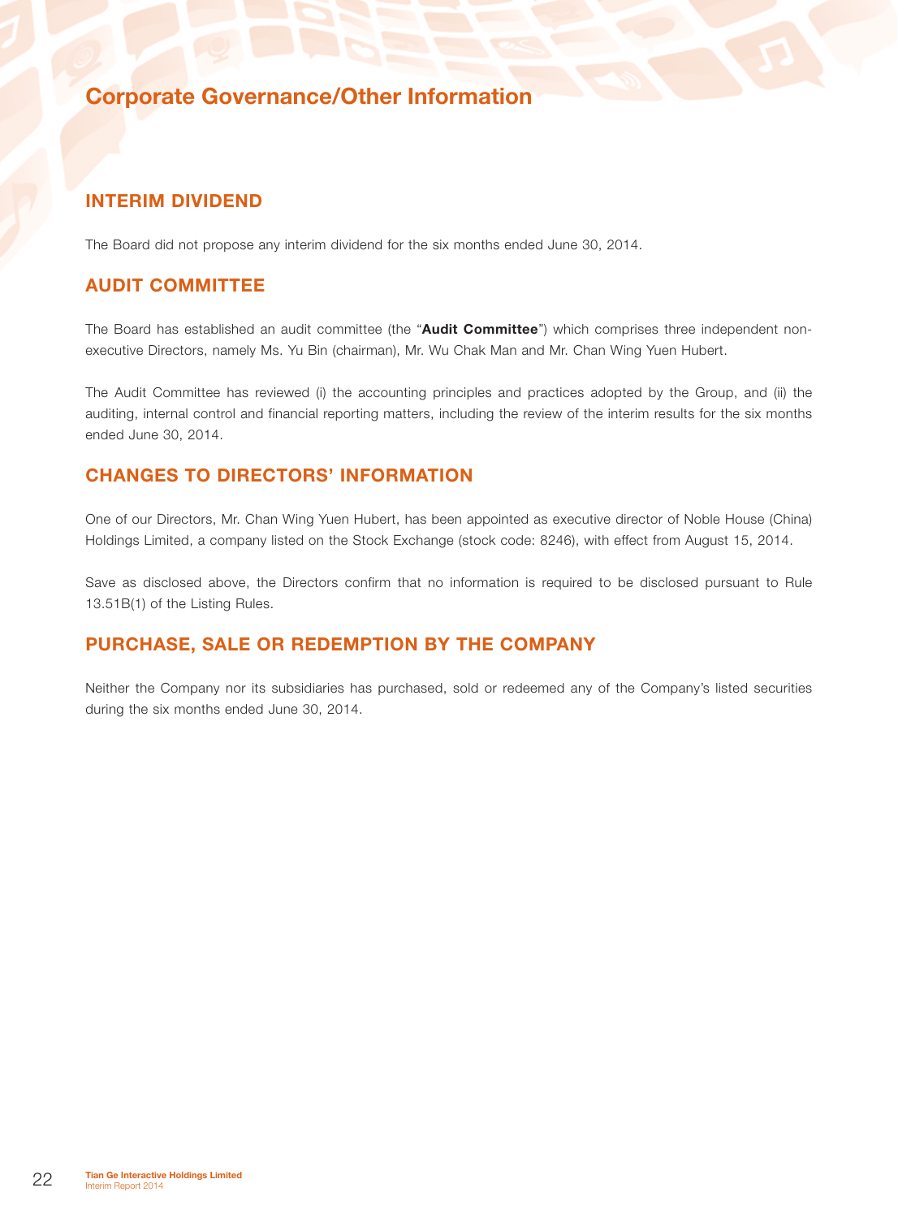# Corporate Governance/Other Information

## INTERIM DIVIDEND

The Board did not propose any interim dividend for the six months ended June 30, 2014.

## AUDIT COMMITTEE

The Board has established an audit committee (the "**Audit Committee**") which comprises three independent non-executive Directors, namely Ms. Yu Bin (chairman), Mr. Wu Chak Man and Mr. Chan Wing Yuen Hubert.

The Audit Committee has reviewed (i) the accounting principles and practices adopted by the Group, and (ii) the auditing, internal control and financial reporting matters, including the review of the interim results for the six months ended June 30, 2014.

## CHANGES TO DIRECTORS' INFORMATION

One of our Directors, Mr. Chan Wing Yuen Hubert, has been appointed as executive director of Noble House (China) Holdings Limited, a company listed on the Stock Exchange (stock code: 8246), with effect from August 15, 2014.

Save as disclosed above, the Directors confirm that no information is required to be disclosed pursuant to Rule 13.51B(1) of the Listing Rules.

## PURCHASE, SALE OR REDEMPTION BY THE COMPANY

Neither the Company nor its subsidiaries has purchased, sold or redeemed any of the Company's listed securities during the six months ended June 30, 2014.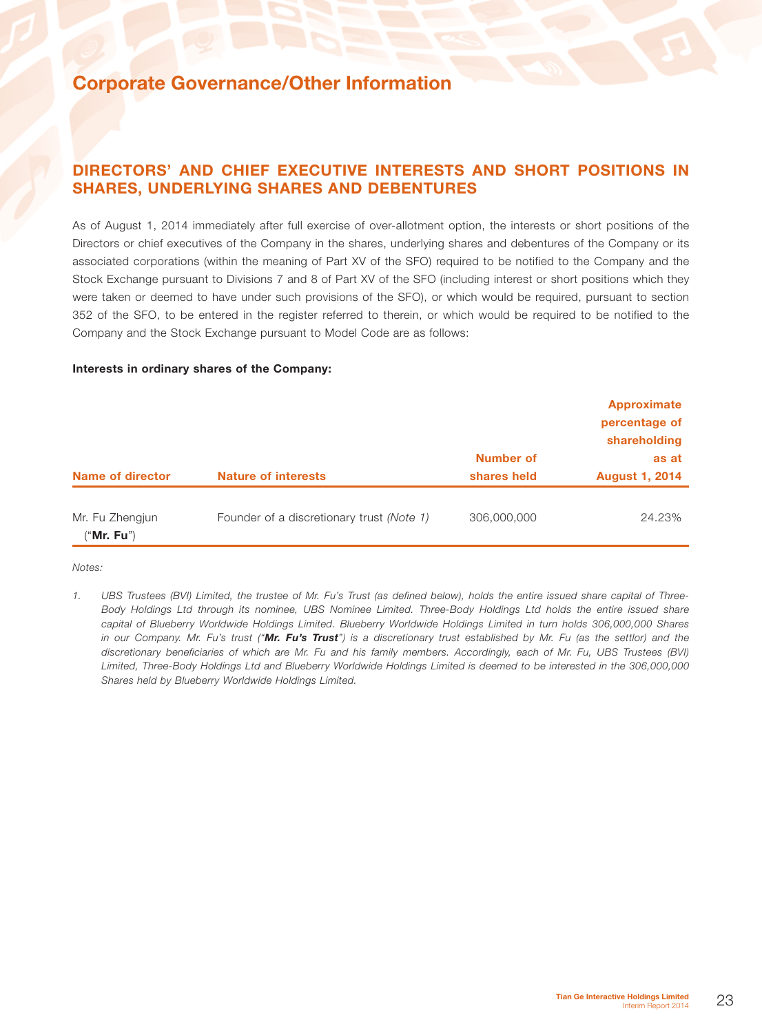# Corporate Governance/Other Information

## DIRECTORS' AND CHIEF EXECUTIVE INTERESTS AND SHORT POSITIONS IN SHARES, UNDERLYING SHARES AND DEBENTURES

As of August 1, 2014 immediately after full exercise of over-allotment option, the interests or short positions of the Directors or chief executives of the Company in the shares, underlying shares and debentures of the Company or its associated corporations (within the meaning of Part XV of the SFO) required to be notified to the Company and the Stock Exchange pursuant to Divisions 7 and 8 of Part XV of the SFO (including interest or short positions which they were taken or deemed to have under such provisions of the SFO), or which would be required, pursuant to section 352 of the SFO, to be entered in the register referred to therein, or which would be required to be notified to the Company and the Stock Exchange pursuant to Model Code are as follows:

**Interests in ordinary shares of the Company:**

| Name of director | Nature of interests | Number of shares held | Approximate percentage of shareholding as at August 1, 2014 |
|---|---|---|---|
| Mr. Fu Zhengjun ("**Mr. Fu**") | Founder of a discretionary trust *(Note 1)* | 306,000,000 | 24.23% |

*Notes:*

1. *UBS Trustees (BVI) Limited, the trustee of Mr. Fu's Trust (as defined below), holds the entire issued share capital of Three-Body Holdings Ltd through its nominee, UBS Nominee Limited. Three-Body Holdings Ltd holds the entire issued share capital of Blueberry Worldwide Holdings Limited. Blueberry Worldwide Holdings Limited in turn holds 306,000,000 Shares in our Company. Mr. Fu's trust ("**Mr. Fu's Trust**") is a discretionary trust established by Mr. Fu (as the settlor) and the discretionary beneficiaries of which are Mr. Fu and his family members. Accordingly, each of Mr. Fu, UBS Trustees (BVI) Limited, Three-Body Holdings Ltd and Blueberry Worldwide Holdings Limited is deemed to be interested in the 306,000,000 Shares held by Blueberry Worldwide Holdings Limited.*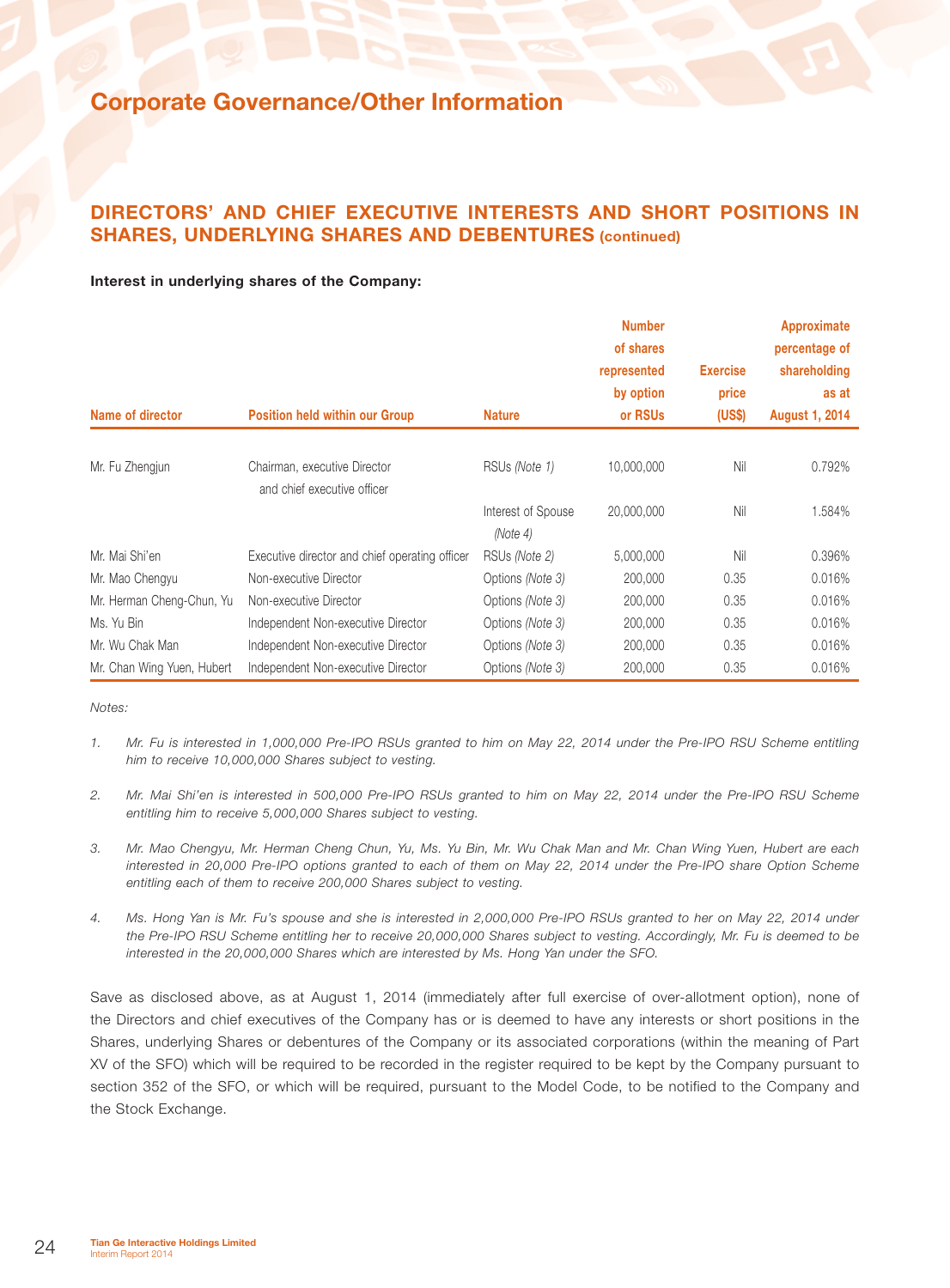# Corporate Governance/Other Information

## DIRECTORS' AND CHIEF EXECUTIVE INTERESTS AND SHORT POSITIONS IN SHARES, UNDERLYING SHARES AND DEBENTURES (continued)

**Interest in underlying shares of the Company:**

| Name of director | Position held within our Group | Nature | Number of shares represented by option or RSUs | Exercise price (US$) | Approximate percentage of shareholding as at August 1, 2014 |
|---|---|---|---|---|---|
| Mr. Fu Zhengjun | Chairman, executive Director and chief executive officer | RSUs *(Note 1)* | 10,000,000 | Nil | 0.792% |
| | | Interest of Spouse *(Note 4)* | 20,000,000 | Nil | 1.584% |
| Mr. Mai Shi'en | Executive director and chief operating officer | RSUs *(Note 2)* | 5,000,000 | Nil | 0.396% |
| Mr. Mao Chengyu | Non-executive Director | Options *(Note 3)* | 200,000 | 0.35 | 0.016% |
| Mr. Herman Cheng-Chun, Yu | Non-executive Director | Options *(Note 3)* | 200,000 | 0.35 | 0.016% |
| Ms. Yu Bin | Independent Non-executive Director | Options *(Note 3)* | 200,000 | 0.35 | 0.016% |
| Mr. Wu Chak Man | Independent Non-executive Director | Options *(Note 3)* | 200,000 | 0.35 | 0.016% |
| Mr. Chan Wing Yuen, Hubert | Independent Non-executive Director | Options *(Note 3)* | 200,000 | 0.35 | 0.016% |

*Notes:*

1. *Mr. Fu is interested in 1,000,000 Pre-IPO RSUs granted to him on May 22, 2014 under the Pre-IPO RSU Scheme entitling him to receive 10,000,000 Shares subject to vesting.*

2. *Mr. Mai Shi'en is interested in 500,000 Pre-IPO RSUs granted to him on May 22, 2014 under the Pre-IPO RSU Scheme entitling him to receive 5,000,000 Shares subject to vesting.*

3. *Mr. Mao Chengyu, Mr. Herman Cheng Chun, Yu, Ms. Yu Bin, Mr. Wu Chak Man and Mr. Chan Wing Yuen, Hubert are each interested in 20,000 Pre-IPO options granted to each of them on May 22, 2014 under the Pre-IPO share Option Scheme entitling each of them to receive 200,000 Shares subject to vesting.*

4. *Ms. Hong Yan is Mr. Fu's spouse and she is interested in 2,000,000 Pre-IPO RSUs granted to her on May 22, 2014 under the Pre-IPO RSU Scheme entitling her to receive 20,000,000 Shares subject to vesting. Accordingly, Mr. Fu is deemed to be interested in the 20,000,000 Shares which are interested by Ms. Hong Yan under the SFO.*

Save as disclosed above, as at August 1, 2014 (immediately after full exercise of over-allotment option), none of the Directors and chief executives of the Company has or is deemed to have any interests or short positions in the Shares, underlying Shares or debentures of the Company or its associated corporations (within the meaning of Part XV of the SFO) which will be required to be recorded in the register required to be kept by the Company pursuant to section 352 of the SFO, or which will be required, pursuant to the Model Code, to be notified to the Company and the Stock Exchange.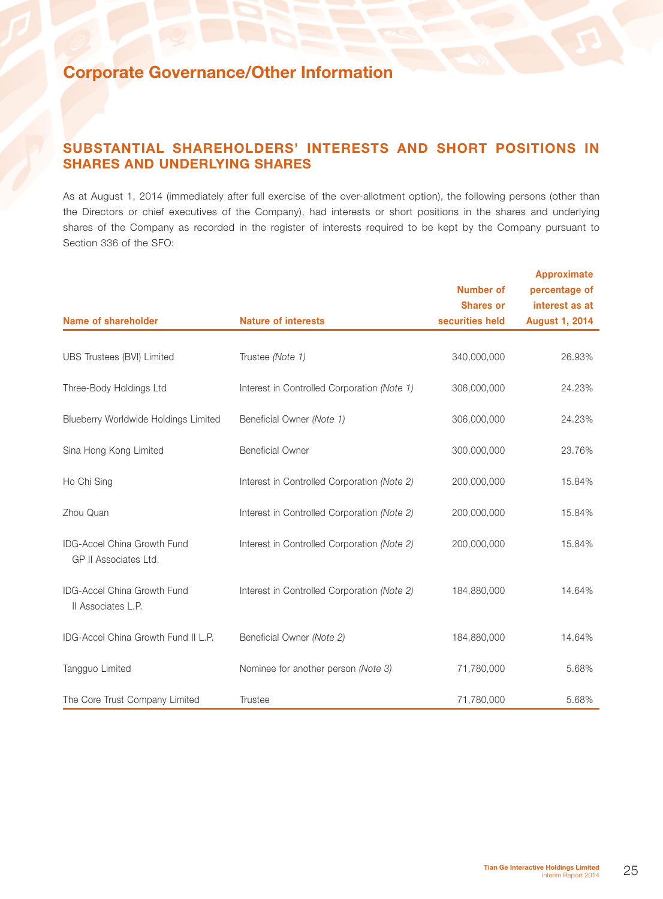# Corporate Governance/Other Information

## SUBSTANTIAL SHAREHOLDERS' INTERESTS AND SHORT POSITIONS IN SHARES AND UNDERLYING SHARES

As at August 1, 2014 (immediately after full exercise of the over-allotment option), the following persons (other than the Directors or chief executives of the Company), had interests or short positions in the shares and underlying shares of the Company as recorded in the register of interests required to be kept by the Company pursuant to Section 336 of the SFO:

| Name of shareholder | Nature of interests | Number of Shares or securities held | Approximate percentage of interest as at August 1, 2014 |
|---|---|---|---|
| UBS Trustees (BVI) Limited | Trustee *(Note 1)* | 340,000,000 | 26.93% |
| Three-Body Holdings Ltd | Interest in Controlled Corporation *(Note 1)* | 306,000,000 | 24.23% |
| Blueberry Worldwide Holdings Limited | Beneficial Owner *(Note 1)* | 306,000,000 | 24.23% |
| Sina Hong Kong Limited | Beneficial Owner | 300,000,000 | 23.76% |
| Ho Chi Sing | Interest in Controlled Corporation *(Note 2)* | 200,000,000 | 15.84% |
| Zhou Quan | Interest in Controlled Corporation *(Note 2)* | 200,000,000 | 15.84% |
| IDG-Accel China Growth Fund GP II Associates Ltd. | Interest in Controlled Corporation *(Note 2)* | 200,000,000 | 15.84% |
| IDG-Accel China Growth Fund II Associates L.P. | Interest in Controlled Corporation *(Note 2)* | 184,880,000 | 14.64% |
| IDG-Accel China Growth Fund II L.P. | Beneficial Owner *(Note 2)* | 184,880,000 | 14.64% |
| Tangguo Limited | Nominee for another person *(Note 3)* | 71,780,000 | 5.68% |
| The Core Trust Company Limited | Trustee | 71,780,000 | 5.68% |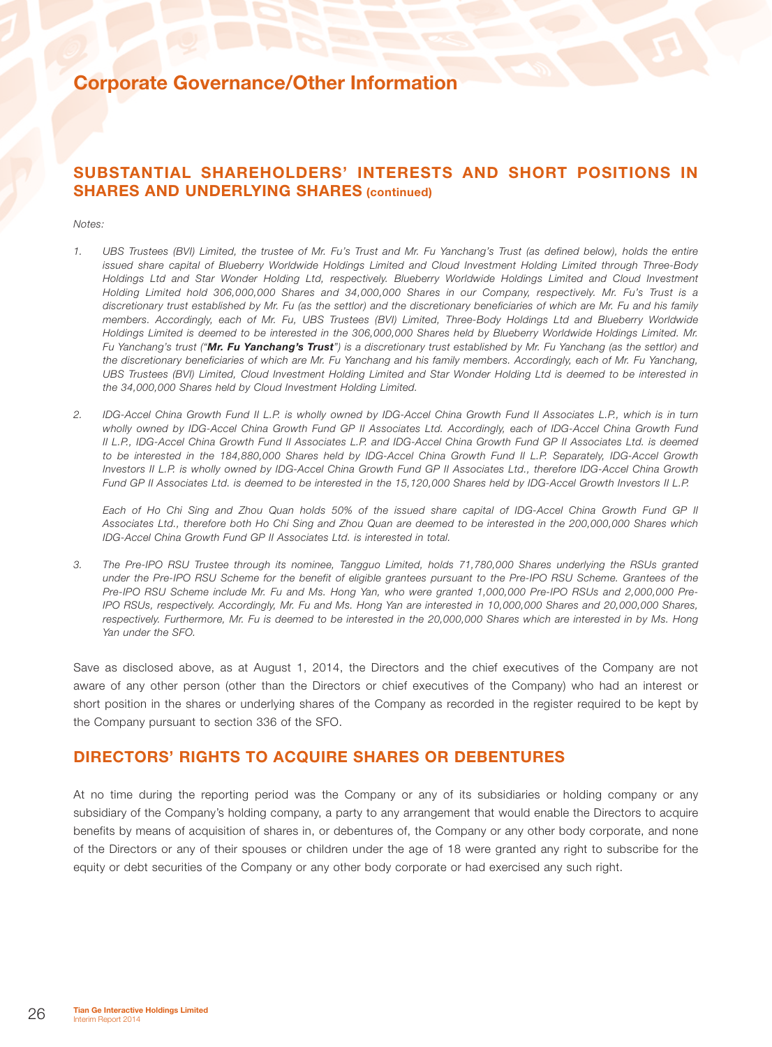# Corporate Governance/Other Information

## SUBSTANTIAL SHAREHOLDERS' INTERESTS AND SHORT POSITIONS IN SHARES AND UNDERLYING SHARES (continued)

*Notes:*

1. *UBS Trustees (BVI) Limited, the trustee of Mr. Fu's Trust and Mr. Fu Yanchang's Trust (as defined below), holds the entire issued share capital of Blueberry Worldwide Holdings Limited and Cloud Investment Holding Limited through Three-Body Holdings Ltd and Star Wonder Holding Ltd, respectively. Blueberry Worldwide Holdings Limited and Cloud Investment Holding Limited hold 306,000,000 Shares and 34,000,000 Shares in our Company, respectively. Mr. Fu's Trust is a discretionary trust established by Mr. Fu (as the settlor) and the discretionary beneficiaries of which are Mr. Fu and his family members. Accordingly, each of Mr. Fu, UBS Trustees (BVI) Limited, Three-Body Holdings Ltd and Blueberry Worldwide Holdings Limited is deemed to be interested in the 306,000,000 Shares held by Blueberry Worldwide Holdings Limited. Mr. Fu Yanchang's trust ("**Mr. Fu Yanchang's Trust**") is a discretionary trust established by Mr. Fu Yanchang (as the settlor) and the discretionary beneficiaries of which are Mr. Fu Yanchang and his family members. Accordingly, each of Mr. Fu Yanchang, UBS Trustees (BVI) Limited, Cloud Investment Holding Limited and Star Wonder Holding Ltd is deemed to be interested in the 34,000,000 Shares held by Cloud Investment Holding Limited.*

2. *IDG-Accel China Growth Fund II L.P. is wholly owned by IDG-Accel China Growth Fund II Associates L.P., which is in turn wholly owned by IDG-Accel China Growth Fund GP II Associates Ltd. Accordingly, each of IDG-Accel China Growth Fund II L.P., IDG-Accel China Growth Fund II Associates L.P. and IDG-Accel China Growth Fund GP II Associates Ltd. is deemed to be interested in the 184,880,000 Shares held by IDG-Accel China Growth Fund II L.P. Separately, IDG-Accel Growth Investors II L.P. is wholly owned by IDG-Accel China Growth Fund GP II Associates Ltd., therefore IDG-Accel China Growth Fund GP II Associates Ltd. is deemed to be interested in the 15,120,000 Shares held by IDG-Accel Growth Investors II L.P.*

   *Each of Ho Chi Sing and Zhou Quan holds 50% of the issued share capital of IDG-Accel China Growth Fund GP II Associates Ltd., therefore both Ho Chi Sing and Zhou Quan are deemed to be interested in the 200,000,000 Shares which IDG-Accel China Growth Fund GP II Associates Ltd. is interested in total.*

3. *The Pre-IPO RSU Trustee through its nominee, Tangguo Limited, holds 71,780,000 Shares underlying the RSUs granted under the Pre-IPO RSU Scheme for the benefit of eligible grantees pursuant to the Pre-IPO RSU Scheme. Grantees of the Pre-IPO RSU Scheme include Mr. Fu and Ms. Hong Yan, who were granted 1,000,000 Pre-IPO RSUs and 2,000,000 Pre-IPO RSUs, respectively. Accordingly, Mr. Fu and Ms. Hong Yan are interested in 10,000,000 Shares and 20,000,000 Shares, respectively. Furthermore, Mr. Fu is deemed to be interested in the 20,000,000 Shares which are interested in by Ms. Hong Yan under the SFO.*

Save as disclosed above, as at August 1, 2014, the Directors and the chief executives of the Company are not aware of any other person (other than the Directors or chief executives of the Company) who had an interest or short position in the shares or underlying shares of the Company as recorded in the register required to be kept by the Company pursuant to section 336 of the SFO.

## DIRECTORS' RIGHTS TO ACQUIRE SHARES OR DEBENTURES

At no time during the reporting period was the Company or any of its subsidiaries or holding company or any subsidiary of the Company's holding company, a party to any arrangement that would enable the Directors to acquire benefits by means of acquisition of shares in, or debentures of, the Company or any other body corporate, and none of the Directors or any of their spouses or children under the age of 18 were granted any right to subscribe for the equity or debt securities of the Company or any other body corporate or had exercised any such right.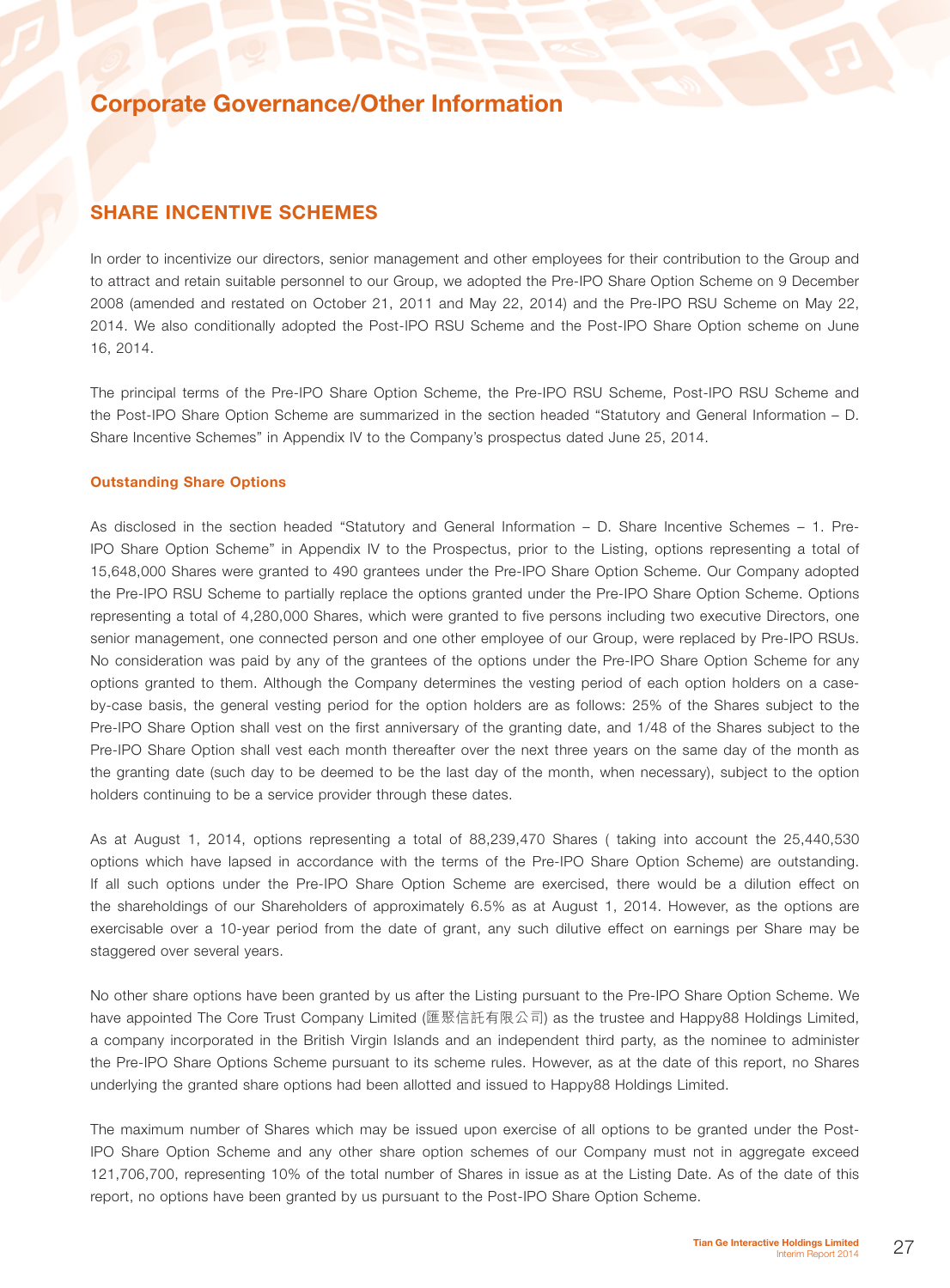# Corporate Governance/Other Information

## SHARE INCENTIVE SCHEMES

In order to incentivize our directors, senior management and other employees for their contribution to the Group and to attract and retain suitable personnel to our Group, we adopted the Pre-IPO Share Option Scheme on 9 December 2008 (amended and restated on October 21, 2011 and May 22, 2014) and the Pre-IPO RSU Scheme on May 22, 2014. We also conditionally adopted the Post-IPO RSU Scheme and the Post-IPO Share Option scheme on June 16, 2014.

The principal terms of the Pre-IPO Share Option Scheme, the Pre-IPO RSU Scheme, Post-IPO RSU Scheme and the Post-IPO Share Option Scheme are summarized in the section headed "Statutory and General Information – D. Share Incentive Schemes" in Appendix IV to the Company's prospectus dated June 25, 2014.

### Outstanding Share Options

As disclosed in the section headed "Statutory and General Information – D. Share Incentive Schemes – 1. Pre-IPO Share Option Scheme" in Appendix IV to the Prospectus, prior to the Listing, options representing a total of 15,648,000 Shares were granted to 490 grantees under the Pre-IPO Share Option Scheme. Our Company adopted the Pre-IPO RSU Scheme to partially replace the options granted under the Pre-IPO Share Option Scheme. Options representing a total of 4,280,000 Shares, which were granted to five persons including two executive Directors, one senior management, one connected person and one other employee of our Group, were replaced by Pre-IPO RSUs. No consideration was paid by any of the grantees of the options under the Pre-IPO Share Option Scheme for any options granted to them. Although the Company determines the vesting period of each option holders on a case-by-case basis, the general vesting period for the option holders are as follows: 25% of the Shares subject to the Pre-IPO Share Option shall vest on the first anniversary of the granting date, and 1/48 of the Shares subject to the Pre-IPO Share Option shall vest each month thereafter over the next three years on the same day of the month as the granting date (such day to be deemed to be the last day of the month, when necessary), subject to the option holders continuing to be a service provider through these dates.

As at August 1, 2014, options representing a total of 88,239,470 Shares ( taking into account the 25,440,530 options which have lapsed in accordance with the terms of the Pre-IPO Share Option Scheme) are outstanding. If all such options under the Pre-IPO Share Option Scheme are exercised, there would be a dilution effect on the shareholdings of our Shareholders of approximately 6.5% as at August 1, 2014. However, as the options are exercisable over a 10-year period from the date of grant, any such dilutive effect on earnings per Share may be staggered over several years.

No other share options have been granted by us after the Listing pursuant to the Pre-IPO Share Option Scheme. We have appointed The Core Trust Company Limited (匯聚信託有限公司) as the trustee and Happy88 Holdings Limited, a company incorporated in the British Virgin Islands and an independent third party, as the nominee to administer the Pre-IPO Share Options Scheme pursuant to its scheme rules. However, as at the date of this report, no Shares underlying the granted share options had been allotted and issued to Happy88 Holdings Limited.

The maximum number of Shares which may be issued upon exercise of all options to be granted under the Post-IPO Share Option Scheme and any other share option schemes of our Company must not in aggregate exceed 121,706,700, representing 10% of the total number of Shares in issue as at the Listing Date. As of the date of this report, no options have been granted by us pursuant to the Post-IPO Share Option Scheme.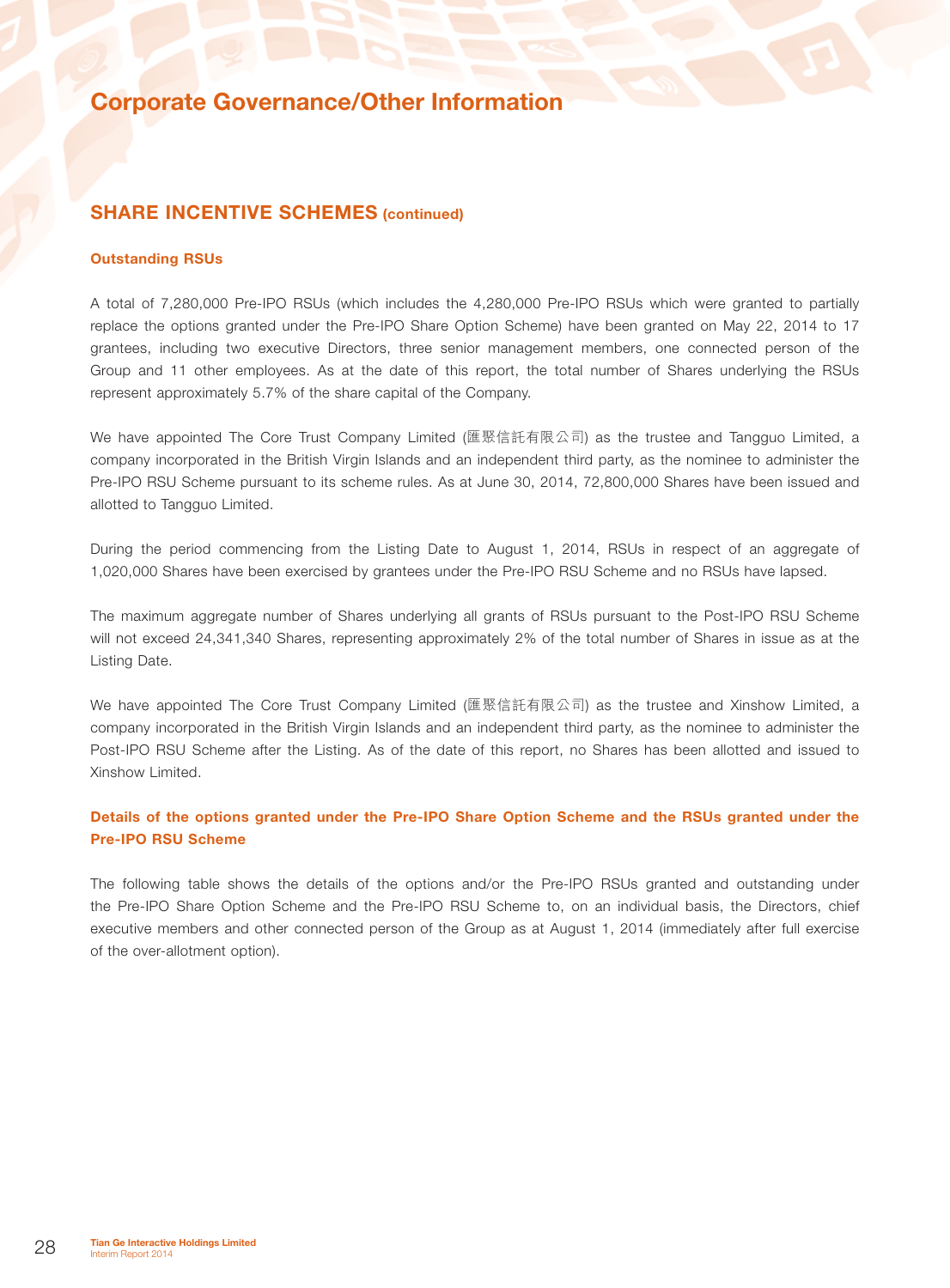# Corporate Governance/Other Information

## SHARE INCENTIVE SCHEMES (continued)

### Outstanding RSUs

A total of 7,280,000 Pre-IPO RSUs (which includes the 4,280,000 Pre-IPO RSUs which were granted to partially replace the options granted under the Pre-IPO Share Option Scheme) have been granted on May 22, 2014 to 17 grantees, including two executive Directors, three senior management members, one connected person of the Group and 11 other employees. As at the date of this report, the total number of Shares underlying the RSUs represent approximately 5.7% of the share capital of the Company.

We have appointed The Core Trust Company Limited (匯聚信託有限公司) as the trustee and Tangguo Limited, a company incorporated in the British Virgin Islands and an independent third party, as the nominee to administer the Pre-IPO RSU Scheme pursuant to its scheme rules. As at June 30, 2014, 72,800,000 Shares have been issued and allotted to Tangguo Limited.

During the period commencing from the Listing Date to August 1, 2014, RSUs in respect of an aggregate of 1,020,000 Shares have been exercised by grantees under the Pre-IPO RSU Scheme and no RSUs have lapsed.

The maximum aggregate number of Shares underlying all grants of RSUs pursuant to the Post-IPO RSU Scheme will not exceed 24,341,340 Shares, representing approximately 2% of the total number of Shares in issue as at the Listing Date.

We have appointed The Core Trust Company Limited (匯聚信託有限公司) as the trustee and Xinshow Limited, a company incorporated in the British Virgin Islands and an independent third party, as the nominee to administer the Post-IPO RSU Scheme after the Listing. As of the date of this report, no Shares has been allotted and issued to Xinshow Limited.

### Details of the options granted under the Pre-IPO Share Option Scheme and the RSUs granted under the Pre-IPO RSU Scheme

The following table shows the details of the options and/or the Pre-IPO RSUs granted and outstanding under the Pre-IPO Share Option Scheme and the Pre-IPO RSU Scheme to, on an individual basis, the Directors, chief executive members and other connected person of the Group as at August 1, 2014 (immediately after full exercise of the over-allotment option).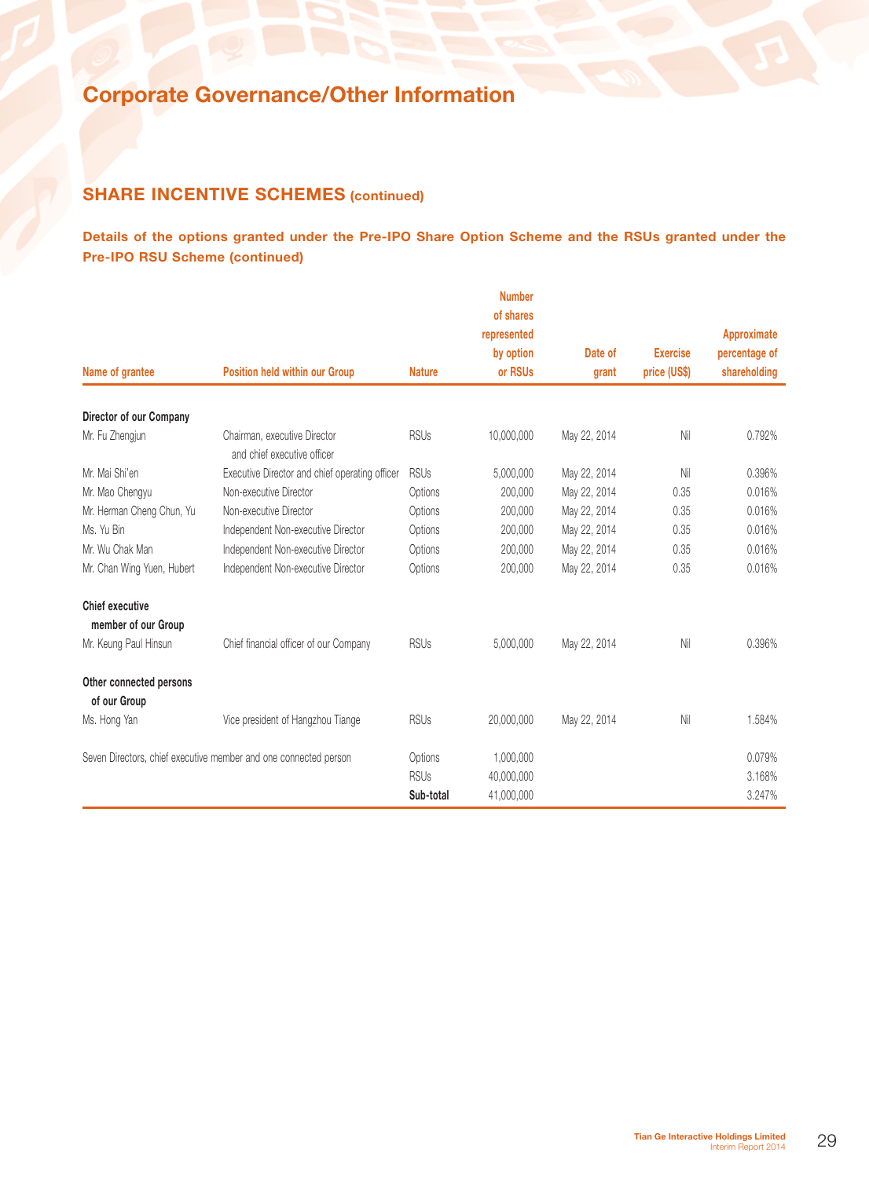# Corporate Governance/Other Information

## SHARE INCENTIVE SCHEMES (continued)

### Details of the options granted under the Pre-IPO Share Option Scheme and the RSUs granted under the Pre-IPO RSU Scheme (continued)

| Name of grantee | Position held within our Group | Nature | Number of shares represented by option or RSUs | Date of grant | Exercise price (US$) | Approximate percentage of shareholding |
|---|---|---|---|---|---|---|
| **Director of our Company** | | | | | | |
| Mr. Fu Zhengjun | Chairman, executive Director and chief executive officer | RSUs | 10,000,000 | May 22, 2014 | Nil | 0.792% |
| Mr. Mai Shi'en | Executive Director and chief operating officer | RSUs | 5,000,000 | May 22, 2014 | Nil | 0.396% |
| Mr. Mao Chengyu | Non-executive Director | Options | 200,000 | May 22, 2014 | 0.35 | 0.016% |
| Mr. Herman Cheng Chun, Yu | Non-executive Director | Options | 200,000 | May 22, 2014 | 0.35 | 0.016% |
| Ms. Yu Bin | Independent Non-executive Director | Options | 200,000 | May 22, 2014 | 0.35 | 0.016% |
| Mr. Wu Chak Man | Independent Non-executive Director | Options | 200,000 | May 22, 2014 | 0.35 | 0.016% |
| Mr. Chan Wing Yuen, Hubert | Independent Non-executive Director | Options | 200,000 | May 22, 2014 | 0.35 | 0.016% |
| **Chief executive member of our Group** | | | | | | |
| Mr. Keung Paul Hinsun | Chief financial officer of our Company | RSUs | 5,000,000 | May 22, 2014 | Nil | 0.396% |
| **Other connected persons of our Group** | | | | | | |
| Ms. Hong Yan | Vice president of Hangzhou Tiange | RSUs | 20,000,000 | May 22, 2014 | Nil | 1.584% |
| Seven Directors, chief executive member and one connected person | | Options | 1,000,000 | | | 0.079% |
| | | RSUs | 40,000,000 | | | 3.168% |
| | | **Sub-total** | 41,000,000 | | | 3.247% |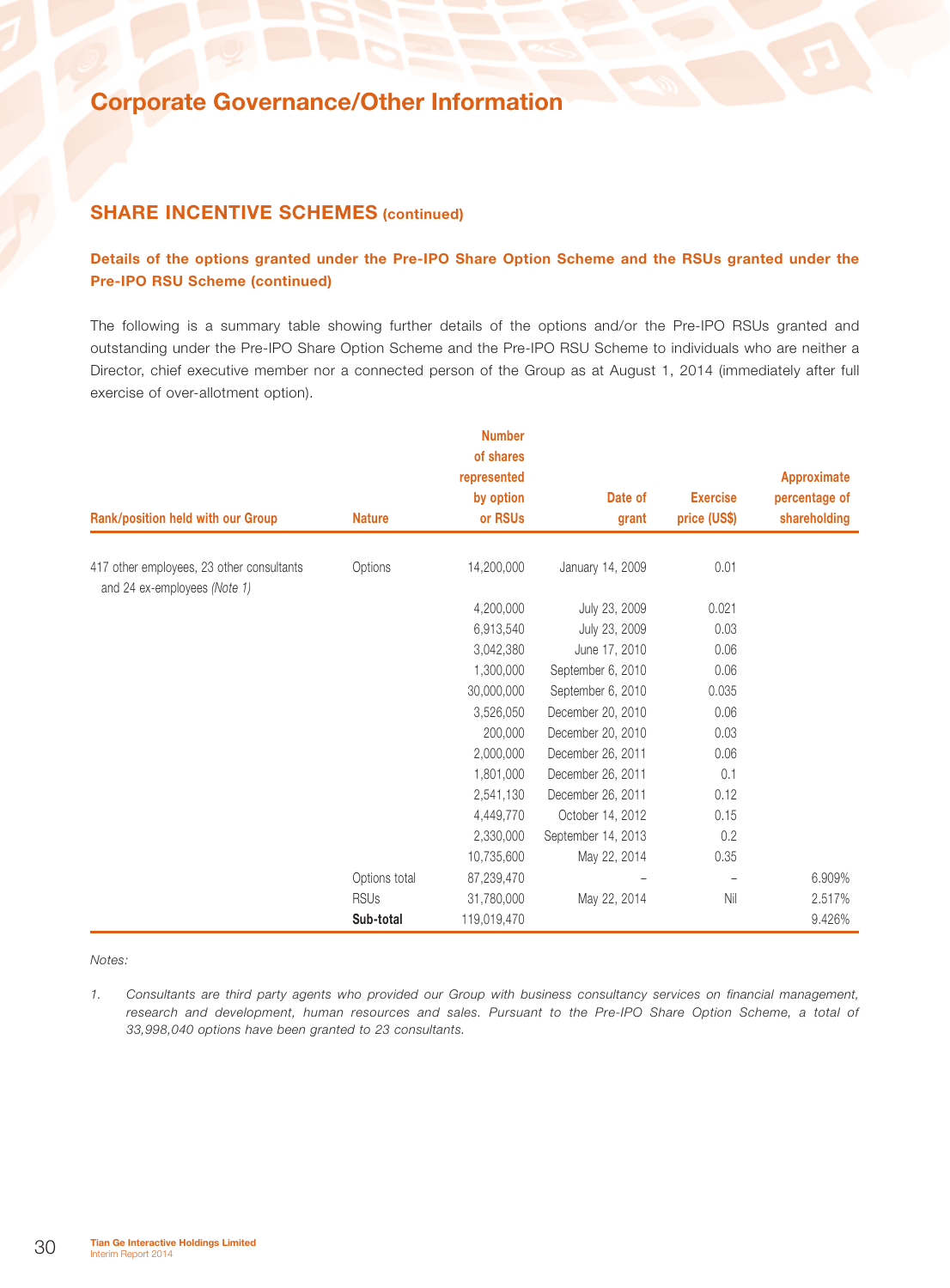# Corporate Governance/Other Information

## SHARE INCENTIVE SCHEMES (continued)

### Details of the options granted under the Pre-IPO Share Option Scheme and the RSUs granted under the Pre-IPO RSU Scheme (continued)

The following is a summary table showing further details of the options and/or the Pre-IPO RSUs granted and outstanding under the Pre-IPO Share Option Scheme and the Pre-IPO RSU Scheme to individuals who are neither a Director, chief executive member nor a connected person of the Group as at August 1, 2014 (immediately after full exercise of over-allotment option).

| Rank/position held with our Group | Nature | Number of shares represented by option or RSUs | Date of grant | Exercise price (US$) | Approximate percentage of shareholding |
|---|---|---|---|---|---|
| 417 other employees, 23 other consultants and 24 ex-employees *(Note 1)* | Options | 14,200,000 | January 14, 2009 | 0.01 | |
| | | 4,200,000 | July 23, 2009 | 0.021 | |
| | | 6,913,540 | July 23, 2009 | 0.03 | |
| | | 3,042,380 | June 17, 2010 | 0.06 | |
| | | 1,300,000 | September 6, 2010 | 0.06 | |
| | | 30,000,000 | September 6, 2010 | 0.035 | |
| | | 3,526,050 | December 20, 2010 | 0.06 | |
| | | 200,000 | December 20, 2010 | 0.03 | |
| | | 2,000,000 | December 26, 2011 | 0.06 | |
| | | 1,801,000 | December 26, 2011 | 0.1 | |
| | | 2,541,130 | December 26, 2011 | 0.12 | |
| | | 4,449,770 | October 14, 2012 | 0.15 | |
| | | 2,330,000 | September 14, 2013 | 0.2 | |
| | | 10,735,600 | May 22, 2014 | 0.35 | |
| | Options total | 87,239,470 | – | – | 6.909% |
| | RSUs | 31,780,000 | May 22, 2014 | Nil | 2.517% |
| | **Sub-total** | 119,019,470 | | | 9.426% |

*Notes:*

1. *Consultants are third party agents who provided our Group with business consultancy services on financial management, research and development, human resources and sales. Pursuant to the Pre-IPO Share Option Scheme, a total of 33,998,040 options have been granted to 23 consultants.*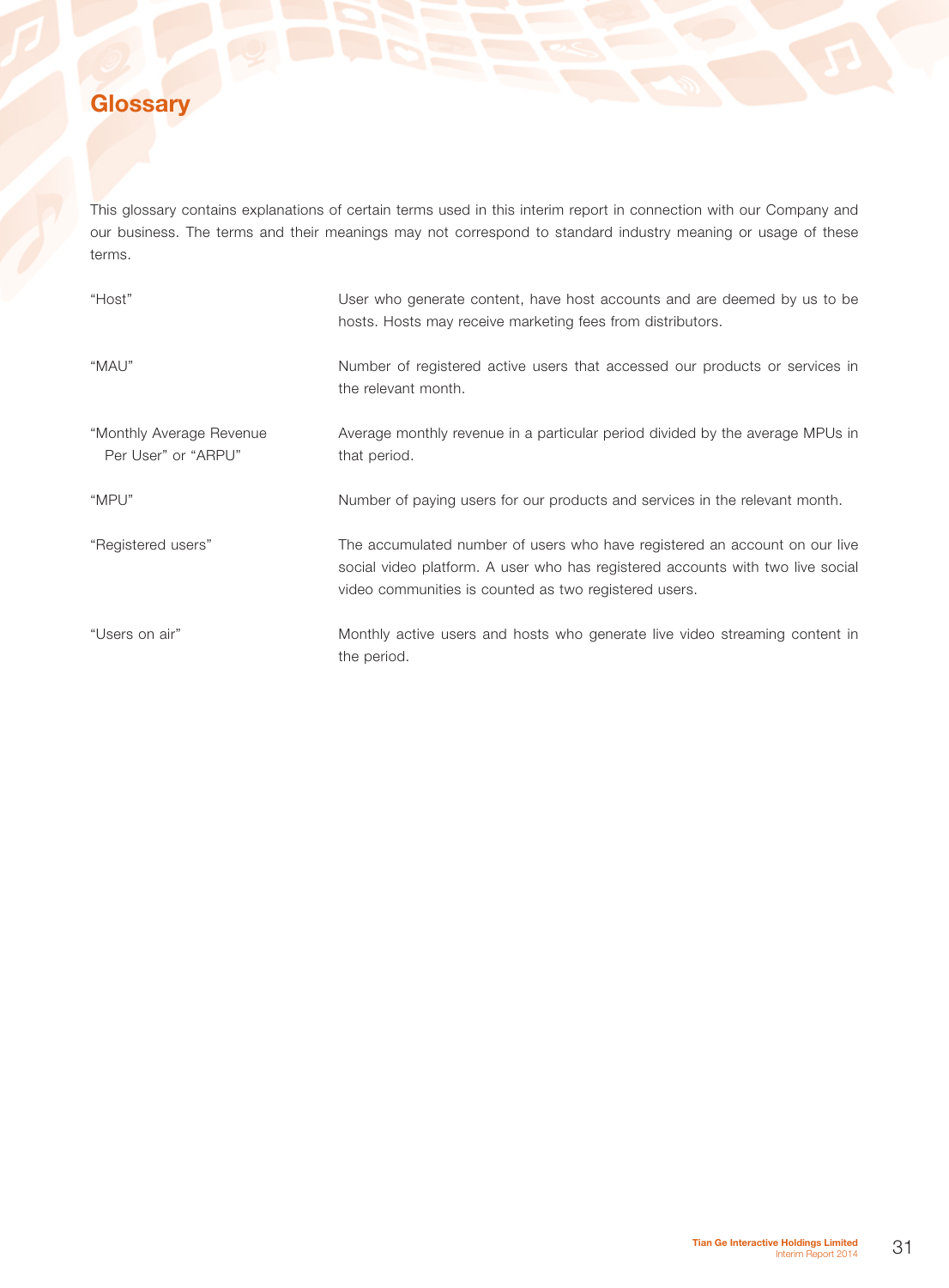# Glossary

This glossary contains explanations of certain terms used in this interim report in connection with our Company and our business. The terms and their meanings may not correspond to standard industry meaning or usage of these terms.

| | |
|---|---|
| "Host" | User who generate content, have host accounts and are deemed by us to be hosts. Hosts may receive marketing fees from distributors. |
| "MAU" | Number of registered active users that accessed our products or services in the relevant month. |
| "Monthly Average Revenue Per User" or "ARPU" | Average monthly revenue in a particular period divided by the average MPUs in that period. |
| "MPU" | Number of paying users for our products and services in the relevant month. |
| "Registered users" | The accumulated number of users who have registered an account on our live social video platform. A user who has registered accounts with two live social video communities is counted as two registered users. |
| "Users on air" | Monthly active users and hosts who generate live video streaming content in the period. |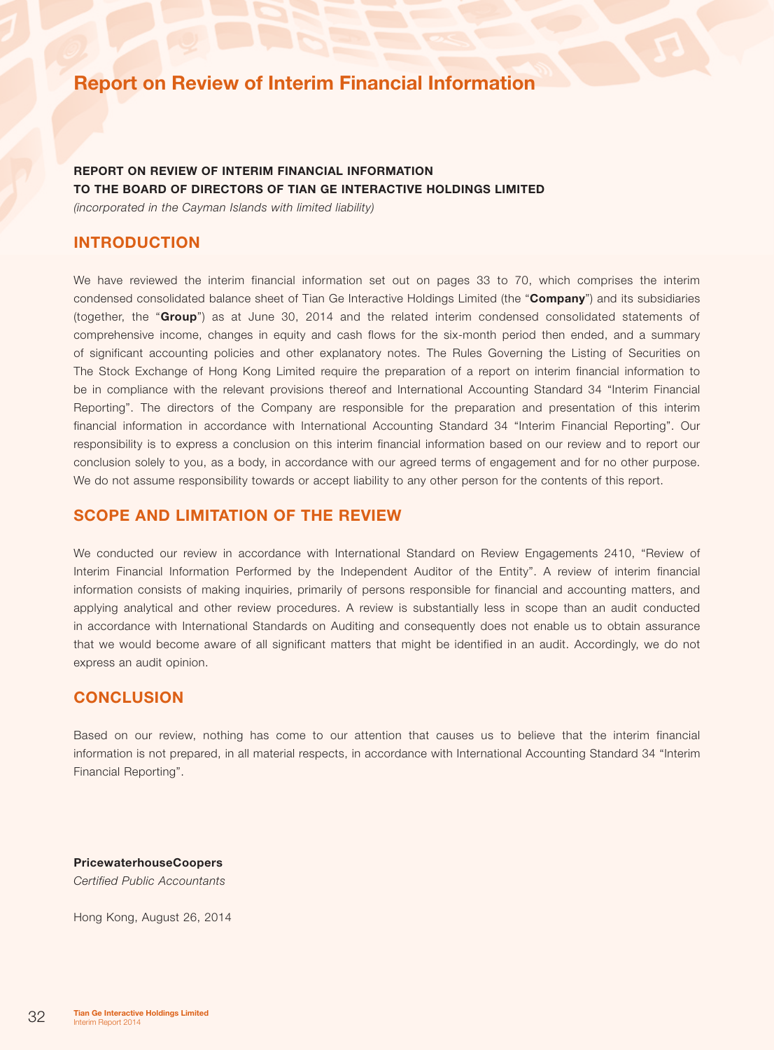# Report on Review of Interim Financial Information

**REPORT ON REVIEW OF INTERIM FINANCIAL INFORMATION**
**TO THE BOARD OF DIRECTORS OF TIAN GE INTERACTIVE HOLDINGS LIMITED**
*(incorporated in the Cayman Islands with limited liability)*

## INTRODUCTION

We have reviewed the interim financial information set out on pages 33 to 70, which comprises the interim condensed consolidated balance sheet of Tian Ge Interactive Holdings Limited (the "**Company**") and its subsidiaries (together, the "**Group**") as at June 30, 2014 and the related interim condensed consolidated statements of comprehensive income, changes in equity and cash flows for the six-month period then ended, and a summary of significant accounting policies and other explanatory notes. The Rules Governing the Listing of Securities on The Stock Exchange of Hong Kong Limited require the preparation of a report on interim financial information to be in compliance with the relevant provisions thereof and International Accounting Standard 34 "Interim Financial Reporting". The directors of the Company are responsible for the preparation and presentation of this interim financial information in accordance with International Accounting Standard 34 "Interim Financial Reporting". Our responsibility is to express a conclusion on this interim financial information based on our review and to report our conclusion solely to you, as a body, in accordance with our agreed terms of engagement and for no other purpose. We do not assume responsibility towards or accept liability to any other person for the contents of this report.

## SCOPE AND LIMITATION OF THE REVIEW

We conducted our review in accordance with International Standard on Review Engagements 2410, "Review of Interim Financial Information Performed by the Independent Auditor of the Entity". A review of interim financial information consists of making inquiries, primarily of persons responsible for financial and accounting matters, and applying analytical and other review procedures. A review is substantially less in scope than an audit conducted in accordance with International Standards on Auditing and consequently does not enable us to obtain assurance that we would become aware of all significant matters that might be identified in an audit. Accordingly, we do not express an audit opinion.

## CONCLUSION

Based on our review, nothing has come to our attention that causes us to believe that the interim financial information is not prepared, in all material respects, in accordance with International Accounting Standard 34 "Interim Financial Reporting".

**PricewaterhouseCoopers**
*Certified Public Accountants*

Hong Kong, August 26, 2014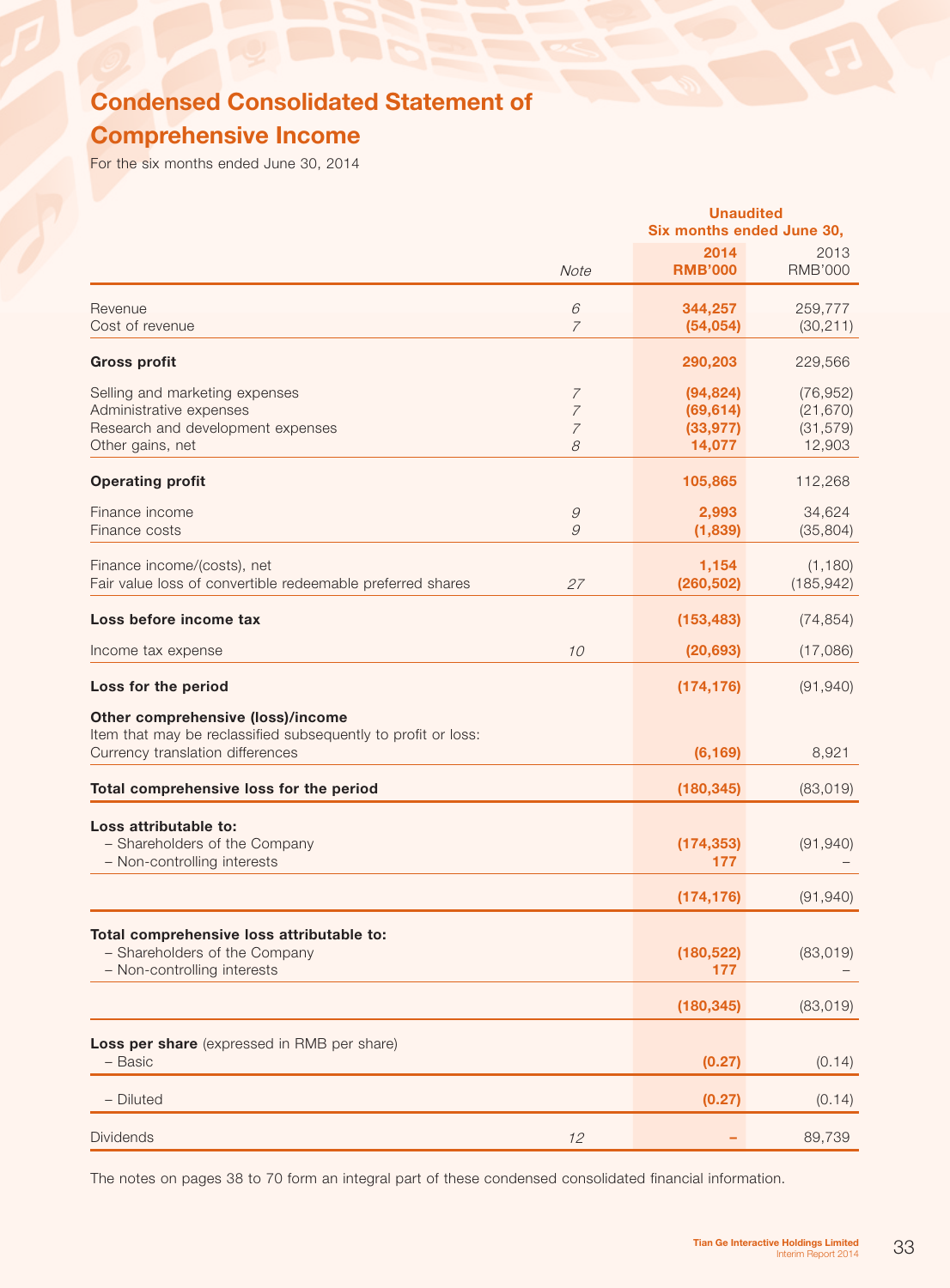# Condensed Consolidated Statement of Comprehensive Income

For the six months ended June 30, 2014

| | Note | Unaudited Six months ended June 30, 2014 RMB'000 | 2013 RMB'000 |
|---|---|---|---|
| Revenue | 6 | **344,257** | 259,777 |
| Cost of revenue | 7 | **(54,054)** | (30,211) |
| **Gross profit** | | **290,203** | 229,566 |
| Selling and marketing expenses | 7 | **(94,824)** | (76,952) |
| Administrative expenses | 7 | **(69,614)** | (21,670) |
| Research and development expenses | 7 | **(33,977)** | (31,579) |
| Other gains, net | 8 | **14,077** | 12,903 |
| **Operating profit** | | **105,865** | 112,268 |
| Finance income | 9 | **2,993** | 34,624 |
| Finance costs | 9 | **(1,839)** | (35,804) |
| Finance income/(costs), net | | **1,154** | (1,180) |
| Fair value loss of convertible redeemable preferred shares | 27 | **(260,502)** | (185,942) |
| **Loss before income tax** | | **(153,483)** | (74,854) |
| Income tax expense | 10 | **(20,693)** | (17,086) |
| **Loss for the period** | | **(174,176)** | (91,940) |
| **Other comprehensive (loss)/income** | | | |
| Item that may be reclassified subsequently to profit or loss: | | | |
| Currency translation differences | | **(6,169)** | 8,921 |
| **Total comprehensive loss for the period** | | **(180,345)** | (83,019) |
| **Loss attributable to:** | | | |
| – Shareholders of the Company | | **(174,353)** | (91,940) |
| – Non-controlling interests | | **177** | – |
| | | **(174,176)** | (91,940) |
| **Total comprehensive loss attributable to:** | | | |
| – Shareholders of the Company | | **(180,522)** | (83,019) |
| – Non-controlling interests | | **177** | – |
| | | **(180,345)** | (83,019) |
| **Loss per share** (expressed in RMB per share) | | | |
| – Basic | | **(0.27)** | (0.14) |
| – Diluted | | **(0.27)** | (0.14) |
| Dividends | 12 | **–** | 89,739 |

The notes on pages 38 to 70 form an integral part of these condensed consolidated financial information.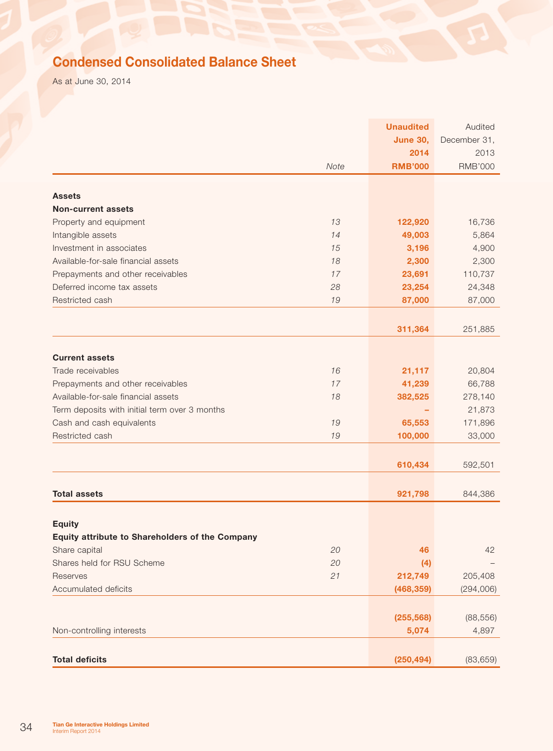## Condensed Consolidated Balance Sheet

As at June 30, 2014

| | Note | Unaudited June 30, 2014 RMB'000 | Audited December 31, 2013 RMB'000 |
|---|---|---|---|
| **Assets** | | | |
| **Non-current assets** | | | |
| Property and equipment | *13* | **122,920** | 16,736 |
| Intangible assets | *14* | **49,003** | 5,864 |
| Investment in associates | *15* | **3,196** | 4,900 |
| Available-for-sale financial assets | *18* | **2,300** | 2,300 |
| Prepayments and other receivables | *17* | **23,691** | 110,737 |
| Deferred income tax assets | *28* | **23,254** | 24,348 |
| Restricted cash | *19* | **87,000** | 87,000 |
| | | **311,364** | 251,885 |
| **Current assets** | | | |
| Trade receivables | *16* | **21,117** | 20,804 |
| Prepayments and other receivables | *17* | **41,239** | 66,788 |
| Available-for-sale financial assets | *18* | **382,525** | 278,140 |
| Term deposits with initial term over 3 months | | **–** | 21,873 |
| Cash and cash equivalents | *19* | **65,553** | 171,896 |
| Restricted cash | *19* | **100,000** | 33,000 |
| | | **610,434** | 592,501 |
| **Total assets** | | **921,798** | 844,386 |
| **Equity** | | | |
| **Equity attribute to Shareholders of the Company** | | | |
| Share capital | *20* | **46** | 42 |
| Shares held for RSU Scheme | *20* | **(4)** | – |
| Reserves | *21* | **212,749** | 205,408 |
| Accumulated deficits | | **(468,359)** | (294,006) |
| | | **(255,568)** | (88,556) |
| Non-controlling interests | | **5,074** | 4,897 |
| **Total deficits** | | **(250,494)** | (83,659) |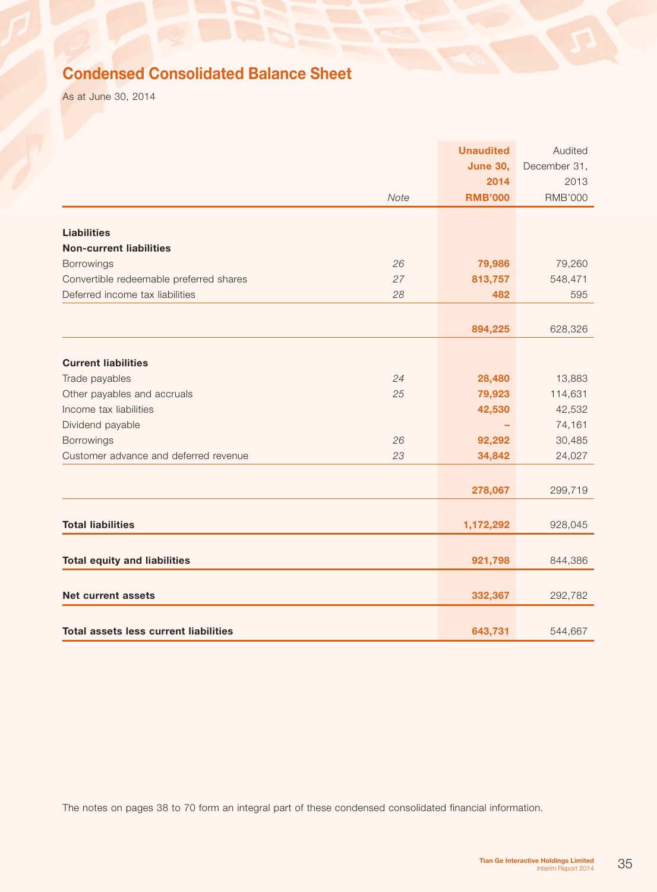## Condensed Consolidated Balance Sheet

As at June 30, 2014

| | Note | **Unaudited June 30, 2014 RMB'000** | Audited December 31, 2013 RMB'000 |
|---|---|---|---|
| **Liabilities** | | | |
| **Non-current liabilities** | | | |
| Borrowings | *26* | **79,986** | 79,260 |
| Convertible redeemable preferred shares | *27* | **813,757** | 548,471 |
| Deferred income tax liabilities | *28* | **482** | 595 |
| | | **894,225** | 628,326 |
| **Current liabilities** | | | |
| Trade payables | *24* | **28,480** | 13,883 |
| Other payables and accruals | *25* | **79,923** | 114,631 |
| Income tax liabilities | | **42,530** | 42,532 |
| Dividend payable | | **–** | 74,161 |
| Borrowings | *26* | **92,292** | 30,485 |
| Customer advance and deferred revenue | *23* | **34,842** | 24,027 |
| | | **278,067** | 299,719 |
| **Total liabilities** | | **1,172,292** | 928,045 |
| **Total equity and liabilities** | | **921,798** | 844,386 |
| **Net current assets** | | **332,367** | 292,782 |
| **Total assets less current liabilities** | | **643,731** | 544,667 |

The notes on pages 38 to 70 form an integral part of these condensed consolidated financial information.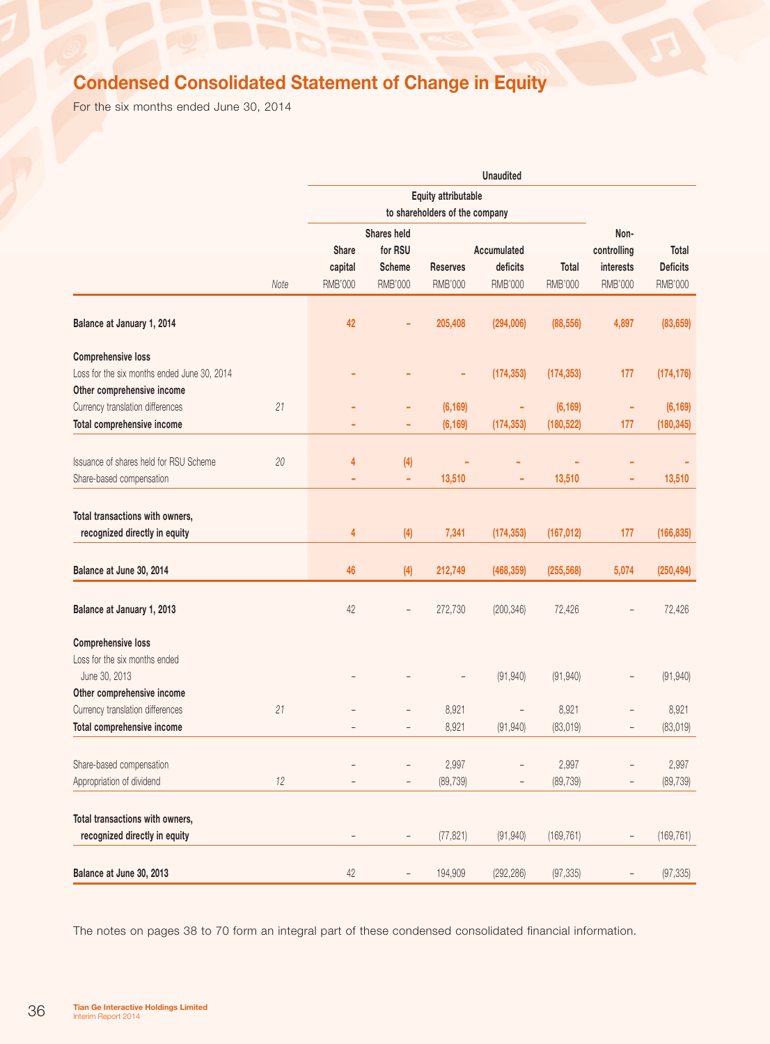# Condensed Consolidated Statement of Change in Equity

For the six months ended June 30, 2014

| | | Unaudited | | | | | | |
|---|---|---|---|---|---|---|---|---|
| | | Equity attributable to shareholders of the company | | | | | | |
| | Note | Share capital RMB'000 | Shares held for RSU Scheme RMB'000 | Reserves RMB'000 | Accumulated deficits RMB'000 | Total RMB'000 | Non-controlling interests RMB'000 | Total Deficits RMB'000 |
| **Balance at January 1, 2014** | | **42** | **–** | **205,408** | **(294,006)** | **(88,556)** | **4,897** | **(83,659)** |
| **Comprehensive loss** | | | | | | | | |
| Loss for the six months ended June 30, 2014 | | **–** | **–** | **–** | **(174,353)** | **(174,353)** | **177** | **(174,176)** |
| **Other comprehensive income** | | | | | | | | |
| Currency translation differences | 21 | **–** | **–** | **(6,169)** | **–** | **(6,169)** | **–** | **(6,169)** |
| **Total comprehensive income** | | **–** | **–** | **(6,169)** | **(174,353)** | **(180,522)** | **177** | **(180,345)** |
| Issuance of shares held for RSU Scheme | 20 | **4** | **(4)** | **–** | **–** | **–** | **–** | **–** |
| Share-based compensation | | **–** | **–** | **13,510** | **–** | **13,510** | **–** | **13,510** |
| **Total transactions with owners, recognized directly in equity** | | **4** | **(4)** | **7,341** | **(174,353)** | **(167,012)** | **177** | **(166,835)** |
| **Balance at June 30, 2014** | | **46** | **(4)** | **212,749** | **(468,359)** | **(255,568)** | **5,074** | **(250,494)** |
| **Balance at January 1, 2013** | | 42 | – | 272,730 | (200,346) | 72,426 | – | 72,426 |
| **Comprehensive loss** | | | | | | | | |
| Loss for the six months ended June 30, 2013 | | – | – | – | (91,940) | (91,940) | – | (91,940) |
| **Other comprehensive income** | | | | | | | | |
| Currency translation differences | 21 | – | – | 8,921 | – | 8,921 | – | 8,921 |
| **Total comprehensive income** | | – | – | 8,921 | (91,940) | (83,019) | – | (83,019) |
| Share-based compensation | | – | – | 2,997 | – | 2,997 | – | 2,997 |
| Appropriation of dividend | 12 | – | – | (89,739) | – | (89,739) | – | (89,739) |
| **Total transactions with owners, recognized directly in equity** | | – | – | (77,821) | (91,940) | (169,761) | – | (169,761) |
| **Balance at June 30, 2013** | | 42 | – | 194,909 | (292,286) | (97,335) | – | (97,335) |

The notes on pages 38 to 70 form an integral part of these condensed consolidated financial information.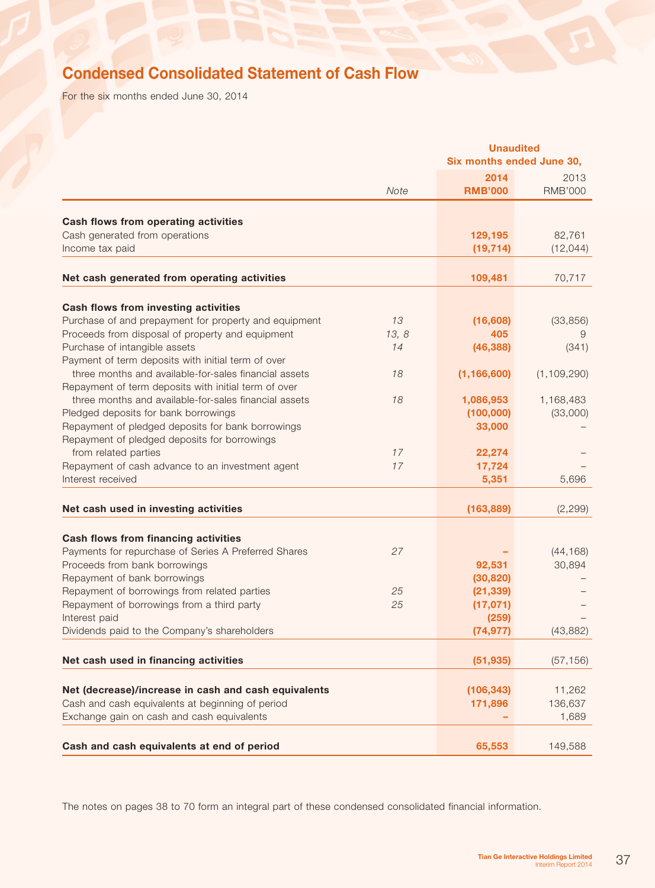# Condensed Consolidated Statement of Cash Flow

For the six months ended June 30, 2014

| | Note | Unaudited Six months ended June 30, 2014 RMB'000 | 2013 RMB'000 |
|---|---|---|---|
| **Cash flows from operating activities** | | | |
| Cash generated from operations | | 129,195 | 82,761 |
| Income tax paid | | (19,714) | (12,044) |
| **Net cash generated from operating activities** | | 109,481 | 70,717 |
| **Cash flows from investing activities** | | | |
| Purchase of and prepayment for property and equipment | 13 | (16,608) | (33,856) |
| Proceeds from disposal of property and equipment | 13, 8 | 405 | 9 |
| Purchase of intangible assets | 14 | (46,388) | (341) |
| Payment of term deposits with initial term of over three months and available-for-sales financial assets | 18 | (1,166,600) | (1,109,290) |
| Repayment of term deposits with initial term of over three months and available-for-sales financial assets | 18 | 1,086,953 | 1,168,483 |
| Pledged deposits for bank borrowings | | (100,000) | (33,000) |
| Repayment of pledged deposits for bank borrowings | | 33,000 | – |
| Repayment of pledged deposits for borrowings from related parties | 17 | 22,274 | – |
| Repayment of cash advance to an investment agent | 17 | 17,724 | – |
| Interest received | | 5,351 | 5,696 |
| **Net cash used in investing activities** | | (163,889) | (2,299) |
| **Cash flows from financing activities** | | | |
| Payments for repurchase of Series A Preferred Shares | 27 | – | (44,168) |
| Proceeds from bank borrowings | | 92,531 | 30,894 |
| Repayment of bank borrowings | | (30,820) | – |
| Repayment of borrowings from related parties | 25 | (21,339) | – |
| Repayment of borrowings from a third party | 25 | (17,071) | – |
| Interest paid | | (259) | – |
| Dividends paid to the Company's shareholders | | (74,977) | (43,882) |
| **Net cash used in financing activities** | | (51,935) | (57,156) |
| **Net (decrease)/increase in cash and cash equivalents** | | (106,343) | 11,262 |
| Cash and cash equivalents at beginning of period | | 171,896 | 136,637 |
| Exchange gain on cash and cash equivalents | | – | 1,689 |
| **Cash and cash equivalents at end of period** | | 65,553 | 149,588 |

The notes on pages 38 to 70 form an integral part of these condensed consolidated financial information.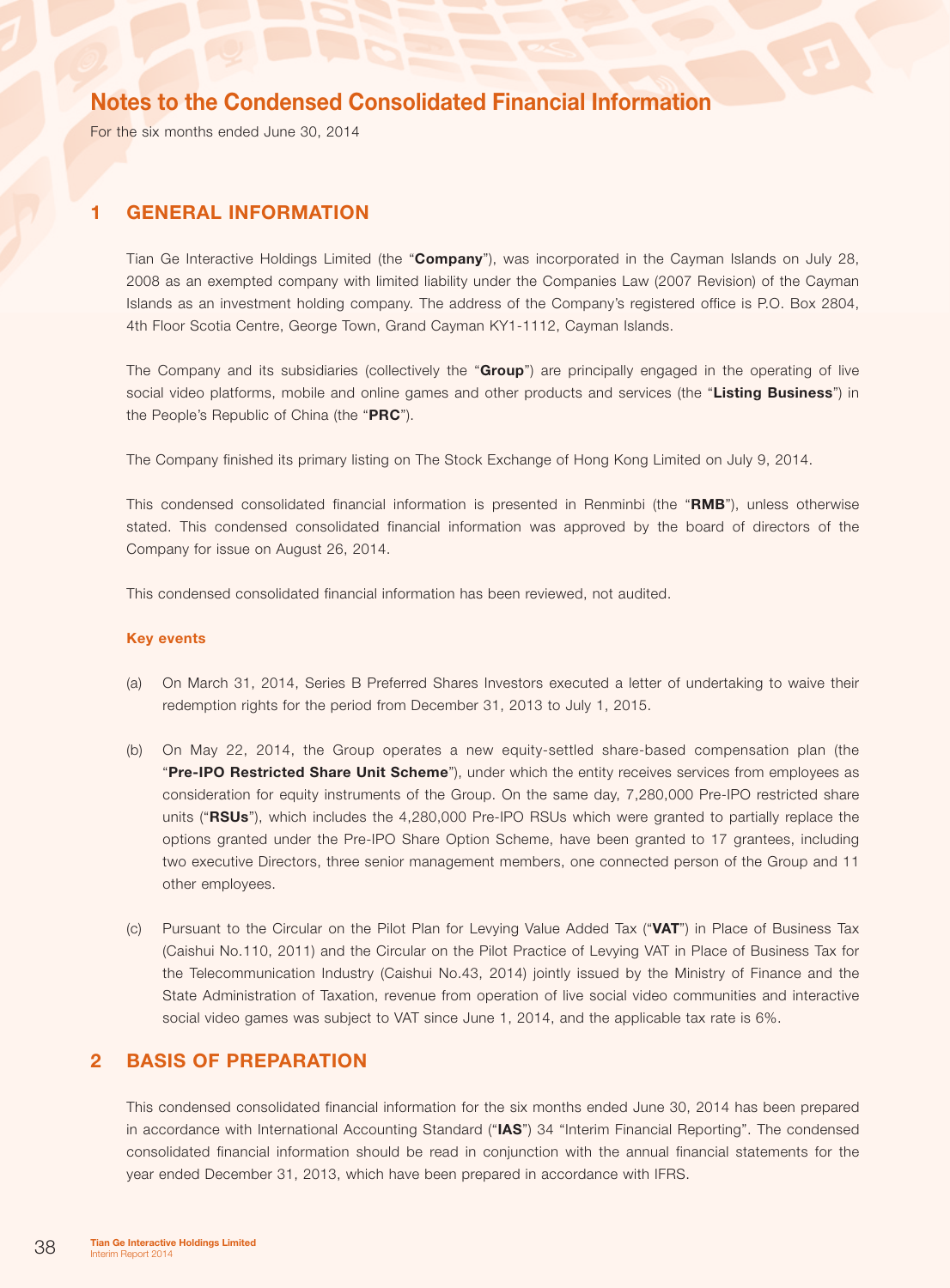# Notes to the Condensed Consolidated Financial Information

For the six months ended June 30, 2014

## 1 GENERAL INFORMATION

Tian Ge Interactive Holdings Limited (the "**Company**"), was incorporated in the Cayman Islands on July 28, 2008 as an exempted company with limited liability under the Companies Law (2007 Revision) of the Cayman Islands as an investment holding company. The address of the Company's registered office is P.O. Box 2804, 4th Floor Scotia Centre, George Town, Grand Cayman KY1-1112, Cayman Islands.

The Company and its subsidiaries (collectively the "**Group**") are principally engaged in the operating of live social video platforms, mobile and online games and other products and services (the "**Listing Business**") in the People's Republic of China (the "**PRC**").

The Company finished its primary listing on The Stock Exchange of Hong Kong Limited on July 9, 2014.

This condensed consolidated financial information is presented in Renminbi (the "**RMB**"), unless otherwise stated. This condensed consolidated financial information was approved by the board of directors of the Company for issue on August 26, 2014.

This condensed consolidated financial information has been reviewed, not audited.

### Key events

(a) On March 31, 2014, Series B Preferred Shares Investors executed a letter of undertaking to waive their redemption rights for the period from December 31, 2013 to July 1, 2015.

(b) On May 22, 2014, the Group operates a new equity-settled share-based compensation plan (the "**Pre-IPO Restricted Share Unit Scheme**"), under which the entity receives services from employees as consideration for equity instruments of the Group. On the same day, 7,280,000 Pre-IPO restricted share units ("**RSUs**"), which includes the 4,280,000 Pre-IPO RSUs which were granted to partially replace the options granted under the Pre-IPO Share Option Scheme, have been granted to 17 grantees, including two executive Directors, three senior management members, one connected person of the Group and 11 other employees.

(c) Pursuant to the Circular on the Pilot Plan for Levying Value Added Tax ("**VAT**") in Place of Business Tax (Caishui No.110, 2011) and the Circular on the Pilot Practice of Levying VAT in Place of Business Tax for the Telecommunication Industry (Caishui No.43, 2014) jointly issued by the Ministry of Finance and the State Administration of Taxation, revenue from operation of live social video communities and interactive social video games was subject to VAT since June 1, 2014, and the applicable tax rate is 6%.

## 2 BASIS OF PREPARATION

This condensed consolidated financial information for the six months ended June 30, 2014 has been prepared in accordance with International Accounting Standard ("**IAS**") 34 "Interim Financial Reporting". The condensed consolidated financial information should be read in conjunction with the annual financial statements for the year ended December 31, 2013, which have been prepared in accordance with IFRS.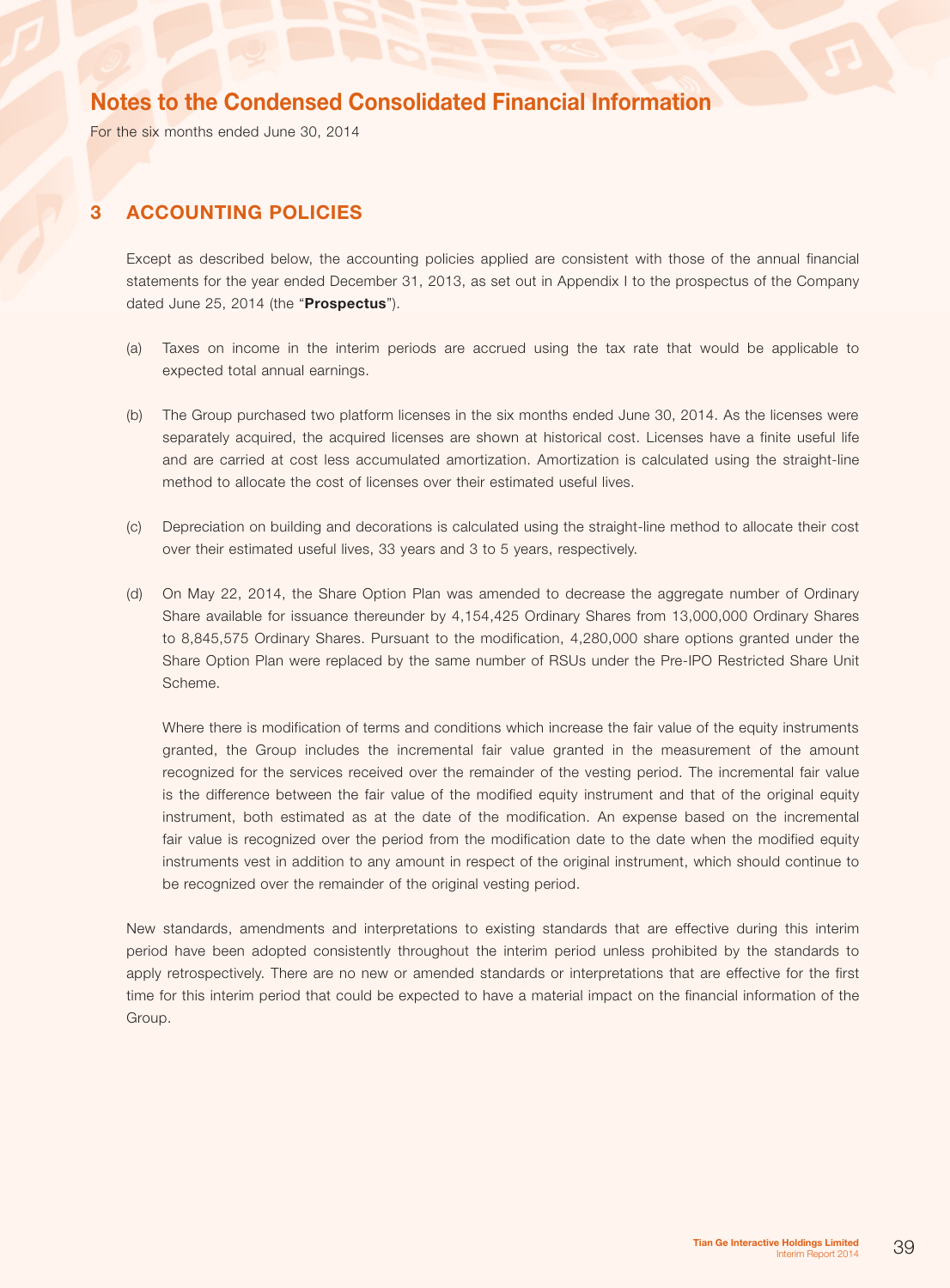# Notes to the Condensed Consolidated Financial Information

For the six months ended June 30, 2014

## 3 ACCOUNTING POLICIES

Except as described below, the accounting policies applied are consistent with those of the annual financial statements for the year ended December 31, 2013, as set out in Appendix I to the prospectus of the Company dated June 25, 2014 (the "**Prospectus**").

(a) Taxes on income in the interim periods are accrued using the tax rate that would be applicable to expected total annual earnings.

(b) The Group purchased two platform licenses in the six months ended June 30, 2014. As the licenses were separately acquired, the acquired licenses are shown at historical cost. Licenses have a finite useful life and are carried at cost less accumulated amortization. Amortization is calculated using the straight-line method to allocate the cost of licenses over their estimated useful lives.

(c) Depreciation on building and decorations is calculated using the straight-line method to allocate their cost over their estimated useful lives, 33 years and 3 to 5 years, respectively.

(d) On May 22, 2014, the Share Option Plan was amended to decrease the aggregate number of Ordinary Share available for issuance thereunder by 4,154,425 Ordinary Shares from 13,000,000 Ordinary Shares to 8,845,575 Ordinary Shares. Pursuant to the modification, 4,280,000 share options granted under the Share Option Plan were replaced by the same number of RSUs under the Pre-IPO Restricted Share Unit Scheme.

Where there is modification of terms and conditions which increase the fair value of the equity instruments granted, the Group includes the incremental fair value granted in the measurement of the amount recognized for the services received over the remainder of the vesting period. The incremental fair value is the difference between the fair value of the modified equity instrument and that of the original equity instrument, both estimated as at the date of the modification. An expense based on the incremental fair value is recognized over the period from the modification date to the date when the modified equity instruments vest in addition to any amount in respect of the original instrument, which should continue to be recognized over the remainder of the original vesting period.

New standards, amendments and interpretations to existing standards that are effective during this interim period have been adopted consistently throughout the interim period unless prohibited by the standards to apply retrospectively. There are no new or amended standards or interpretations that are effective for the first time for this interim period that could be expected to have a material impact on the financial information of the Group.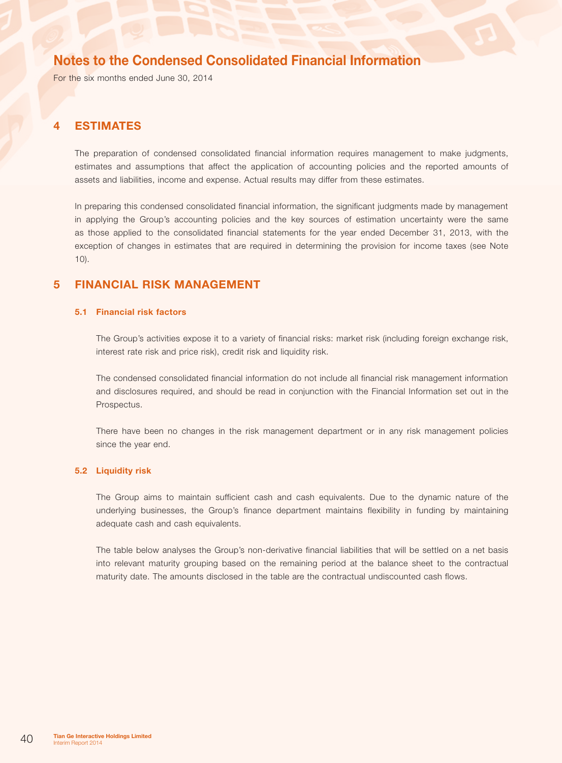# Notes to the Condensed Consolidated Financial Information

For the six months ended June 30, 2014

## 4 ESTIMATES

The preparation of condensed consolidated financial information requires management to make judgments, estimates and assumptions that affect the application of accounting policies and the reported amounts of assets and liabilities, income and expense. Actual results may differ from these estimates.

In preparing this condensed consolidated financial information, the significant judgments made by management in applying the Group's accounting policies and the key sources of estimation uncertainty were the same as those applied to the consolidated financial statements for the year ended December 31, 2013, with the exception of changes in estimates that are required in determining the provision for income taxes (see Note 10).

## 5 FINANCIAL RISK MANAGEMENT

### 5.1 Financial risk factors

The Group's activities expose it to a variety of financial risks: market risk (including foreign exchange risk, interest rate risk and price risk), credit risk and liquidity risk.

The condensed consolidated financial information do not include all financial risk management information and disclosures required, and should be read in conjunction with the Financial Information set out in the Prospectus.

There have been no changes in the risk management department or in any risk management policies since the year end.

### 5.2 Liquidity risk

The Group aims to maintain sufficient cash and cash equivalents. Due to the dynamic nature of the underlying businesses, the Group's finance department maintains flexibility in funding by maintaining adequate cash and cash equivalents.

The table below analyses the Group's non-derivative financial liabilities that will be settled on a net basis into relevant maturity grouping based on the remaining period at the balance sheet to the contractual maturity date. The amounts disclosed in the table are the contractual undiscounted cash flows.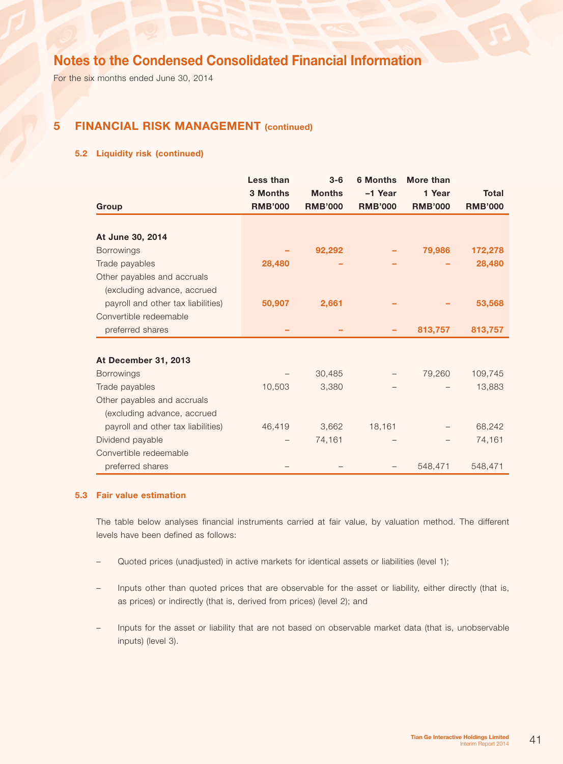# Notes to the Condensed Consolidated Financial Information

For the six months ended June 30, 2014

## 5 FINANCIAL RISK MANAGEMENT (continued)

### 5.2 Liquidity risk (continued)

| Group | Less than 3 Months RMB'000 | 3-6 Months RMB'000 | 6 Months –1 Year RMB'000 | More than 1 Year RMB'000 | Total RMB'000 |
|---|---|---|---|---|---|
| **At June 30, 2014** | | | | | |
| Borrowings | – | 92,292 | – | 79,986 | 172,278 |
| Trade payables | 28,480 | – | – | – | 28,480 |
| Other payables and accruals (excluding advance, accrued payroll and other tax liabilities) | 50,907 | 2,661 | – | – | 53,568 |
| Convertible redeemable preferred shares | – | – | – | 813,757 | 813,757 |
| **At December 31, 2013** | | | | | |
| Borrowings | – | 30,485 | – | 79,260 | 109,745 |
| Trade payables | 10,503 | 3,380 | – | – | 13,883 |
| Other payables and accruals (excluding advance, accrued payroll and other tax liabilities) | 46,419 | 3,662 | 18,161 | – | 68,242 |
| Dividend payable | – | 74,161 | – | – | 74,161 |
| Convertible redeemable preferred shares | – | – | – | 548,471 | 548,471 |

### 5.3 Fair value estimation

The table below analyses financial instruments carried at fair value, by valuation method. The different levels have been defined as follows:

- Quoted prices (unadjusted) in active markets for identical assets or liabilities (level 1);
- Inputs other than quoted prices that are observable for the asset or liability, either directly (that is, as prices) or indirectly (that is, derived from prices) (level 2); and
- Inputs for the asset or liability that are not based on observable market data (that is, unobservable inputs) (level 3).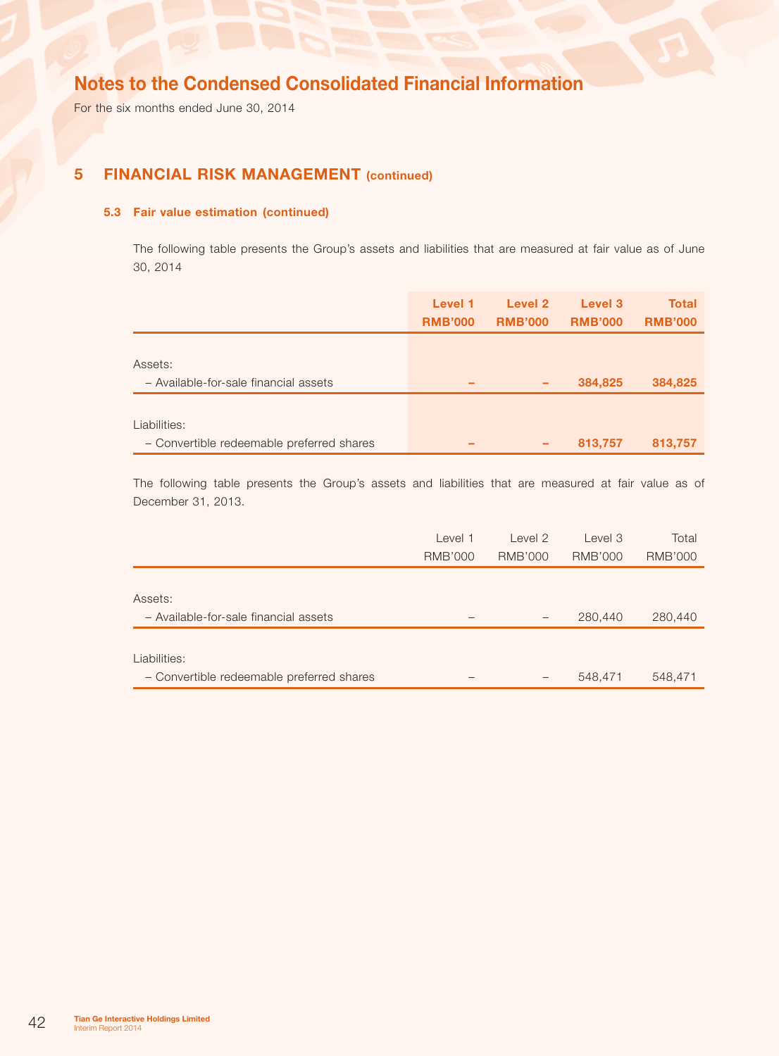# Notes to the Condensed Consolidated Financial Information

For the six months ended June 30, 2014

## 5 FINANCIAL RISK MANAGEMENT (continued)

### 5.3 Fair value estimation (continued)

The following table presents the Group's assets and liabilities that are measured at fair value as of June 30, 2014

| | Level 1 RMB'000 | Level 2 RMB'000 | Level 3 RMB'000 | Total RMB'000 |
|---|---|---|---|---|
| Assets: | | | | |
| – Available-for-sale financial assets | – | – | **384,825** | **384,825** |
| Liabilities: | | | | |
| – Convertible redeemable preferred shares | – | – | **813,757** | **813,757** |

The following table presents the Group's assets and liabilities that are measured at fair value as of December 31, 2013.

| | Level 1 RMB'000 | Level 2 RMB'000 | Level 3 RMB'000 | Total RMB'000 |
|---|---|---|---|---|
| Assets: | | | | |
| – Available-for-sale financial assets | – | – | 280,440 | 280,440 |
| Liabilities: | | | | |
| – Convertible redeemable preferred shares | – | – | 548,471 | 548,471 |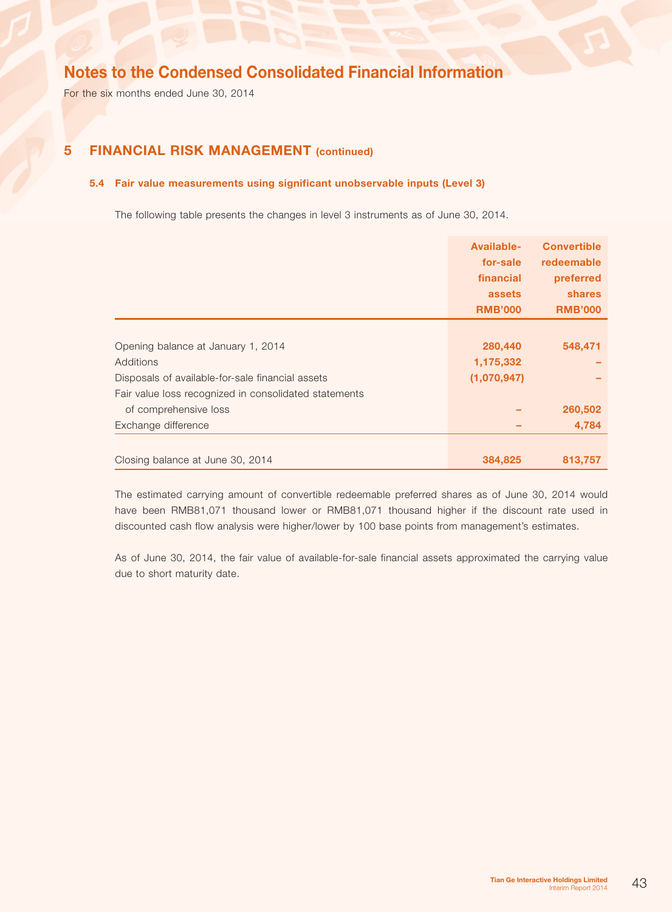# Notes to the Condensed Consolidated Financial Information

For the six months ended June 30, 2014

## 5 FINANCIAL RISK MANAGEMENT (continued)

### 5.4 Fair value measurements using significant unobservable inputs (Level 3)

The following table presents the changes in level 3 instruments as of June 30, 2014.

| | Available-for-sale financial assets RMB'000 | Convertible redeemable preferred shares RMB'000 |
|---|---|---|
| Opening balance at January 1, 2014 | 280,440 | 548,471 |
| Additions | 1,175,332 | – |
| Disposals of available-for-sale financial assets | (1,070,947) | – |
| Fair value loss recognized in consolidated statements of comprehensive loss | – | 260,502 |
| Exchange difference | – | 4,784 |
| Closing balance at June 30, 2014 | 384,825 | 813,757 |

The estimated carrying amount of convertible redeemable preferred shares as of June 30, 2014 would have been RMB81,071 thousand lower or RMB81,071 thousand higher if the discount rate used in discounted cash flow analysis were higher/lower by 100 base points from management's estimates.

As of June 30, 2014, the fair value of available-for-sale financial assets approximated the carrying value due to short maturity date.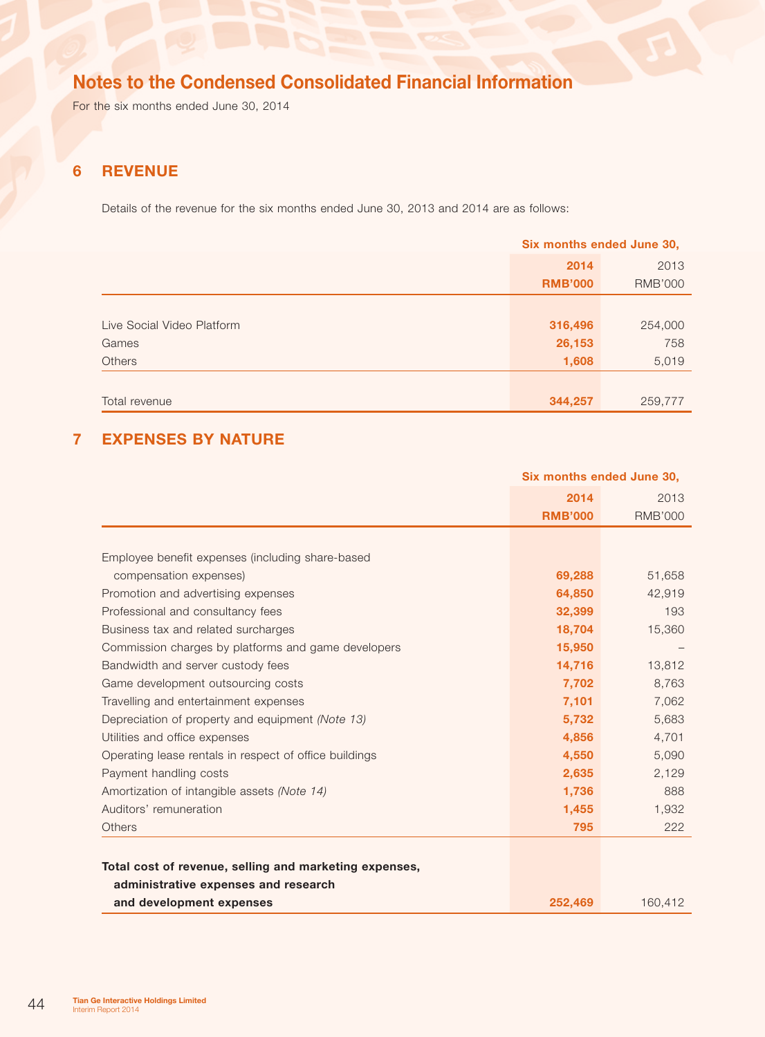# Notes to the Condensed Consolidated Financial Information

For the six months ended June 30, 2014

## 6 REVENUE

Details of the revenue for the six months ended June 30, 2013 and 2014 are as follows:

| | Six months ended June 30, | |
|---|---|---|
| | **2014** | 2013 |
| | **RMB'000** | RMB'000 |
| Live Social Video Platform | **316,496** | 254,000 |
| Games | **26,153** | 758 |
| Others | **1,608** | 5,019 |
| Total revenue | **344,257** | 259,777 |

## 7 EXPENSES BY NATURE

| | Six months ended June 30, | |
|---|---|---|
| | **2014** | 2013 |
| | **RMB'000** | RMB'000 |
| Employee benefit expenses (including share-based compensation expenses) | **69,288** | 51,658 |
| Promotion and advertising expenses | **64,850** | 42,919 |
| Professional and consultancy fees | **32,399** | 193 |
| Business tax and related surcharges | **18,704** | 15,360 |
| Commission charges by platforms and game developers | **15,950** | – |
| Bandwidth and server custody fees | **14,716** | 13,812 |
| Game development outsourcing costs | **7,702** | 8,763 |
| Travelling and entertainment expenses | **7,101** | 7,062 |
| Depreciation of property and equipment *(Note 13)* | **5,732** | 5,683 |
| Utilities and office expenses | **4,856** | 4,701 |
| Operating lease rentals in respect of office buildings | **4,550** | 5,090 |
| Payment handling costs | **2,635** | 2,129 |
| Amortization of intangible assets *(Note 14)* | **1,736** | 888 |
| Auditors' remuneration | **1,455** | 1,932 |
| Others | **795** | 222 |
| **Total cost of revenue, selling and marketing expenses, administrative expenses and research and development expenses** | **252,469** | 160,412 |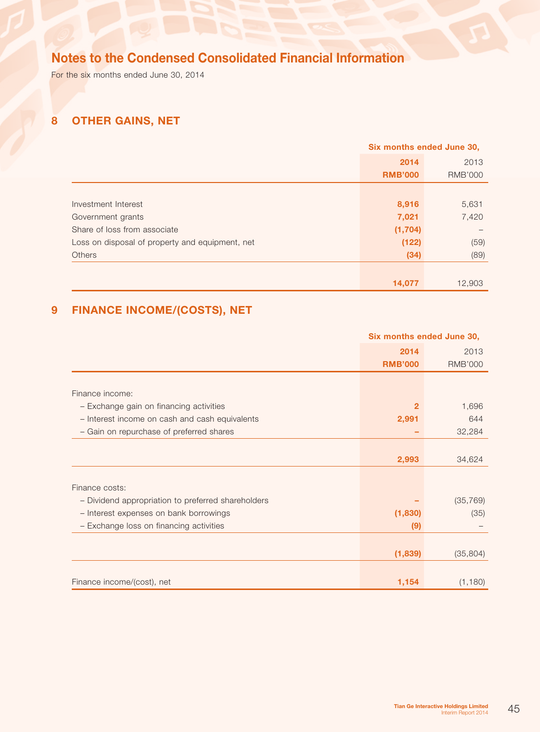# Notes to the Condensed Consolidated Financial Information

For the six months ended June 30, 2014

## 8 OTHER GAINS, NET

| | Six months ended June 30, | |
|---|---|---|
| | **2014** | 2013 |
| | **RMB'000** | RMB'000 |
| Investment Interest | **8,916** | 5,631 |
| Government grants | **7,021** | 7,420 |
| Share of loss from associate | **(1,704)** | – |
| Loss on disposal of property and equipment, net | **(122)** | (59) |
| Others | **(34)** | (89) |
| | **14,077** | 12,903 |

## 9 FINANCE INCOME/(COSTS), NET

| | Six months ended June 30, | |
|---|---|---|
| | **2014** | 2013 |
| | **RMB'000** | RMB'000 |
| Finance income: | | |
| – Exchange gain on financing activities | **2** | 1,696 |
| – Interest income on cash and cash equivalents | **2,991** | 644 |
| – Gain on repurchase of preferred shares | **–** | 32,284 |
| | **2,993** | 34,624 |
| Finance costs: | | |
| – Dividend appropriation to preferred shareholders | **–** | (35,769) |
| – Interest expenses on bank borrowings | **(1,830)** | (35) |
| – Exchange loss on financing activities | **(9)** | – |
| | **(1,839)** | (35,804) |
| Finance income/(cost), net | **1,154** | (1,180) |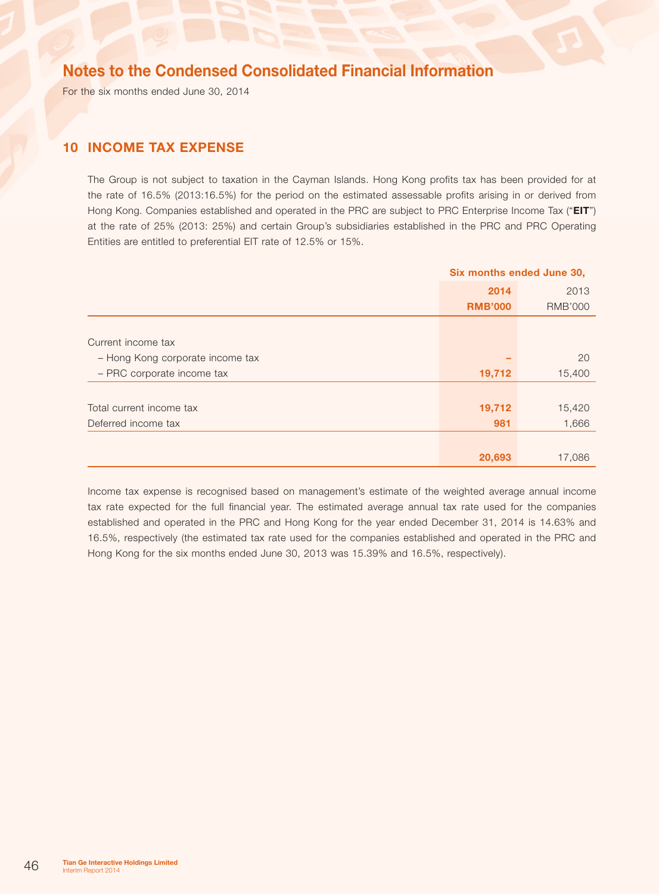# Notes to the Condensed Consolidated Financial Information

For the six months ended June 30, 2014

## 10 INCOME TAX EXPENSE

The Group is not subject to taxation in the Cayman Islands. Hong Kong profits tax has been provided for at the rate of 16.5% (2013:16.5%) for the period on the estimated assessable profits arising in or derived from Hong Kong. Companies established and operated in the PRC are subject to PRC Enterprise Income Tax ("**EIT**") at the rate of 25% (2013: 25%) and certain Group's subsidiaries established in the PRC and PRC Operating Entities are entitled to preferential EIT rate of 12.5% or 15%.

| | Six months ended June 30, | |
|---|---|---|
| | **2014** | 2013 |
| | **RMB'000** | RMB'000 |
| Current income tax | | |
| – Hong Kong corporate income tax | **–** | 20 |
| – PRC corporate income tax | **19,712** | 15,400 |
| Total current income tax | **19,712** | 15,420 |
| Deferred income tax | **981** | 1,666 |
| | **20,693** | 17,086 |

Income tax expense is recognised based on management's estimate of the weighted average annual income tax rate expected for the full financial year. The estimated average annual tax rate used for the companies established and operated in the PRC and Hong Kong for the year ended December 31, 2014 is 14.63% and 16.5%, respectively (the estimated tax rate used for the companies established and operated in the PRC and Hong Kong for the six months ended June 30, 2013 was 15.39% and 16.5%, respectively).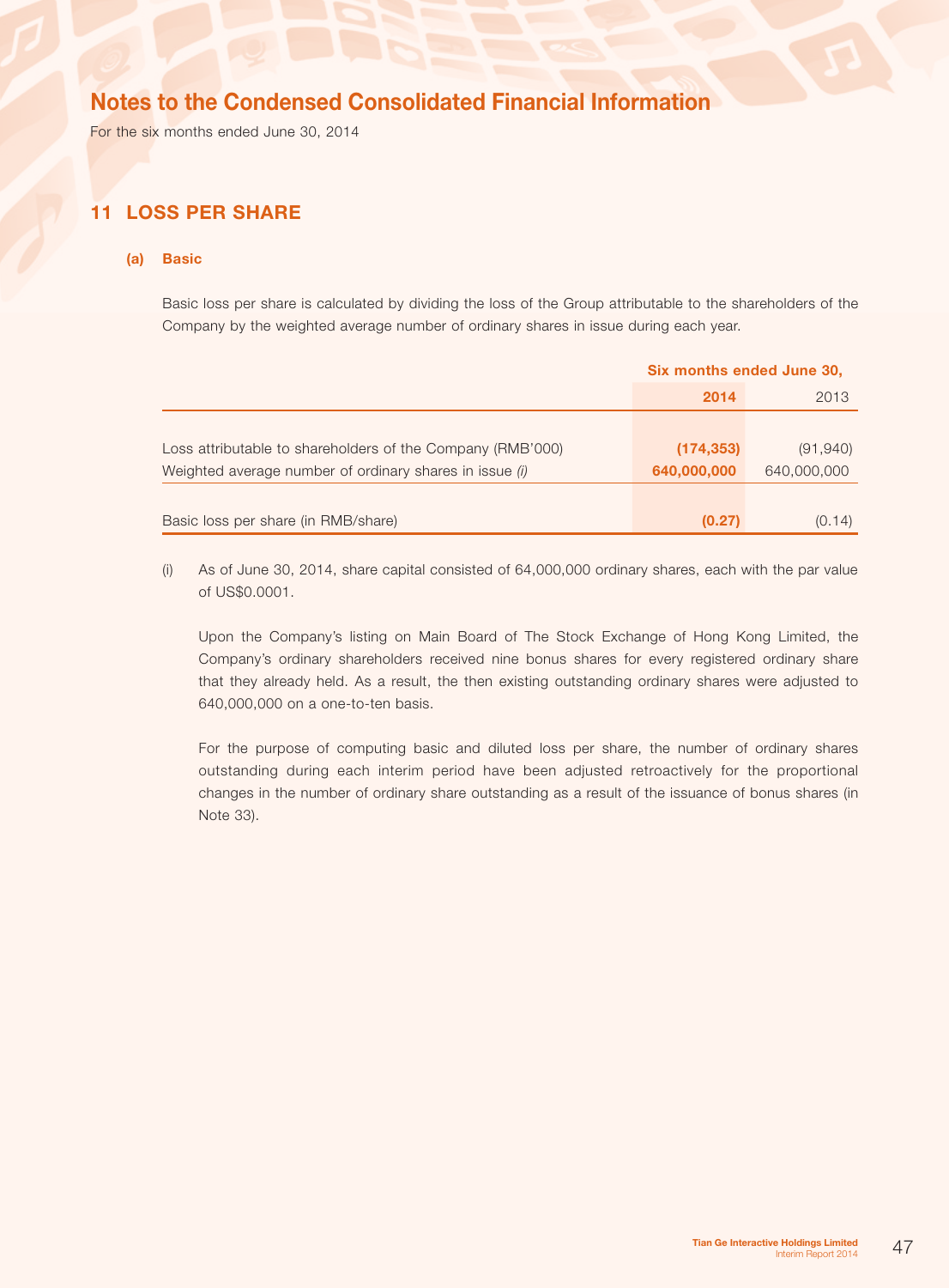# Notes to the Condensed Consolidated Financial Information

For the six months ended June 30, 2014

## 11 LOSS PER SHARE

### (a) Basic

Basic loss per share is calculated by dividing the loss of the Group attributable to the shareholders of the Company by the weighted average number of ordinary shares in issue during each year.

| | Six months ended June 30, | |
|---|---|---|
| | **2014** | 2013 |
| Loss attributable to shareholders of the Company (RMB'000) | **(174,353)** | (91,940) |
| Weighted average number of ordinary shares in issue *(i)* | **640,000,000** | 640,000,000 |
| Basic loss per share (in RMB/share) | **(0.27)** | (0.14) |

(i) As of June 30, 2014, share capital consisted of 64,000,000 ordinary shares, each with the par value of US$0.0001.

Upon the Company's listing on Main Board of The Stock Exchange of Hong Kong Limited, the Company's ordinary shareholders received nine bonus shares for every registered ordinary share that they already held. As a result, the then existing outstanding ordinary shares were adjusted to 640,000,000 on a one-to-ten basis.

For the purpose of computing basic and diluted loss per share, the number of ordinary shares outstanding during each interim period have been adjusted retroactively for the proportional changes in the number of ordinary share outstanding as a result of the issuance of bonus shares (in Note 33).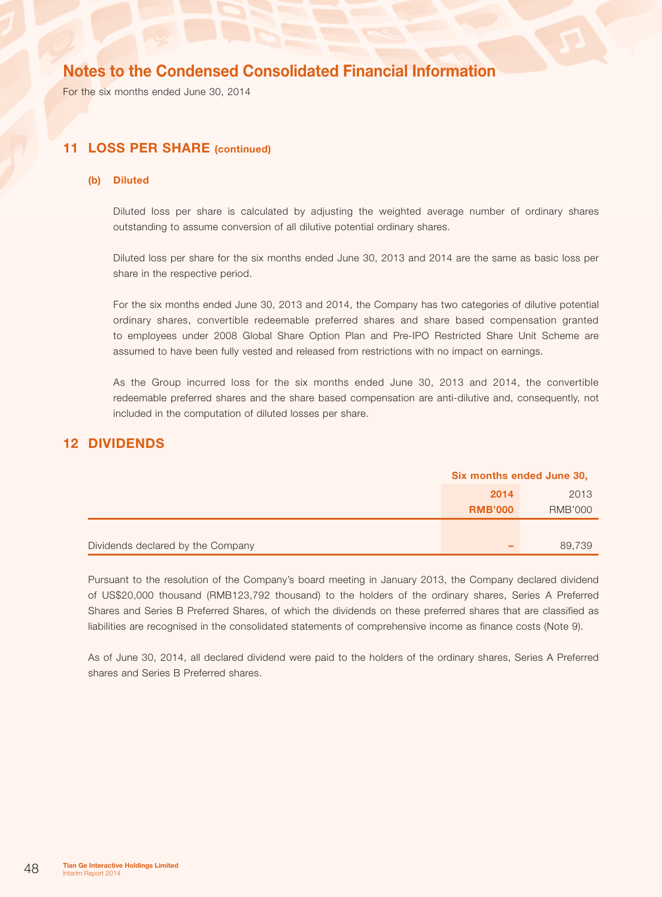# Notes to the Condensed Consolidated Financial Information

For the six months ended June 30, 2014

## 11 LOSS PER SHARE (continued)

### (b) Diluted

Diluted loss per share is calculated by adjusting the weighted average number of ordinary shares outstanding to assume conversion of all dilutive potential ordinary shares.

Diluted loss per share for the six months ended June 30, 2013 and 2014 are the same as basic loss per share in the respective period.

For the six months ended June 30, 2013 and 2014, the Company has two categories of dilutive potential ordinary shares, convertible redeemable preferred shares and share based compensation granted to employees under 2008 Global Share Option Plan and Pre-IPO Restricted Share Unit Scheme are assumed to have been fully vested and released from restrictions with no impact on earnings.

As the Group incurred loss for the six months ended June 30, 2013 and 2014, the convertible redeemable preferred shares and the share based compensation are anti-dilutive and, consequently, not included in the computation of diluted losses per share.

## 12 DIVIDENDS

| | Six months ended June 30, | |
|---|---|---|
| | **2014** | 2013 |
| | **RMB'000** | RMB'000 |
| Dividends declared by the Company | **–** | 89,739 |

Pursuant to the resolution of the Company's board meeting in January 2013, the Company declared dividend of US$20,000 thousand (RMB123,792 thousand) to the holders of the ordinary shares, Series A Preferred Shares and Series B Preferred Shares, of which the dividends on these preferred shares that are classified as liabilities are recognised in the consolidated statements of comprehensive income as finance costs (Note 9).

As of June 30, 2014, all declared dividend were paid to the holders of the ordinary shares, Series A Preferred shares and Series B Preferred shares.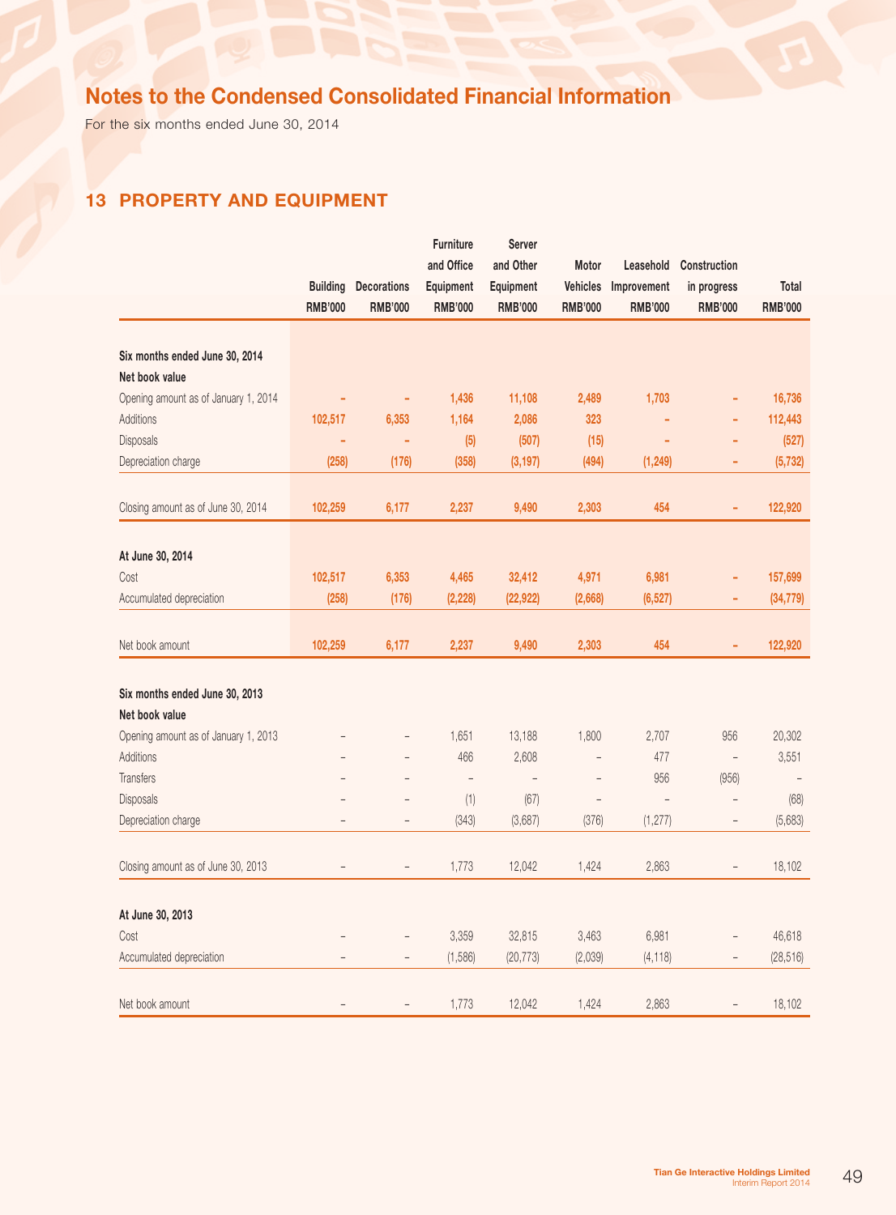# Notes to the Condensed Consolidated Financial Information

For the six months ended June 30, 2014

## 13 PROPERTY AND EQUIPMENT

| | Building RMB'000 | Decorations RMB'000 | Furniture and Office Equipment RMB'000 | Server and Other Equipment RMB'000 | Motor Vehicles RMB'000 | Leasehold Improvement RMB'000 | Construction in progress RMB'000 | Total RMB'000 |
|---|---|---|---|---|---|---|---|---|
| **Six months ended June 30, 2014** | | | | | | | | |
| **Net book value** | | | | | | | | |
| Opening amount as of January 1, 2014 | – | – | 1,436 | 11,108 | 2,489 | 1,703 | – | 16,736 |
| Additions | 102,517 | 6,353 | 1,164 | 2,086 | 323 | – | – | 112,443 |
| Disposals | – | – | (5) | (507) | (15) | – | – | (527) |
| Depreciation charge | (258) | (176) | (358) | (3,197) | (494) | (1,249) | – | (5,732) |
| Closing amount as of June 30, 2014 | 102,259 | 6,177 | 2,237 | 9,490 | 2,303 | 454 | – | 122,920 |
| **At June 30, 2014** | | | | | | | | |
| Cost | 102,517 | 6,353 | 4,465 | 32,412 | 4,971 | 6,981 | – | 157,699 |
| Accumulated depreciation | (258) | (176) | (2,228) | (22,922) | (2,668) | (6,527) | – | (34,779) |
| Net book amount | 102,259 | 6,177 | 2,237 | 9,490 | 2,303 | 454 | – | 122,920 |
| **Six months ended June 30, 2013** | | | | | | | | |
| **Net book value** | | | | | | | | |
| Opening amount as of January 1, 2013 | – | – | 1,651 | 13,188 | 1,800 | 2,707 | 956 | 20,302 |
| Additions | – | – | 466 | 2,608 | – | 477 | – | 3,551 |
| Transfers | – | – | – | – | – | 956 | (956) | – |
| Disposals | – | – | (1) | (67) | – | – | – | (68) |
| Depreciation charge | – | – | (343) | (3,687) | (376) | (1,277) | – | (5,683) |
| Closing amount as of June 30, 2013 | – | – | 1,773 | 12,042 | 1,424 | 2,863 | – | 18,102 |
| **At June 30, 2013** | | | | | | | | |
| Cost | – | – | 3,359 | 32,815 | 3,463 | 6,981 | – | 46,618 |
| Accumulated depreciation | – | – | (1,586) | (20,773) | (2,039) | (4,118) | – | (28,516) |
| Net book amount | – | – | 1,773 | 12,042 | 1,424 | 2,863 | – | 18,102 |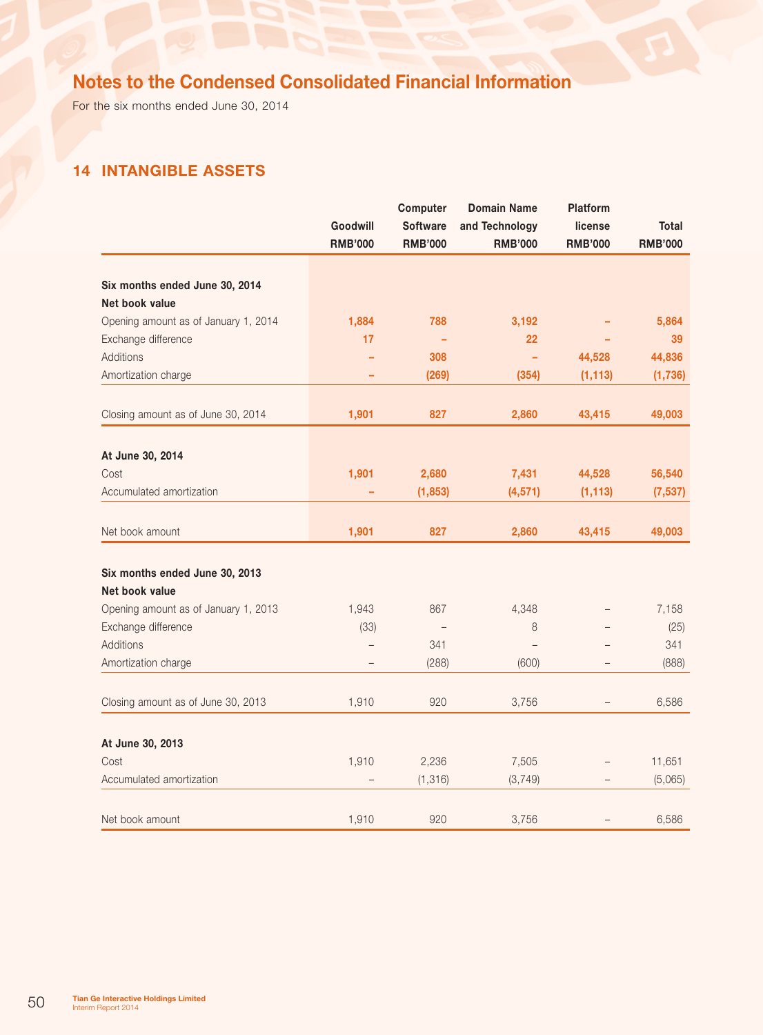# Notes to the Condensed Consolidated Financial Information

For the six months ended June 30, 2014

## 14 INTANGIBLE ASSETS

| | Goodwill RMB'000 | Computer Software RMB'000 | Domain Name and Technology RMB'000 | Platform license RMB'000 | Total RMB'000 |
|---|---|---|---|---|---|
| **Six months ended June 30, 2014** | | | | | |
| **Net book value** | | | | | |
| Opening amount as of January 1, 2014 | 1,884 | 788 | 3,192 | – | 5,864 |
| Exchange difference | 17 | – | 22 | – | 39 |
| Additions | – | 308 | – | 44,528 | 44,836 |
| Amortization charge | – | (269) | (354) | (1,113) | (1,736) |
| Closing amount as of June 30, 2014 | 1,901 | 827 | 2,860 | 43,415 | 49,003 |
| **At June 30, 2014** | | | | | |
| Cost | 1,901 | 2,680 | 7,431 | 44,528 | 56,540 |
| Accumulated amortization | – | (1,853) | (4,571) | (1,113) | (7,537) |
| Net book amount | 1,901 | 827 | 2,860 | 43,415 | 49,003 |
| **Six months ended June 30, 2013** | | | | | |
| **Net book value** | | | | | |
| Opening amount as of January 1, 2013 | 1,943 | 867 | 4,348 | – | 7,158 |
| Exchange difference | (33) | – | 8 | – | (25) |
| Additions | – | 341 | – | – | 341 |
| Amortization charge | – | (288) | (600) | – | (888) |
| Closing amount as of June 30, 2013 | 1,910 | 920 | 3,756 | – | 6,586 |
| **At June 30, 2013** | | | | | |
| Cost | 1,910 | 2,236 | 7,505 | – | 11,651 |
| Accumulated amortization | – | (1,316) | (3,749) | – | (5,065) |
| Net book amount | 1,910 | 920 | 3,756 | – | 6,586 |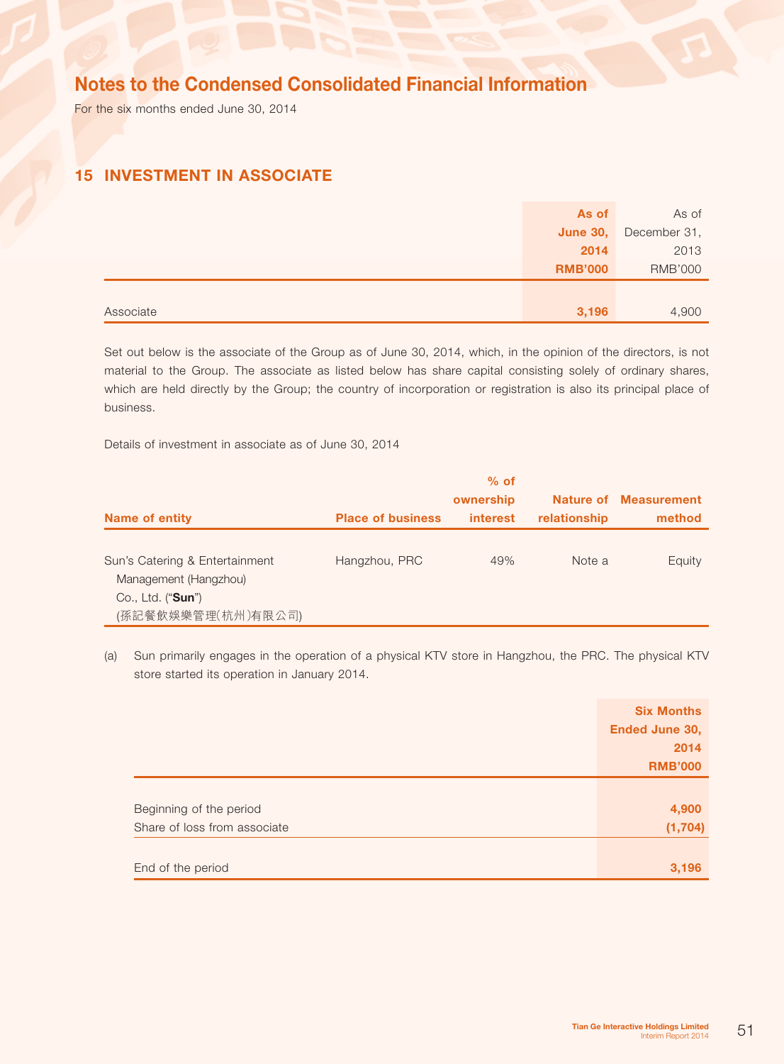# Notes to the Condensed Consolidated Financial Information

For the six months ended June 30, 2014

## 15 INVESTMENT IN ASSOCIATE

| | As of June 30, 2014 RMB'000 | As of December 31, 2013 RMB'000 |
|---|---|---|
| Associate | 3,196 | 4,900 |

Set out below is the associate of the Group as of June 30, 2014, which, in the opinion of the directors, is not material to the Group. The associate as listed below has share capital consisting solely of ordinary shares, which are held directly by the Group; the country of incorporation or registration is also its principal place of business.

Details of investment in associate as of June 30, 2014

| Name of entity | Place of business | % of ownership interest | Nature of relationship | Measurement method |
|---|---|---|---|---|
| Sun's Catering & Entertainment Management (Hangzhou) Co., Ltd. ("**Sun**") (孫記餐飲娛樂管理(杭州)有限公司) | Hangzhou, PRC | 49% | Note a | Equity |

(a) Sun primarily engages in the operation of a physical KTV store in Hangzhou, the PRC. The physical KTV store started its operation in January 2014.

| | Six Months Ended June 30, 2014 RMB'000 |
|---|---|
| Beginning of the period | 4,900 |
| Share of loss from associate | (1,704) |
| End of the period | 3,196 |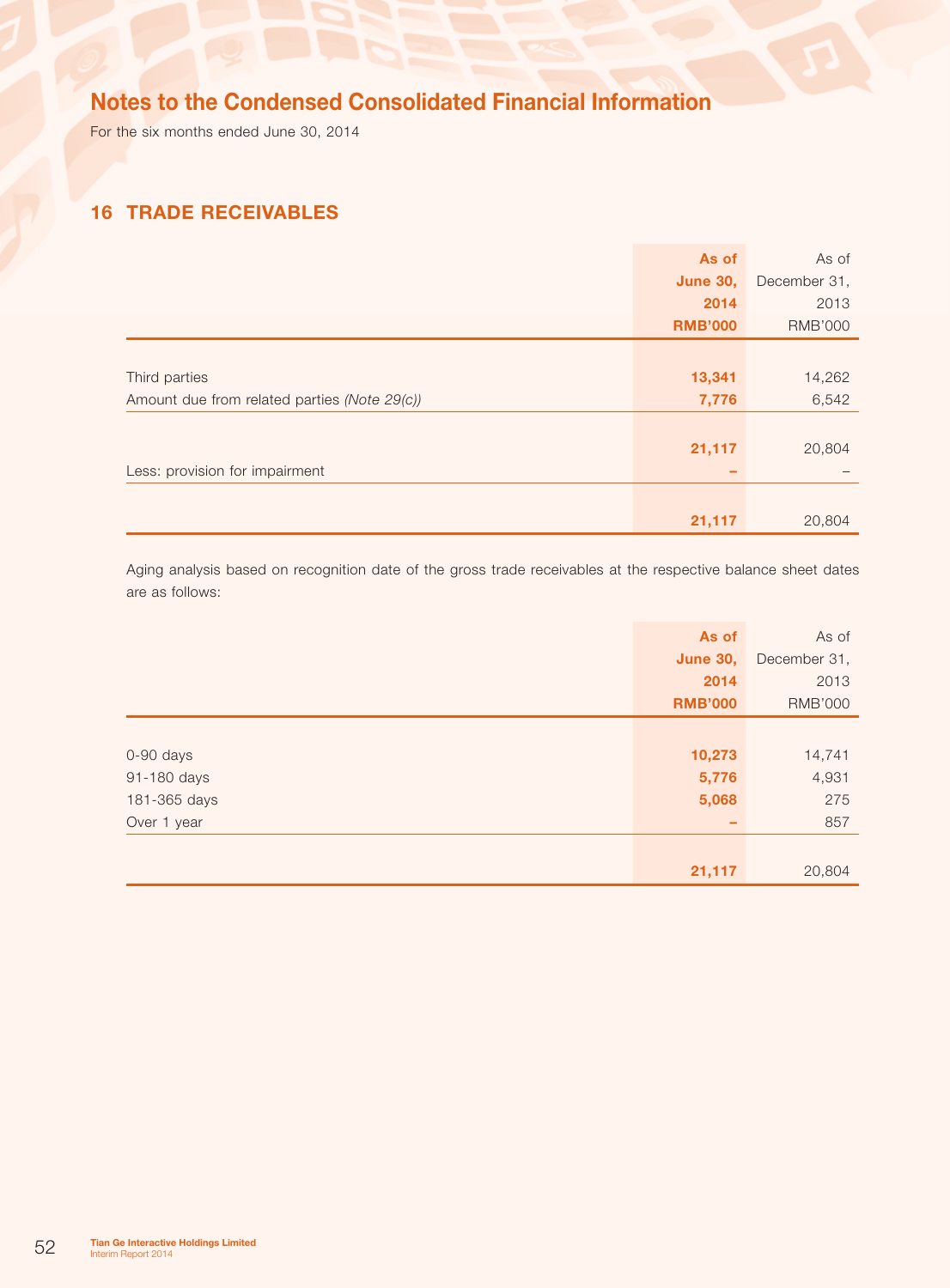# Notes to the Condensed Consolidated Financial Information

For the six months ended June 30, 2014

## 16 TRADE RECEIVABLES

| | **As of June 30, 2014 RMB'000** | As of December 31, 2013 RMB'000 |
|---|---|---|
| Third parties | **13,341** | 14,262 |
| Amount due from related parties *(Note 29(c))* | **7,776** | 6,542 |
| | **21,117** | 20,804 |
| Less: provision for impairment | **–** | – |
| | **21,117** | 20,804 |

Aging analysis based on recognition date of the gross trade receivables at the respective balance sheet dates are as follows:

| | **As of June 30, 2014 RMB'000** | As of December 31, 2013 RMB'000 |
|---|---|---|
| 0-90 days | **10,273** | 14,741 |
| 91-180 days | **5,776** | 4,931 |
| 181-365 days | **5,068** | 275 |
| Over 1 year | **–** | 857 |
| | **21,117** | 20,804 |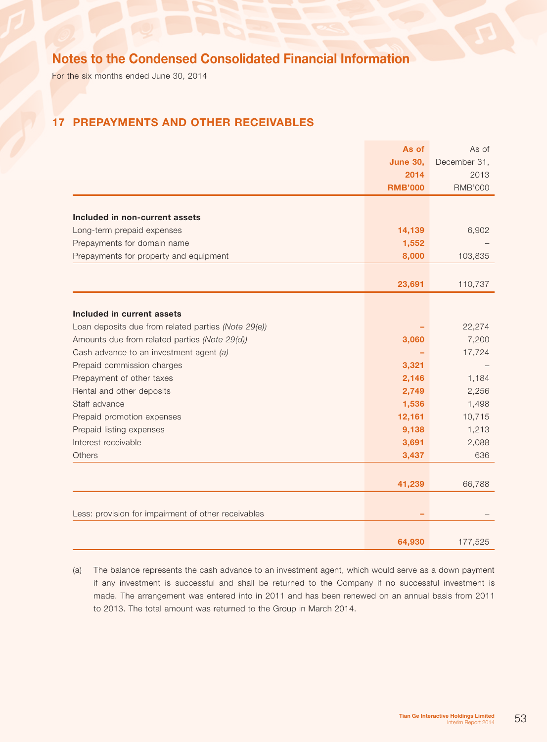# Notes to the Condensed Consolidated Financial Information

For the six months ended June 30, 2014

## 17 PREPAYMENTS AND OTHER RECEIVABLES

| | As of June 30, 2014 RMB'000 | As of December 31, 2013 RMB'000 |
|---|---|---|
| **Included in non-current assets** | | |
| Long-term prepaid expenses | **14,139** | 6,902 |
| Prepayments for domain name | **1,552** | – |
| Prepayments for property and equipment | **8,000** | 103,835 |
| | **23,691** | 110,737 |
| **Included in current assets** | | |
| Loan deposits due from related parties *(Note 29(e))* | **–** | 22,274 |
| Amounts due from related parties *(Note 29(d))* | **3,060** | 7,200 |
| Cash advance to an investment agent *(a)* | **–** | 17,724 |
| Prepaid commission charges | **3,321** | – |
| Prepayment of other taxes | **2,146** | 1,184 |
| Rental and other deposits | **2,749** | 2,256 |
| Staff advance | **1,536** | 1,498 |
| Prepaid promotion expenses | **12,161** | 10,715 |
| Prepaid listing expenses | **9,138** | 1,213 |
| Interest receivable | **3,691** | 2,088 |
| Others | **3,437** | 636 |
| | **41,239** | 66,788 |
| Less: provision for impairment of other receivables | **–** | – |
| | **64,930** | 177,525 |

(a) The balance represents the cash advance to an investment agent, which would serve as a down payment if any investment is successful and shall be returned to the Company if no successful investment is made. The arrangement was entered into in 2011 and has been renewed on an annual basis from 2011 to 2013. The total amount was returned to the Group in March 2014.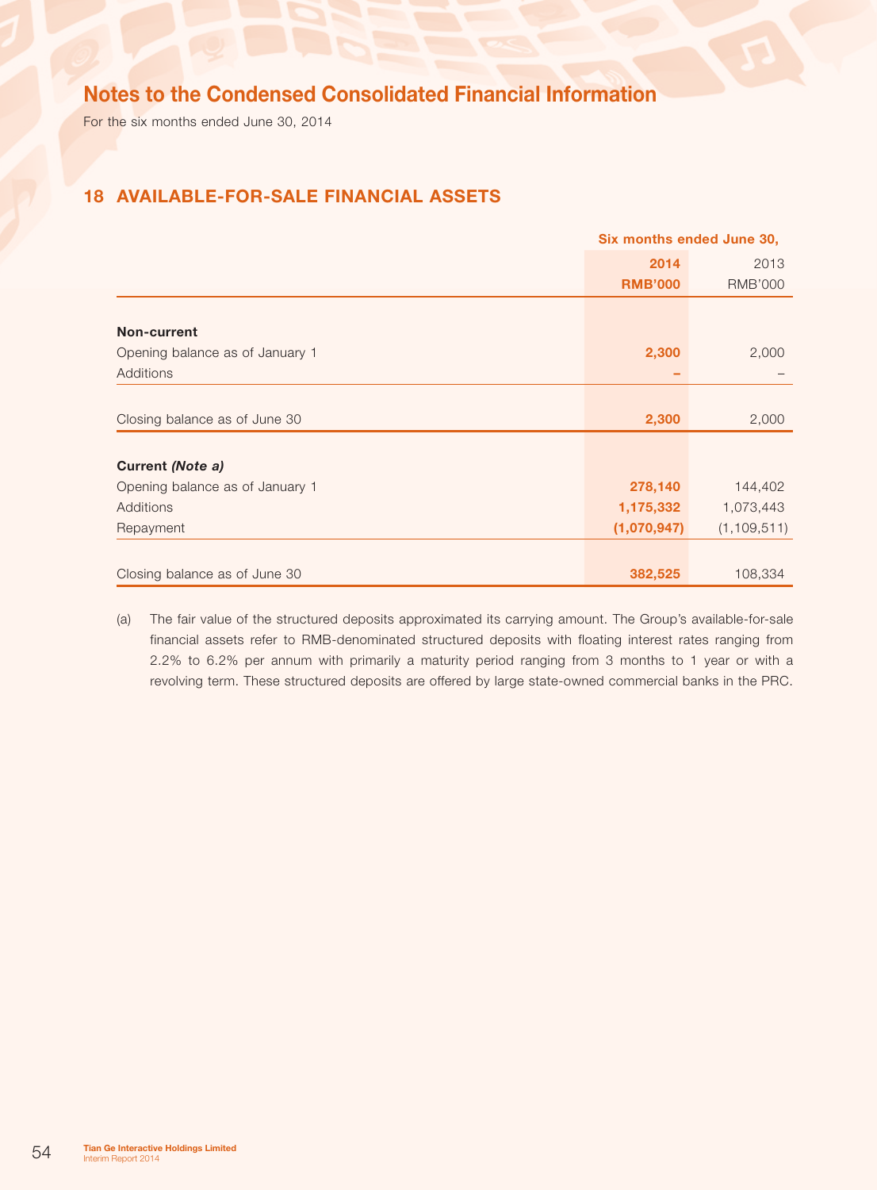## Notes to the Condensed Consolidated Financial Information

For the six months ended June 30, 2014

### 18 AVAILABLE-FOR-SALE FINANCIAL ASSETS

| | Six months ended June 30, | |
|---|---|---|
| | **2014** | 2013 |
| | **RMB'000** | RMB'000 |
| **Non-current** | | |
| Opening balance as of January 1 | **2,300** | 2,000 |
| Additions | **–** | – |
| Closing balance as of June 30 | **2,300** | 2,000 |
| **Current *(Note a)*** | | |
| Opening balance as of January 1 | **278,140** | 144,402 |
| Additions | **1,175,332** | 1,073,443 |
| Repayment | **(1,070,947)** | (1,109,511) |
| Closing balance as of June 30 | **382,525** | 108,334 |

(a) The fair value of the structured deposits approximated its carrying amount. The Group's available-for-sale financial assets refer to RMB-denominated structured deposits with floating interest rates ranging from 2.2% to 6.2% per annum with primarily a maturity period ranging from 3 months to 1 year or with a revolving term. These structured deposits are offered by large state-owned commercial banks in the PRC.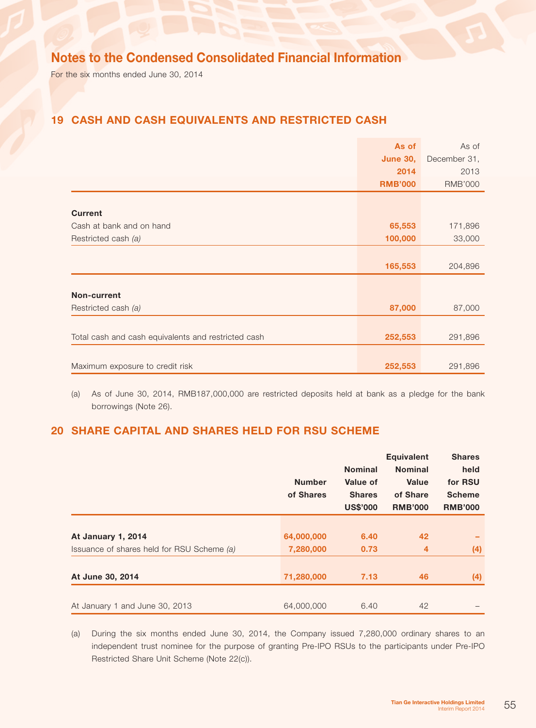# Notes to the Condensed Consolidated Financial Information

For the six months ended June 30, 2014

## 19 CASH AND CASH EQUIVALENTS AND RESTRICTED CASH

| | As of June 30, 2014 RMB'000 | As of December 31, 2013 RMB'000 |
|---|---|---|
| **Current** | | |
| Cash at bank and on hand | 65,553 | 171,896 |
| Restricted cash *(a)* | 100,000 | 33,000 |
| | 165,553 | 204,896 |
| **Non-current** | | |
| Restricted cash *(a)* | 87,000 | 87,000 |
| Total cash and cash equivalents and restricted cash | 252,553 | 291,896 |
| Maximum exposure to credit risk | 252,553 | 291,896 |

(a) As of June 30, 2014, RMB187,000,000 are restricted deposits held at bank as a pledge for the bank borrowings (Note 26).

## 20 SHARE CAPITAL AND SHARES HELD FOR RSU SCHEME

| | Number of Shares | Nominal Value of Shares US$'000 | Equivalent Nominal Value of Share RMB'000 | Shares held for RSU Scheme RMB'000 |
|---|---|---|---|---|
| **At January 1, 2014** | 64,000,000 | 6.40 | 42 | – |
| Issuance of shares held for RSU Scheme *(a)* | 7,280,000 | 0.73 | 4 | (4) |
| **At June 30, 2014** | 71,280,000 | 7.13 | 46 | (4) |
| At January 1 and June 30, 2013 | 64,000,000 | 6.40 | 42 | – |

(a) During the six months ended June 30, 2014, the Company issued 7,280,000 ordinary shares to an independent trust nominee for the purpose of granting Pre-IPO RSUs to the participants under Pre-IPO Restricted Share Unit Scheme (Note 22(c)).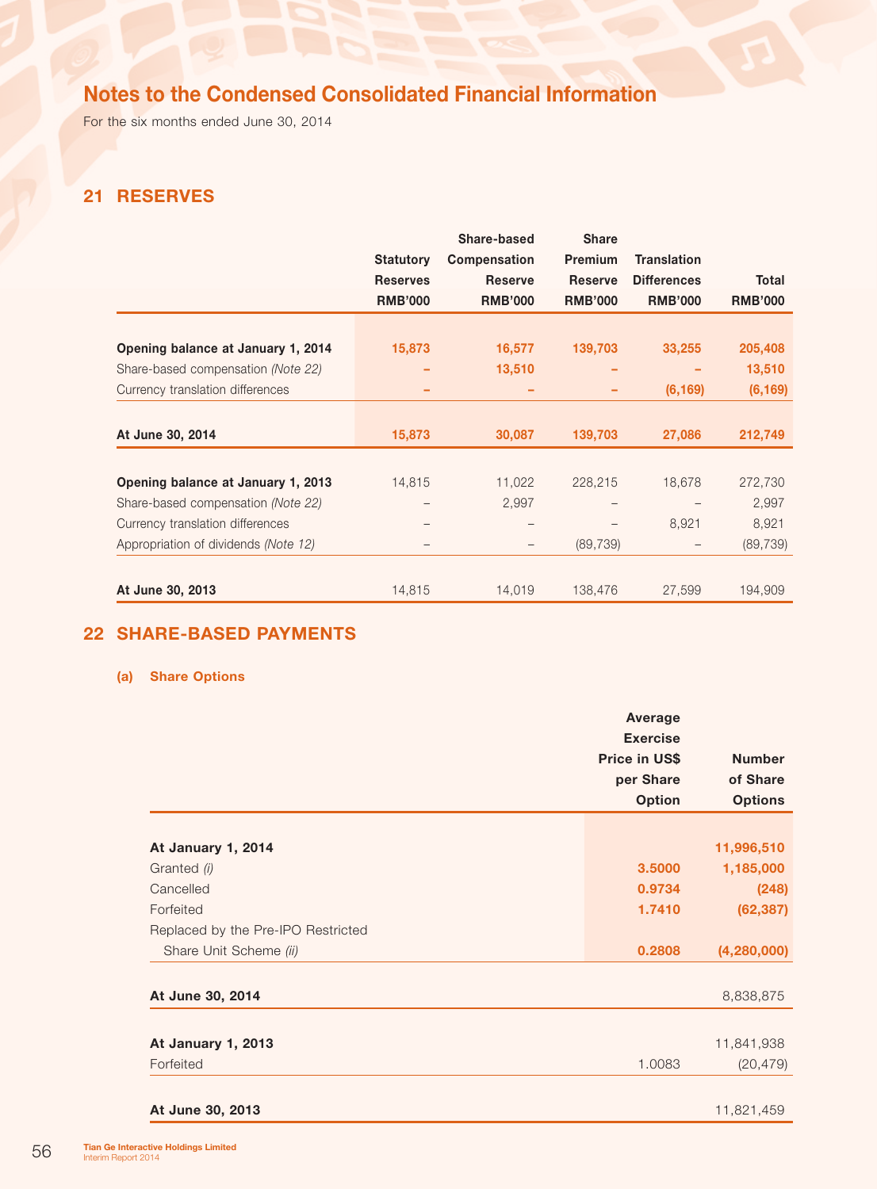# Notes to the Condensed Consolidated Financial Information

For the six months ended June 30, 2014

## 21 RESERVES

| | Statutory Reserves RMB'000 | Share-based Compensation Reserve RMB'000 | Share Premium Reserve RMB'000 | Translation Differences RMB'000 | Total RMB'000 |
|---|---|---|---|---|---|
| **Opening balance at January 1, 2014** | 15,873 | 16,577 | 139,703 | 33,255 | 205,408 |
| Share-based compensation *(Note 22)* | – | 13,510 | – | – | 13,510 |
| Currency translation differences | – | – | – | (6,169) | (6,169) |
| **At June 30, 2014** | 15,873 | 30,087 | 139,703 | 27,086 | 212,749 |
| **Opening balance at January 1, 2013** | 14,815 | 11,022 | 228,215 | 18,678 | 272,730 |
| Share-based compensation *(Note 22)* | – | 2,997 | – | – | 2,997 |
| Currency translation differences | – | – | – | 8,921 | 8,921 |
| Appropriation of dividends *(Note 12)* | – | – | (89,739) | – | (89,739) |
| **At June 30, 2013** | 14,815 | 14,019 | 138,476 | 27,599 | 194,909 |

## 22 SHARE-BASED PAYMENTS

### (a) Share Options

| | Average Exercise Price in US$ per Share Option | Number of Share Options |
|---|---|---|
| **At January 1, 2014** | | 11,996,510 |
| Granted *(i)* | 3.5000 | 1,185,000 |
| Cancelled | 0.9734 | (248) |
| Forfeited | 1.7410 | (62,387) |
| Replaced by the Pre-IPO Restricted Share Unit Scheme *(ii)* | 0.2808 | (4,280,000) |
| **At June 30, 2014** | | 8,838,875 |
| **At January 1, 2013** | | 11,841,938 |
| Forfeited | 1.0083 | (20,479) |
| **At June 30, 2013** | | 11,821,459 |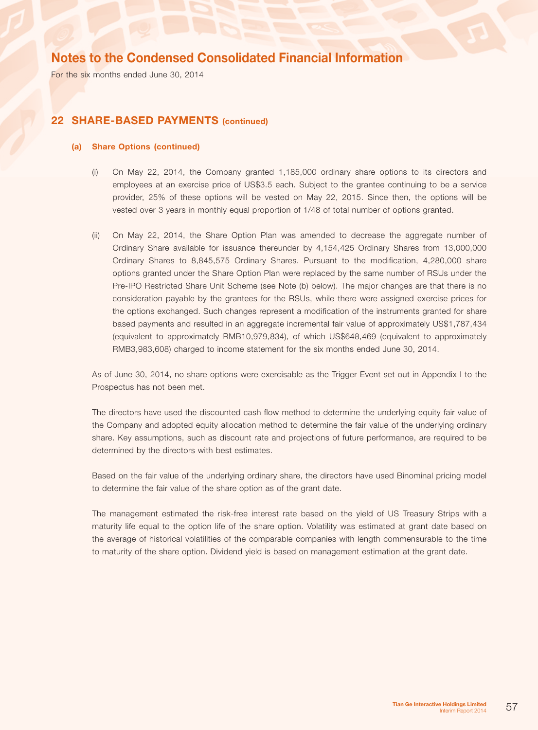# Notes to the Condensed Consolidated Financial Information

For the six months ended June 30, 2014

## 22 SHARE-BASED PAYMENTS (continued)

### (a) Share Options (continued)

(i) On May 22, 2014, the Company granted 1,185,000 ordinary share options to its directors and employees at an exercise price of US$3.5 each. Subject to the grantee continuing to be a service provider, 25% of these options will be vested on May 22, 2015. Since then, the options will be vested over 3 years in monthly equal proportion of 1/48 of total number of options granted.

(ii) On May 22, 2014, the Share Option Plan was amended to decrease the aggregate number of Ordinary Share available for issuance thereunder by 4,154,425 Ordinary Shares from 13,000,000 Ordinary Shares to 8,845,575 Ordinary Shares. Pursuant to the modification, 4,280,000 share options granted under the Share Option Plan were replaced by the same number of RSUs under the Pre-IPO Restricted Share Unit Scheme (see Note (b) below). The major changes are that there is no consideration payable by the grantees for the RSUs, while there were assigned exercise prices for the options exchanged. Such changes represent a modification of the instruments granted for share based payments and resulted in an aggregate incremental fair value of approximately US$1,787,434 (equivalent to approximately RMB10,979,834), of which US$648,469 (equivalent to approximately RMB3,983,608) charged to income statement for the six months ended June 30, 2014.

As of June 30, 2014, no share options were exercisable as the Trigger Event set out in Appendix I to the Prospectus has not been met.

The directors have used the discounted cash flow method to determine the underlying equity fair value of the Company and adopted equity allocation method to determine the fair value of the underlying ordinary share. Key assumptions, such as discount rate and projections of future performance, are required to be determined by the directors with best estimates.

Based on the fair value of the underlying ordinary share, the directors have used Binominal pricing model to determine the fair value of the share option as of the grant date.

The management estimated the risk-free interest rate based on the yield of US Treasury Strips with a maturity life equal to the option life of the share option. Volatility was estimated at grant date based on the average of historical volatilities of the comparable companies with length commensurable to the time to maturity of the share option. Dividend yield is based on management estimation at the grant date.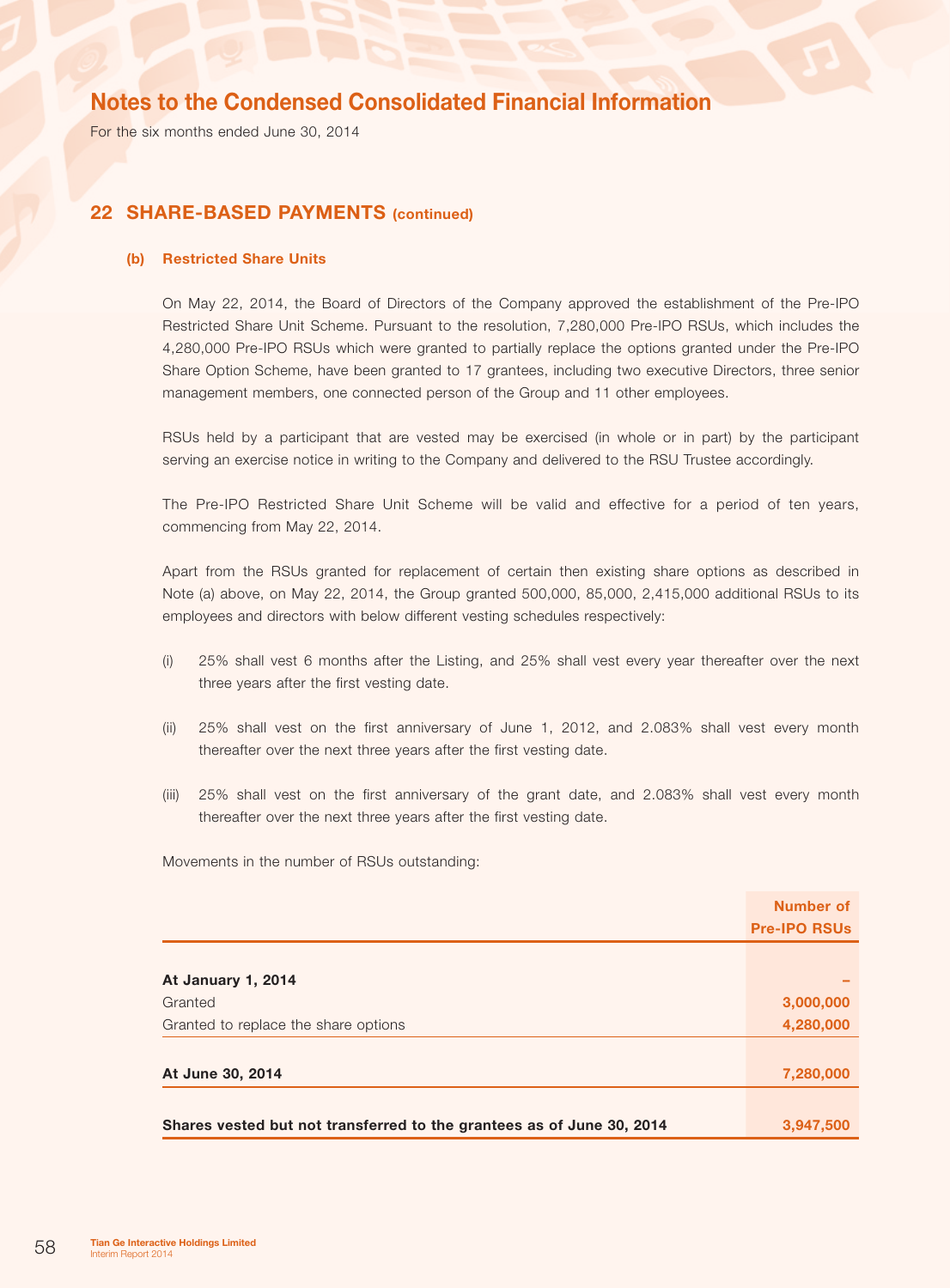# Notes to the Condensed Consolidated Financial Information

For the six months ended June 30, 2014

## 22 SHARE-BASED PAYMENTS (continued)

### (b) Restricted Share Units

On May 22, 2014, the Board of Directors of the Company approved the establishment of the Pre-IPO Restricted Share Unit Scheme. Pursuant to the resolution, 7,280,000 Pre-IPO RSUs, which includes the 4,280,000 Pre-IPO RSUs which were granted to partially replace the options granted under the Pre-IPO Share Option Scheme, have been granted to 17 grantees, including two executive Directors, three senior management members, one connected person of the Group and 11 other employees.

RSUs held by a participant that are vested may be exercised (in whole or in part) by the participant serving an exercise notice in writing to the Company and delivered to the RSU Trustee accordingly.

The Pre-IPO Restricted Share Unit Scheme will be valid and effective for a period of ten years, commencing from May 22, 2014.

Apart from the RSUs granted for replacement of certain then existing share options as described in Note (a) above, on May 22, 2014, the Group granted 500,000, 85,000, 2,415,000 additional RSUs to its employees and directors with below different vesting schedules respectively:

(i) 25% shall vest 6 months after the Listing, and 25% shall vest every year thereafter over the next three years after the first vesting date.

(ii) 25% shall vest on the first anniversary of June 1, 2012, and 2.083% shall vest every month thereafter over the next three years after the first vesting date.

(iii) 25% shall vest on the first anniversary of the grant date, and 2.083% shall vest every month thereafter over the next three years after the first vesting date.

Movements in the number of RSUs outstanding:

| | Number of Pre-IPO RSUs |
|---|---|
| **At January 1, 2014** | **–** |
| Granted | **3,000,000** |
| Granted to replace the share options | **4,280,000** |
| **At June 30, 2014** | **7,280,000** |
| **Shares vested but not transferred to the grantees as of June 30, 2014** | **3,947,500** |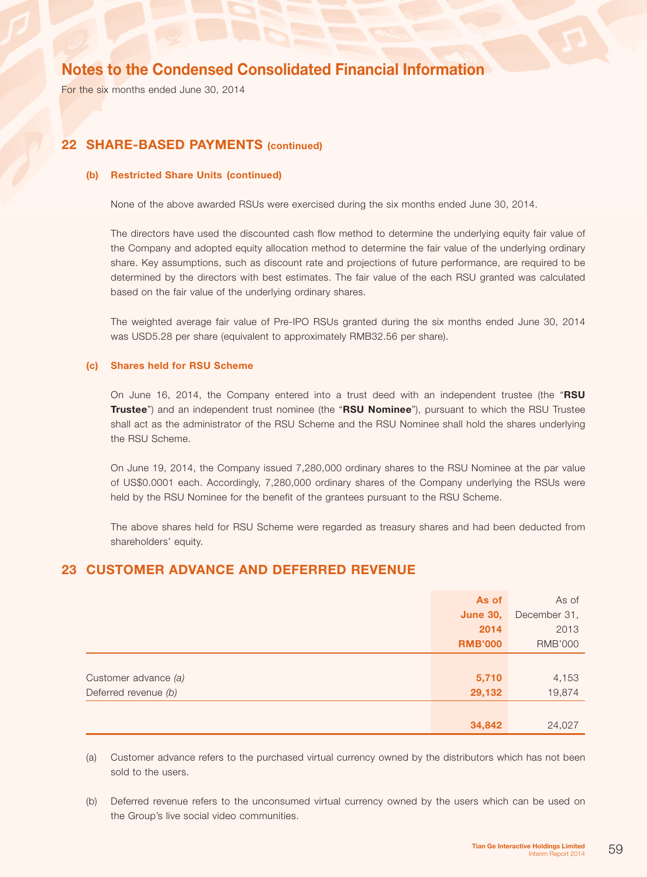## 22 SHARE-BASED PAYMENTS (continued)

### (b) Restricted Share Units (continued)

None of the above awarded RSUs were exercised during the six months ended June 30, 2014.

The directors have used the discounted cash flow method to determine the underlying equity fair value of the Company and adopted equity allocation method to determine the fair value of the underlying ordinary share. Key assumptions, such as discount rate and projections of future performance, are required to be determined by the directors with best estimates. The fair value of the each RSU granted was calculated based on the fair value of the underlying ordinary shares.

The weighted average fair value of Pre-IPO RSUs granted during the six months ended June 30, 2014 was USD5.28 per share (equivalent to approximately RMB32.56 per share).

### (c) Shares held for RSU Scheme

On June 16, 2014, the Company entered into a trust deed with an independent trustee (the "**RSU Trustee**") and an independent trust nominee (the "**RSU Nominee**"), pursuant to which the RSU Trustee shall act as the administrator of the RSU Scheme and the RSU Nominee shall hold the shares underlying the RSU Scheme.

On June 19, 2014, the Company issued 7,280,000 ordinary shares to the RSU Nominee at the par value of US$0.0001 each. Accordingly, 7,280,000 ordinary shares of the Company underlying the RSUs were held by the RSU Nominee for the benefit of the grantees pursuant to the RSU Scheme.

The above shares held for RSU Scheme were regarded as treasury shares and had been deducted from shareholders' equity.

## 23 CUSTOMER ADVANCE AND DEFERRED REVENUE

| | As of June 30, 2014 RMB'000 | As of December 31, 2013 RMB'000 |
|---|---|---|
| Customer advance *(a)* | 5,710 | 4,153 |
| Deferred revenue *(b)* | 29,132 | 19,874 |
| | 34,842 | 24,027 |

(a) Customer advance refers to the purchased virtual currency owned by the distributors which has not been sold to the users.

(b) Deferred revenue refers to the unconsumed virtual currency owned by the users which can be used on the Group's live social video communities.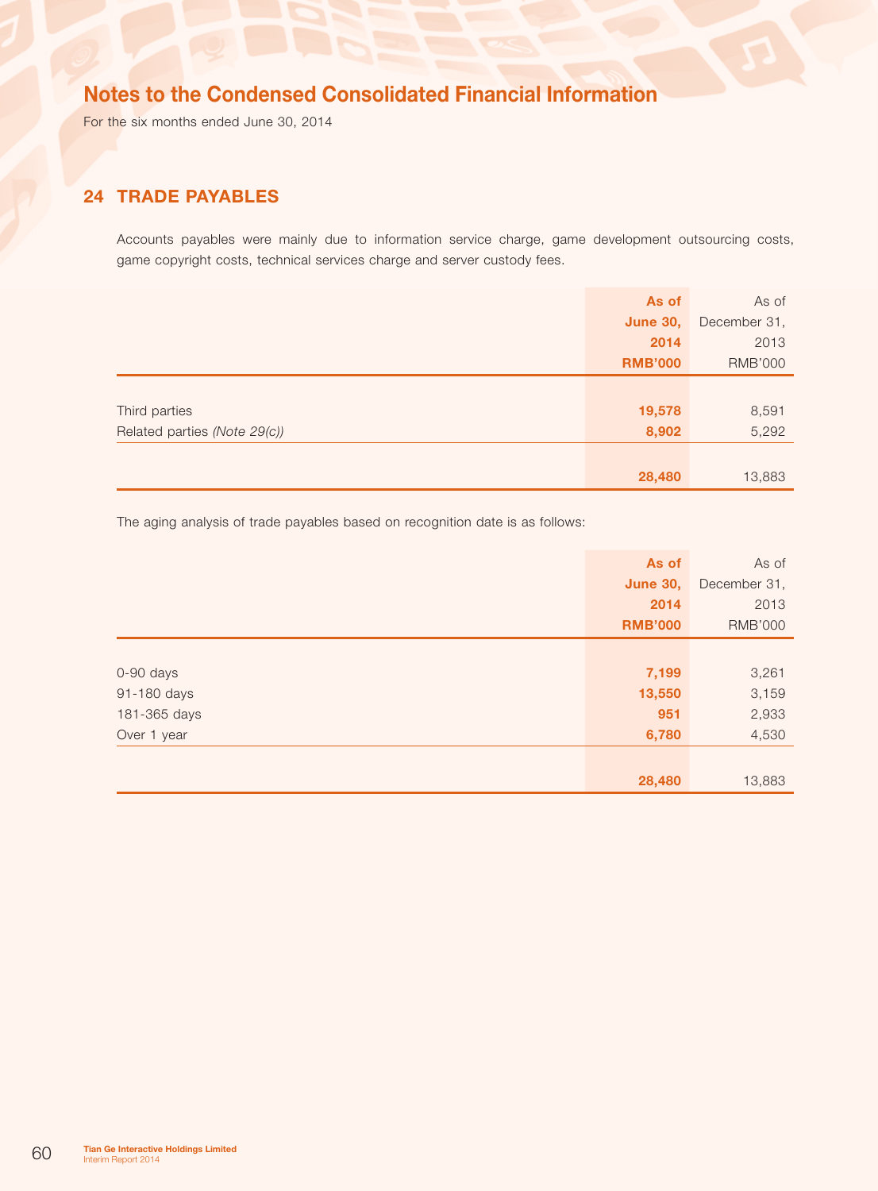# Notes to the Condensed Consolidated Financial Information

For the six months ended June 30, 2014

## 24 TRADE PAYABLES

Accounts payables were mainly due to information service charge, game development outsourcing costs, game copyright costs, technical services charge and server custody fees.

| | **As of June 30, 2014 RMB'000** | As of December 31, 2013 RMB'000 |
|---|---|---|
| Third parties | **19,578** | 8,591 |
| Related parties *(Note 29(c))* | **8,902** | 5,292 |
| | **28,480** | 13,883 |

The aging analysis of trade payables based on recognition date is as follows:

| | **As of June 30, 2014 RMB'000** | As of December 31, 2013 RMB'000 |
|---|---|---|
| 0-90 days | **7,199** | 3,261 |
| 91-180 days | **13,550** | 3,159 |
| 181-365 days | **951** | 2,933 |
| Over 1 year | **6,780** | 4,530 |
| | **28,480** | 13,883 |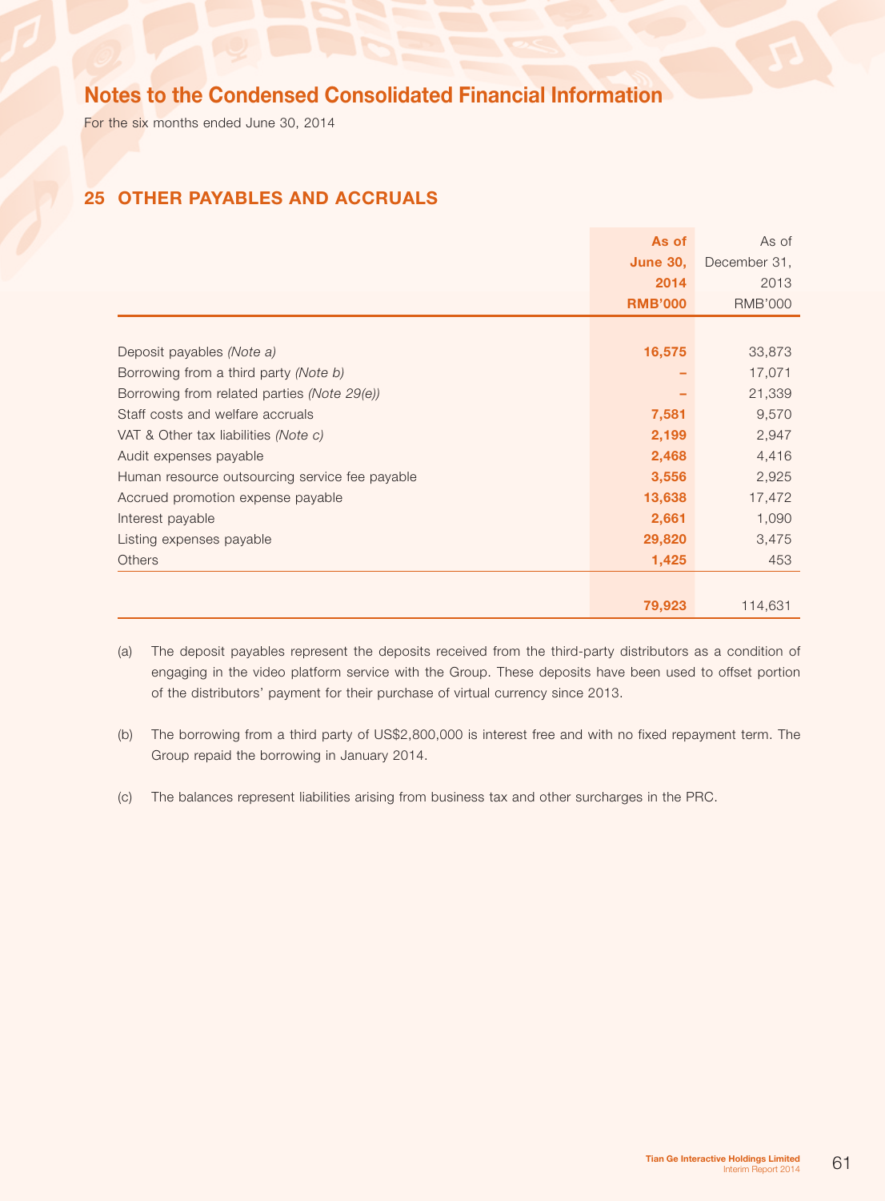# Notes to the Condensed Consolidated Financial Information

For the six months ended June 30, 2014

## 25 OTHER PAYABLES AND ACCRUALS

| | As of June 30, 2014 RMB'000 | As of December 31, 2013 RMB'000 |
|---|---|---|
| Deposit payables *(Note a)* | 16,575 | 33,873 |
| Borrowing from a third party *(Note b)* | – | 17,071 |
| Borrowing from related parties *(Note 29(e))* | – | 21,339 |
| Staff costs and welfare accruals | 7,581 | 9,570 |
| VAT & Other tax liabilities *(Note c)* | 2,199 | 2,947 |
| Audit expenses payable | 2,468 | 4,416 |
| Human resource outsourcing service fee payable | 3,556 | 2,925 |
| Accrued promotion expense payable | 13,638 | 17,472 |
| Interest payable | 2,661 | 1,090 |
| Listing expenses payable | 29,820 | 3,475 |
| Others | 1,425 | 453 |
| | 79,923 | 114,631 |

(a) The deposit payables represent the deposits received from the third-party distributors as a condition of engaging in the video platform service with the Group. These deposits have been used to offset portion of the distributors' payment for their purchase of virtual currency since 2013.

(b) The borrowing from a third party of US$2,800,000 is interest free and with no fixed repayment term. The Group repaid the borrowing in January 2014.

(c) The balances represent liabilities arising from business tax and other surcharges in the PRC.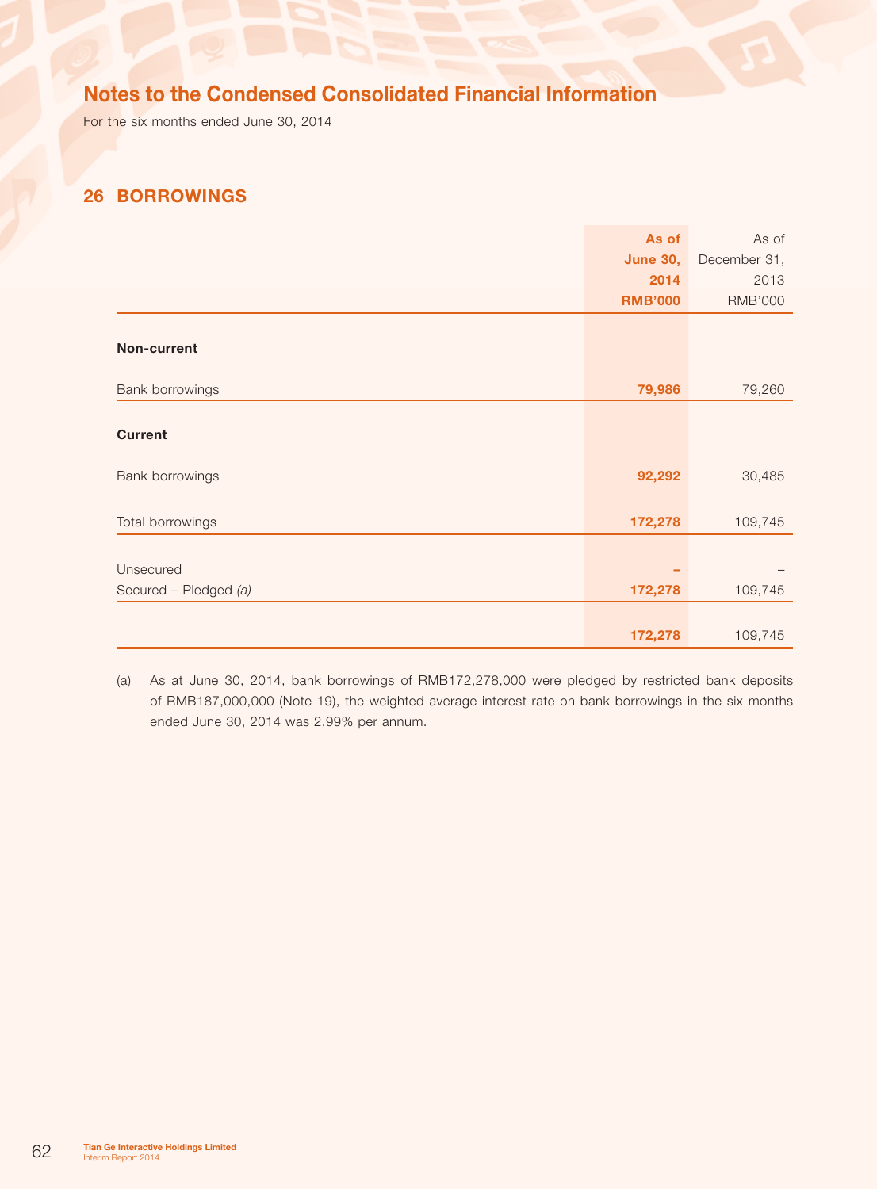# Notes to the Condensed Consolidated Financial Information

For the six months ended June 30, 2014

## 26 BORROWINGS

| | As of June 30, 2014 RMB'000 | As of December 31, 2013 RMB'000 |
|---|---|---|
| **Non-current** | | |
| Bank borrowings | **79,986** | 79,260 |
| **Current** | | |
| Bank borrowings | **92,292** | 30,485 |
| Total borrowings | **172,278** | 109,745 |
| Unsecured | **–** | – |
| Secured – Pledged *(a)* | **172,278** | 109,745 |
| | **172,278** | 109,745 |

(a) As at June 30, 2014, bank borrowings of RMB172,278,000 were pledged by restricted bank deposits of RMB187,000,000 (Note 19), the weighted average interest rate on bank borrowings in the six months ended June 30, 2014 was 2.99% per annum.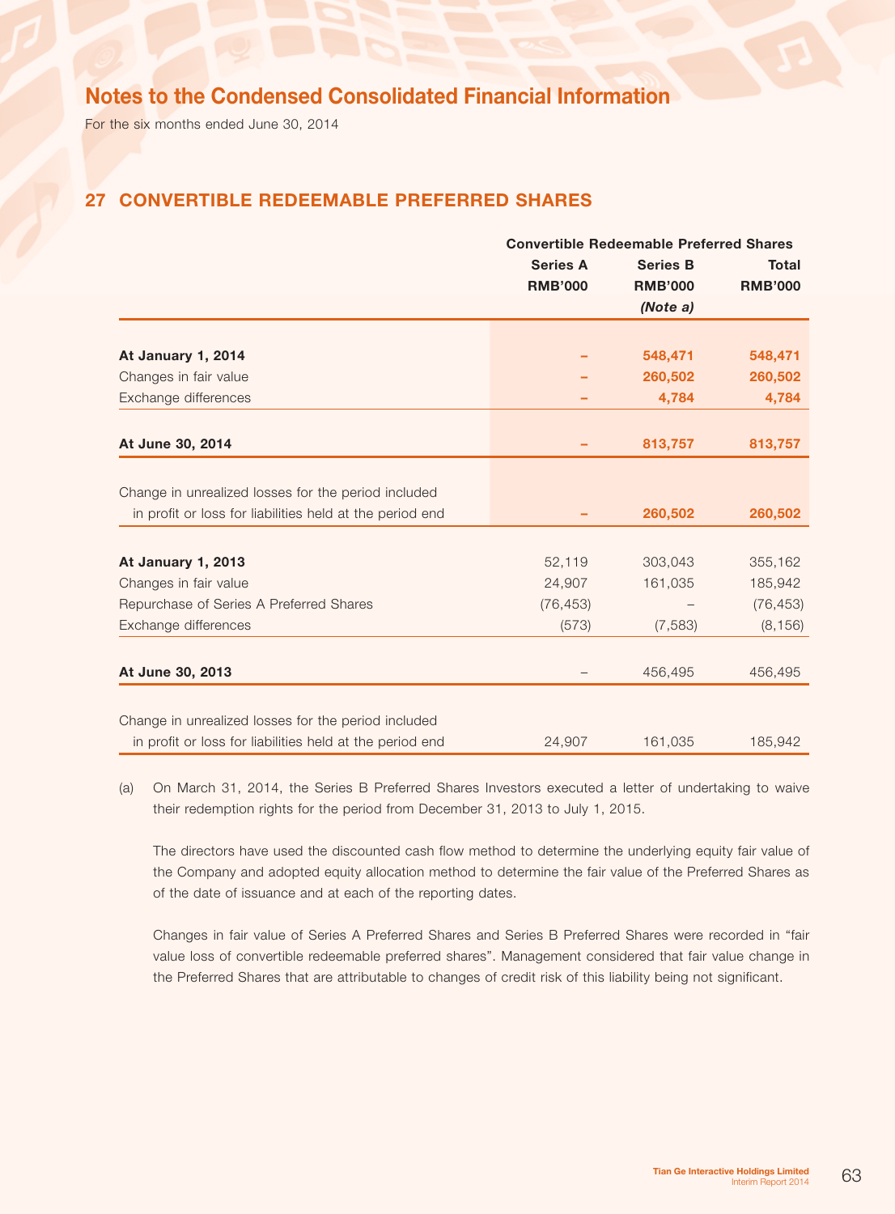# Notes to the Condensed Consolidated Financial Information

For the six months ended June 30, 2014

## 27 CONVERTIBLE REDEEMABLE PREFERRED SHARES

| | Convertible Redeemable Preferred Shares | | |
|---|---|---|---|
| | Series A RMB'000 | Series B RMB'000 *(Note a)* | Total RMB'000 |
| **At January 1, 2014** | – | 548,471 | 548,471 |
| Changes in fair value | – | 260,502 | 260,502 |
| Exchange differences | – | 4,784 | 4,784 |
| **At June 30, 2014** | – | 813,757 | 813,757 |
| Change in unrealized losses for the period included in profit or loss for liabilities held at the period end | – | 260,502 | 260,502 |
| **At January 1, 2013** | 52,119 | 303,043 | 355,162 |
| Changes in fair value | 24,907 | 161,035 | 185,942 |
| Repurchase of Series A Preferred Shares | (76,453) | – | (76,453) |
| Exchange differences | (573) | (7,583) | (8,156) |
| **At June 30, 2013** | – | 456,495 | 456,495 |
| Change in unrealized losses for the period included in profit or loss for liabilities held at the period end | 24,907 | 161,035 | 185,942 |

(a) On March 31, 2014, the Series B Preferred Shares Investors executed a letter of undertaking to waive their redemption rights for the period from December 31, 2013 to July 1, 2015.

The directors have used the discounted cash flow method to determine the underlying equity fair value of the Company and adopted equity allocation method to determine the fair value of the Preferred Shares as of the date of issuance and at each of the reporting dates.

Changes in fair value of Series A Preferred Shares and Series B Preferred Shares were recorded in "fair value loss of convertible redeemable preferred shares". Management considered that fair value change in the Preferred Shares that are attributable to changes of credit risk of this liability being not significant.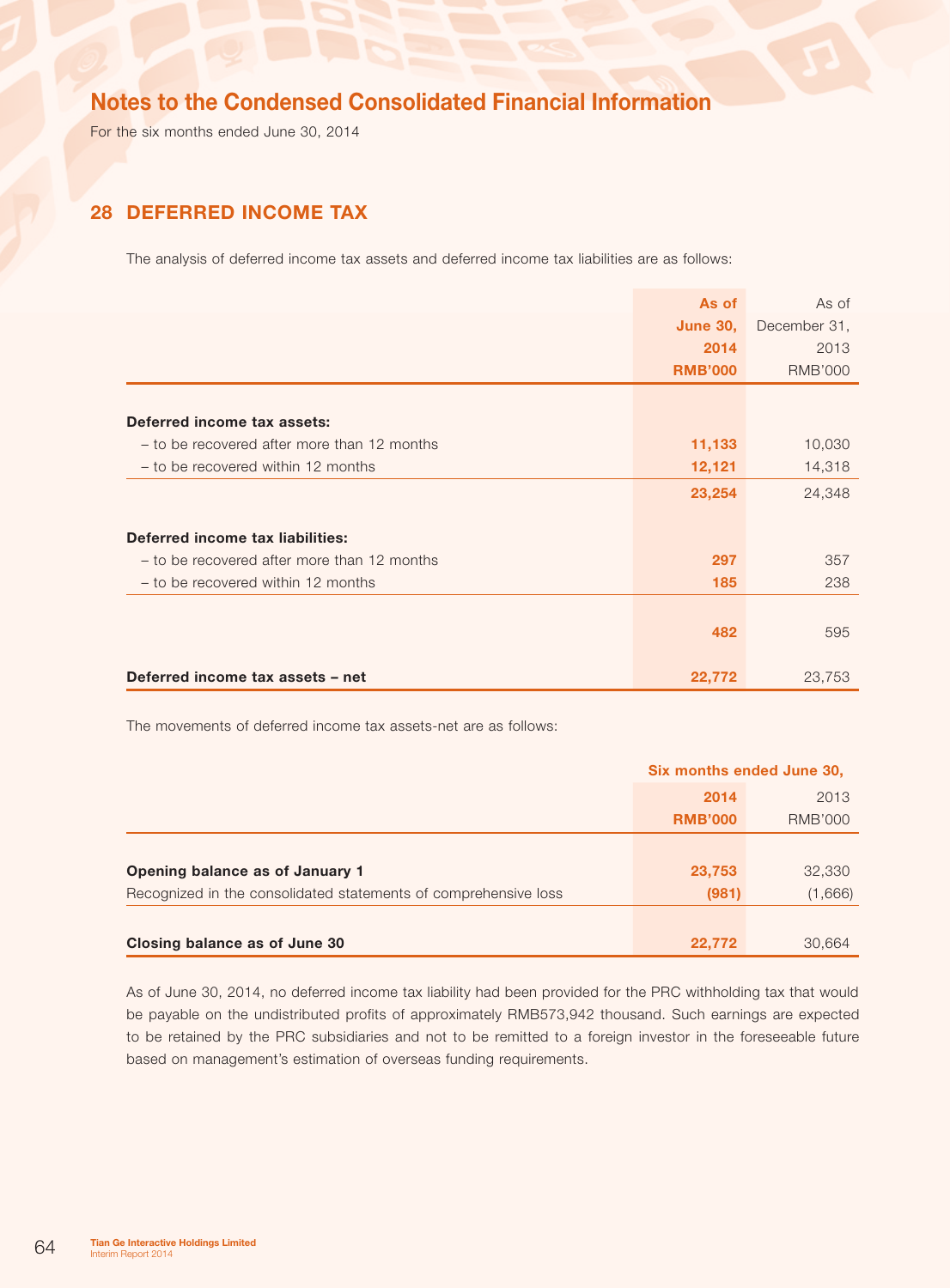# Notes to the Condensed Consolidated Financial Information

For the six months ended June 30, 2014

## 28 DEFERRED INCOME TAX

The analysis of deferred income tax assets and deferred income tax liabilities are as follows:

| | As of June 30, 2014 RMB'000 | As of December 31, 2013 RMB'000 |
|---|---|---|
| **Deferred income tax assets:** | | |
| – to be recovered after more than 12 months | **11,133** | 10,030 |
| – to be recovered within 12 months | **12,121** | 14,318 |
| | **23,254** | 24,348 |
| **Deferred income tax liabilities:** | | |
| – to be recovered after more than 12 months | **297** | 357 |
| – to be recovered within 12 months | **185** | 238 |
| | **482** | 595 |
| **Deferred income tax assets – net** | **22,772** | 23,753 |

The movements of deferred income tax assets-net are as follows:

| | Six months ended June 30, | |
|---|---|---|
| | 2014 RMB'000 | 2013 RMB'000 |
| **Opening balance as of January 1** | **23,753** | 32,330 |
| Recognized in the consolidated statements of comprehensive loss | **(981)** | (1,666) |
| **Closing balance as of June 30** | **22,772** | 30,664 |

As of June 30, 2014, no deferred income tax liability had been provided for the PRC withholding tax that would be payable on the undistributed profits of approximately RMB573,942 thousand. Such earnings are expected to be retained by the PRC subsidiaries and not to be remitted to a foreign investor in the foreseeable future based on management's estimation of overseas funding requirements.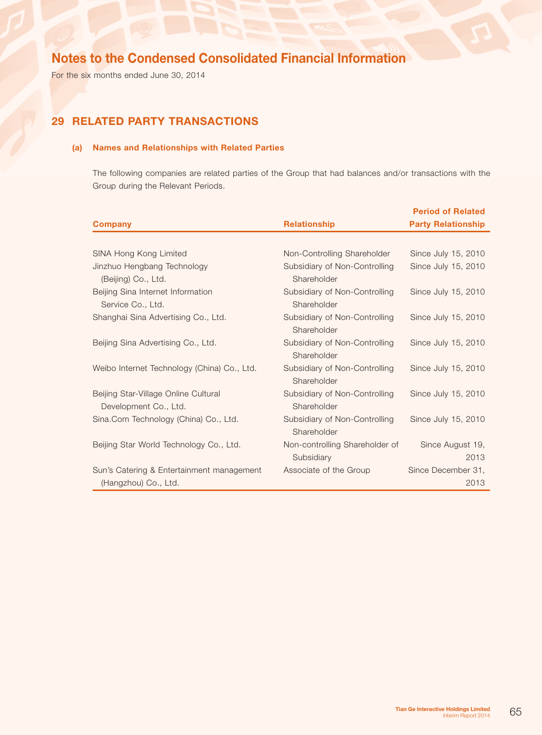# Notes to the Condensed Consolidated Financial Information

For the six months ended June 30, 2014

## 29 RELATED PARTY TRANSACTIONS

### (a) Names and Relationships with Related Parties

The following companies are related parties of the Group that had balances and/or transactions with the Group during the Relevant Periods.

| Company | Relationship | Period of Related Party Relationship |
|---|---|---|
| SINA Hong Kong Limited | Non-Controlling Shareholder | Since July 15, 2010 |
| Jinzhuo Hengbang Technology (Beijing) Co., Ltd. | Subsidiary of Non-Controlling Shareholder | Since July 15, 2010 |
| Beijing Sina Internet Information Service Co., Ltd. | Subsidiary of Non-Controlling Shareholder | Since July 15, 2010 |
| Shanghai Sina Advertising Co., Ltd. | Subsidiary of Non-Controlling Shareholder | Since July 15, 2010 |
| Beijing Sina Advertising Co., Ltd. | Subsidiary of Non-Controlling Shareholder | Since July 15, 2010 |
| Weibo Internet Technology (China) Co., Ltd. | Subsidiary of Non-Controlling Shareholder | Since July 15, 2010 |
| Beijing Star-Village Online Cultural Development Co., Ltd. | Subsidiary of Non-Controlling Shareholder | Since July 15, 2010 |
| Sina.Com Technology (China) Co., Ltd. | Subsidiary of Non-Controlling Shareholder | Since July 15, 2010 |
| Beijing Star World Technology Co., Ltd. | Non-controlling Shareholder of Subsidiary | Since August 19, 2013 |
| Sun's Catering & Entertainment management (Hangzhou) Co., Ltd. | Associate of the Group | Since December 31, 2013 |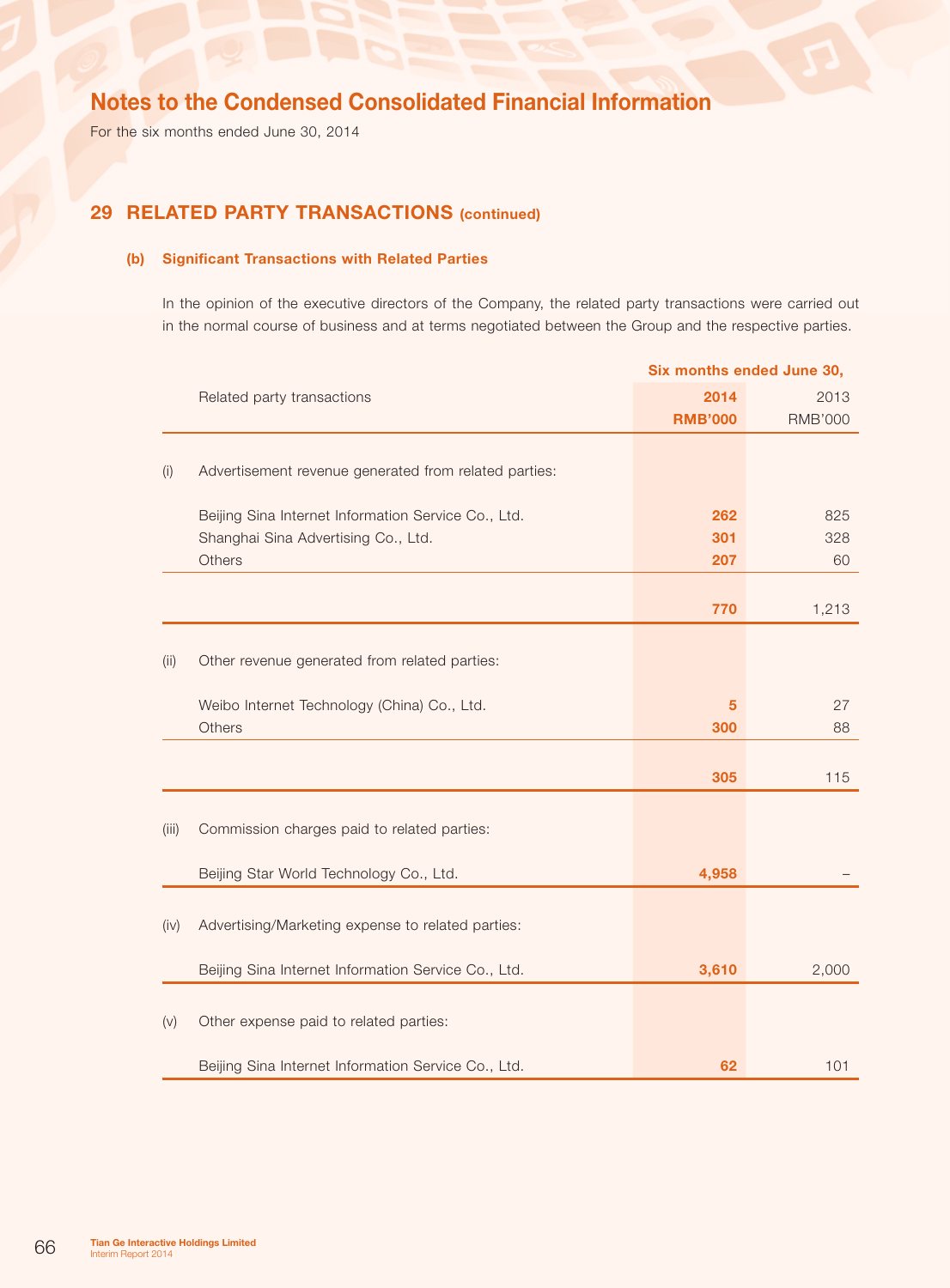# Notes to the Condensed Consolidated Financial Information

For the six months ended June 30, 2014

## 29 RELATED PARTY TRANSACTIONS (continued)

### (b) Significant Transactions with Related Parties

In the opinion of the executive directors of the Company, the related party transactions were carried out in the normal course of business and at terms negotiated between the Group and the respective parties.

| | Related party transactions | Six months ended June 30, 2014 RMB'000 | 2013 RMB'000 |
|---|---|---|---|
| (i) | Advertisement revenue generated from related parties: | | |
| | Beijing Sina Internet Information Service Co., Ltd. | **262** | 825 |
| | Shanghai Sina Advertising Co., Ltd. | **301** | 328 |
| | Others | **207** | 60 |
| | | **770** | 1,213 |
| (ii) | Other revenue generated from related parties: | | |
| | Weibo Internet Technology (China) Co., Ltd. | **5** | 27 |
| | Others | **300** | 88 |
| | | **305** | 115 |
| (iii) | Commission charges paid to related parties: | | |
| | Beijing Star World Technology Co., Ltd. | **4,958** | – |
| (iv) | Advertising/Marketing expense to related parties: | | |
| | Beijing Sina Internet Information Service Co., Ltd. | **3,610** | 2,000 |
| (v) | Other expense paid to related parties: | | |
| | Beijing Sina Internet Information Service Co., Ltd. | **62** | 101 |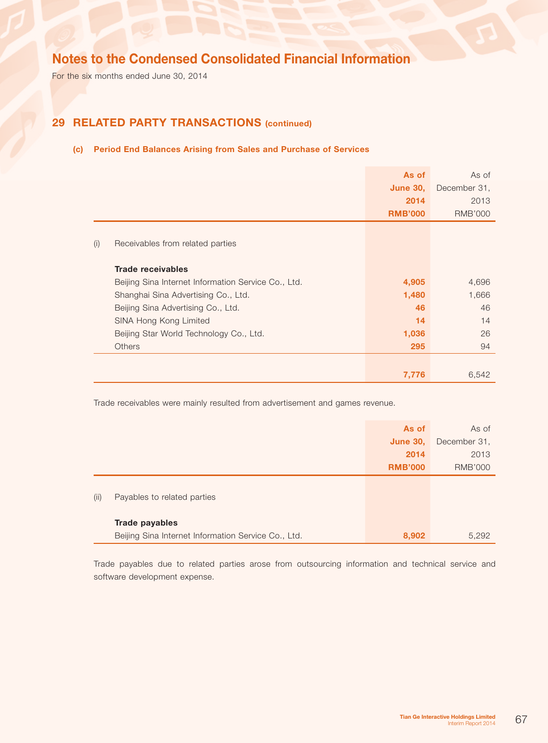# Notes to the Condensed Consolidated Financial Information

For the six months ended June 30, 2014

## 29 RELATED PARTY TRANSACTIONS (continued)

### (c) Period End Balances Arising from Sales and Purchase of Services

| | | As of June 30, 2014 RMB'000 | As of December 31, 2013 RMB'000 |
|---|---|---|---|
| (i) | Receivables from related parties | | |
| | **Trade receivables** | | |
| | Beijing Sina Internet Information Service Co., Ltd. | 4,905 | 4,696 |
| | Shanghai Sina Advertising Co., Ltd. | 1,480 | 1,666 |
| | Beijing Sina Advertising Co., Ltd. | 46 | 46 |
| | SINA Hong Kong Limited | 14 | 14 |
| | Beijing Star World Technology Co., Ltd. | 1,036 | 26 |
| | Others | 295 | 94 |
| | | 7,776 | 6,542 |

Trade receivables were mainly resulted from advertisement and games revenue.

| | | As of June 30, 2014 RMB'000 | As of December 31, 2013 RMB'000 |
|---|---|---|---|
| (ii) | Payables to related parties | | |
| | **Trade payables** | | |
| | Beijing Sina Internet Information Service Co., Ltd. | 8,902 | 5,292 |

Trade payables due to related parties arose from outsourcing information and technical service and software development expense.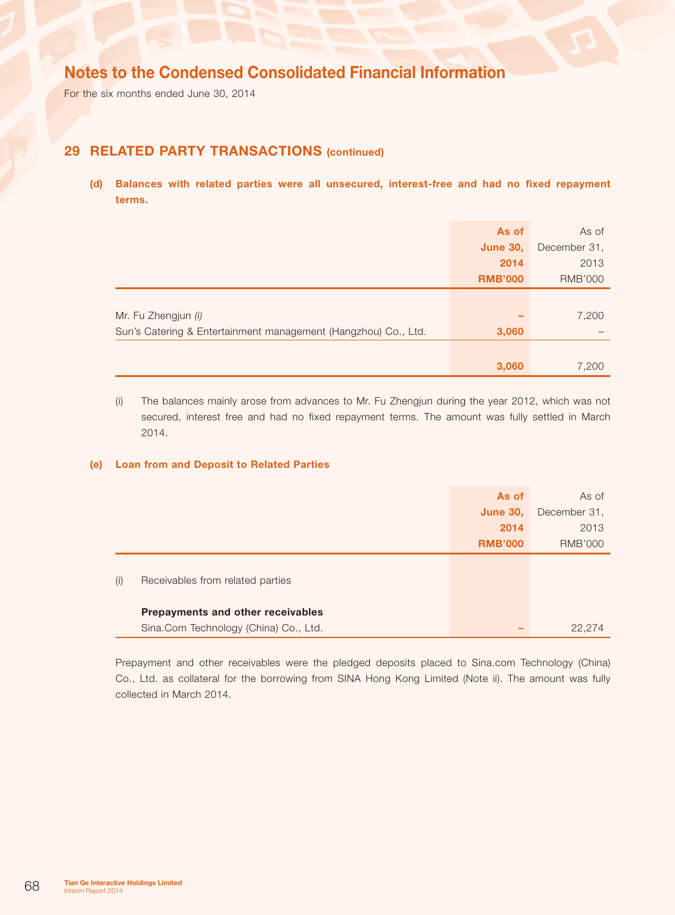# Notes to the Condensed Consolidated Financial Information

For the six months ended June 30, 2014

## 29 RELATED PARTY TRANSACTIONS (continued)

**(d) Balances with related parties were all unsecured, interest-free and had no fixed repayment terms.**

| | As of June 30, 2014 RMB'000 | As of December 31, 2013 RMB'000 |
|---|---|---|
| Mr. Fu Zhengjun *(i)* | – | 7,200 |
| Sun's Catering & Entertainment management (Hangzhou) Co., Ltd. | 3,060 | – |
| | 3,060 | 7,200 |

(i) The balances mainly arose from advances to Mr. Fu Zhengjun during the year 2012, which was not secured, interest free and had no fixed repayment terms. The amount was fully settled in March 2014.

**(e) Loan from and Deposit to Related Parties**

| | As of June 30, 2014 RMB'000 | As of December 31, 2013 RMB'000 |
|---|---|---|
| (i) Receivables from related parties | | |
| **Prepayments and other receivables** | | |
| Sina.Com Technology (China) Co., Ltd. | – | 22,274 |

Prepayment and other receivables were the pledged deposits placed to Sina.com Technology (China) Co., Ltd. as collateral for the borrowing from SINA Hong Kong Limited (Note ii). The amount was fully collected in March 2014.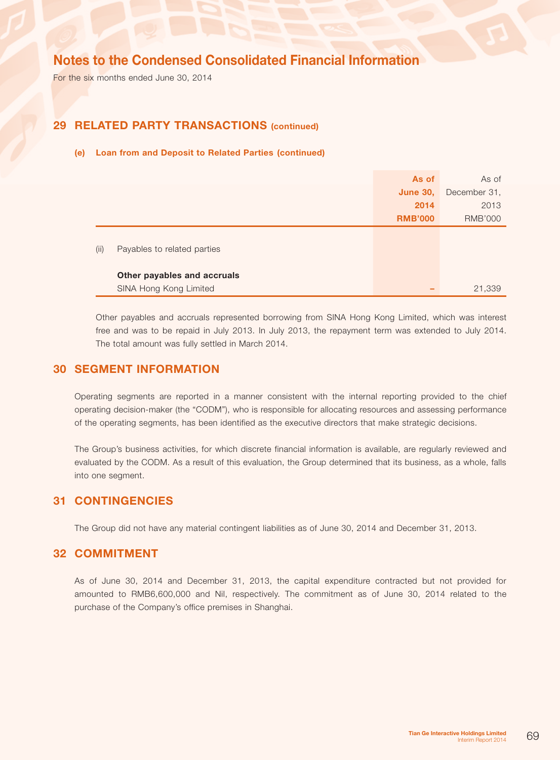# Notes to the Condensed Consolidated Financial Information

For the six months ended June 30, 2014

## 29 RELATED PARTY TRANSACTIONS (continued)

### (e) Loan from and Deposit to Related Parties (continued)

| | | As of June 30, 2014 RMB'000 | As of December 31, 2013 RMB'000 |
|---|---|---|---|
| (ii) | Payables to related parties | | |
| | **Other payables and accruals** | | |
| | SINA Hong Kong Limited | – | 21,339 |

Other payables and accruals represented borrowing from SINA Hong Kong Limited, which was interest free and was to be repaid in July 2013. In July 2013, the repayment term was extended to July 2014. The total amount was fully settled in March 2014.

## 30 SEGMENT INFORMATION

Operating segments are reported in a manner consistent with the internal reporting provided to the chief operating decision-maker (the "CODM"), who is responsible for allocating resources and assessing performance of the operating segments, has been identified as the executive directors that make strategic decisions.

The Group's business activities, for which discrete financial information is available, are regularly reviewed and evaluated by the CODM. As a result of this evaluation, the Group determined that its business, as a whole, falls into one segment.

## 31 CONTINGENCIES

The Group did not have any material contingent liabilities as of June 30, 2014 and December 31, 2013.

## 32 COMMITMENT

As of June 30, 2014 and December 31, 2013, the capital expenditure contracted but not provided for amounted to RMB6,600,000 and Nil, respectively. The commitment as of June 30, 2014 related to the purchase of the Company's office premises in Shanghai.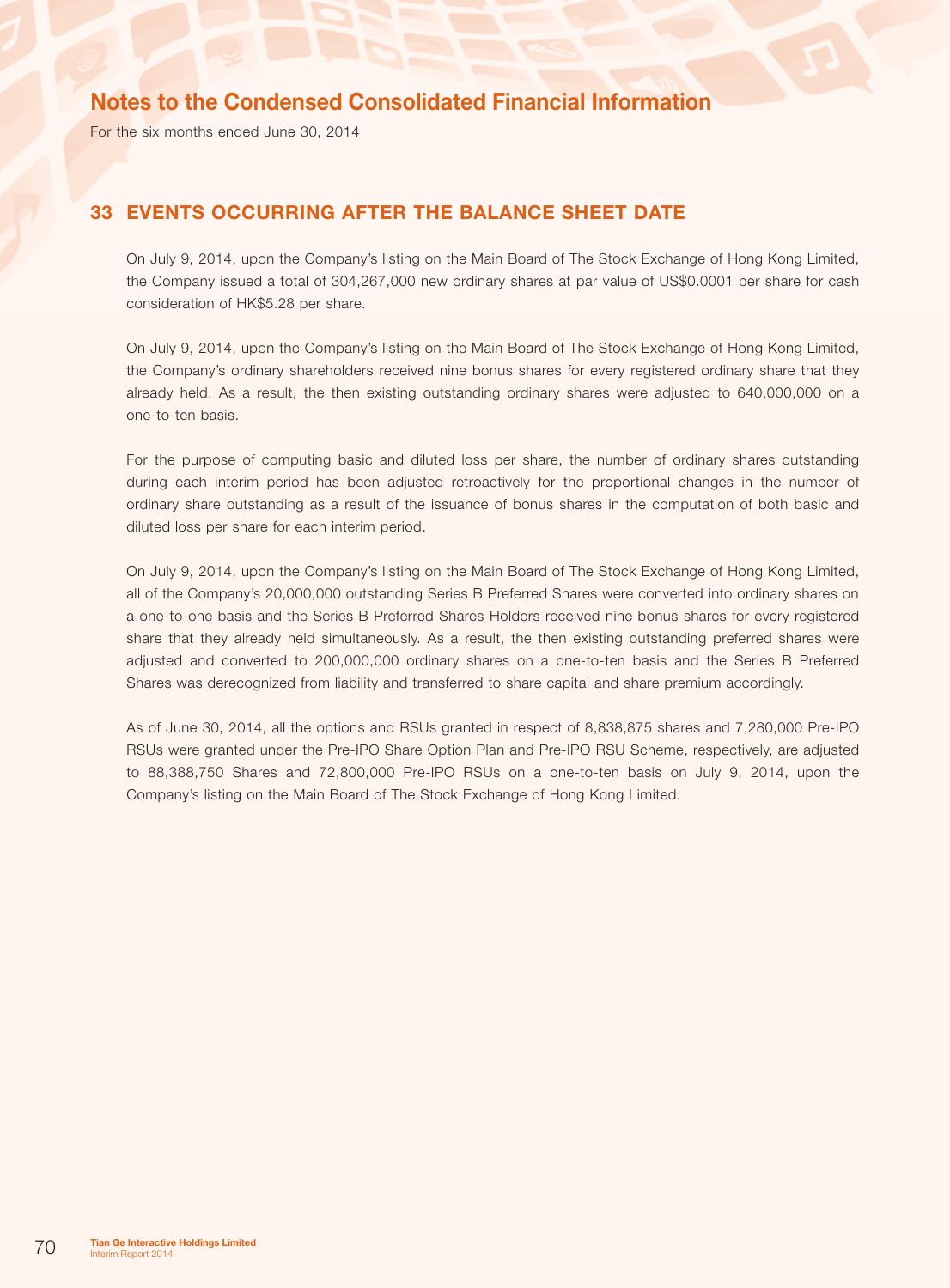# Notes to the Condensed Consolidated Financial Information

For the six months ended June 30, 2014

## 33 EVENTS OCCURRING AFTER THE BALANCE SHEET DATE

On July 9, 2014, upon the Company's listing on the Main Board of The Stock Exchange of Hong Kong Limited, the Company issued a total of 304,267,000 new ordinary shares at par value of US$0.0001 per share for cash consideration of HK$5.28 per share.

On July 9, 2014, upon the Company's listing on the Main Board of The Stock Exchange of Hong Kong Limited, the Company's ordinary shareholders received nine bonus shares for every registered ordinary share that they already held. As a result, the then existing outstanding ordinary shares were adjusted to 640,000,000 on a one-to-ten basis.

For the purpose of computing basic and diluted loss per share, the number of ordinary shares outstanding during each interim period has been adjusted retroactively for the proportional changes in the number of ordinary share outstanding as a result of the issuance of bonus shares in the computation of both basic and diluted loss per share for each interim period.

On July 9, 2014, upon the Company's listing on the Main Board of The Stock Exchange of Hong Kong Limited, all of the Company's 20,000,000 outstanding Series B Preferred Shares were converted into ordinary shares on a one-to-one basis and the Series B Preferred Shares Holders received nine bonus shares for every registered share that they already held simultaneously. As a result, the then existing outstanding preferred shares were adjusted and converted to 200,000,000 ordinary shares on a one-to-ten basis and the Series B Preferred Shares was derecognized from liability and transferred to share capital and share premium accordingly.

As of June 30, 2014, all the options and RSUs granted in respect of 8,838,875 shares and 7,280,000 Pre-IPO RSUs were granted under the Pre-IPO Share Option Plan and Pre-IPO RSU Scheme, respectively, are adjusted to 88,388,750 Shares and 72,800,000 Pre-IPO RSUs on a one-to-ten basis on July 9, 2014, upon the Company's listing on the Main Board of The Stock Exchange of Hong Kong Limited.